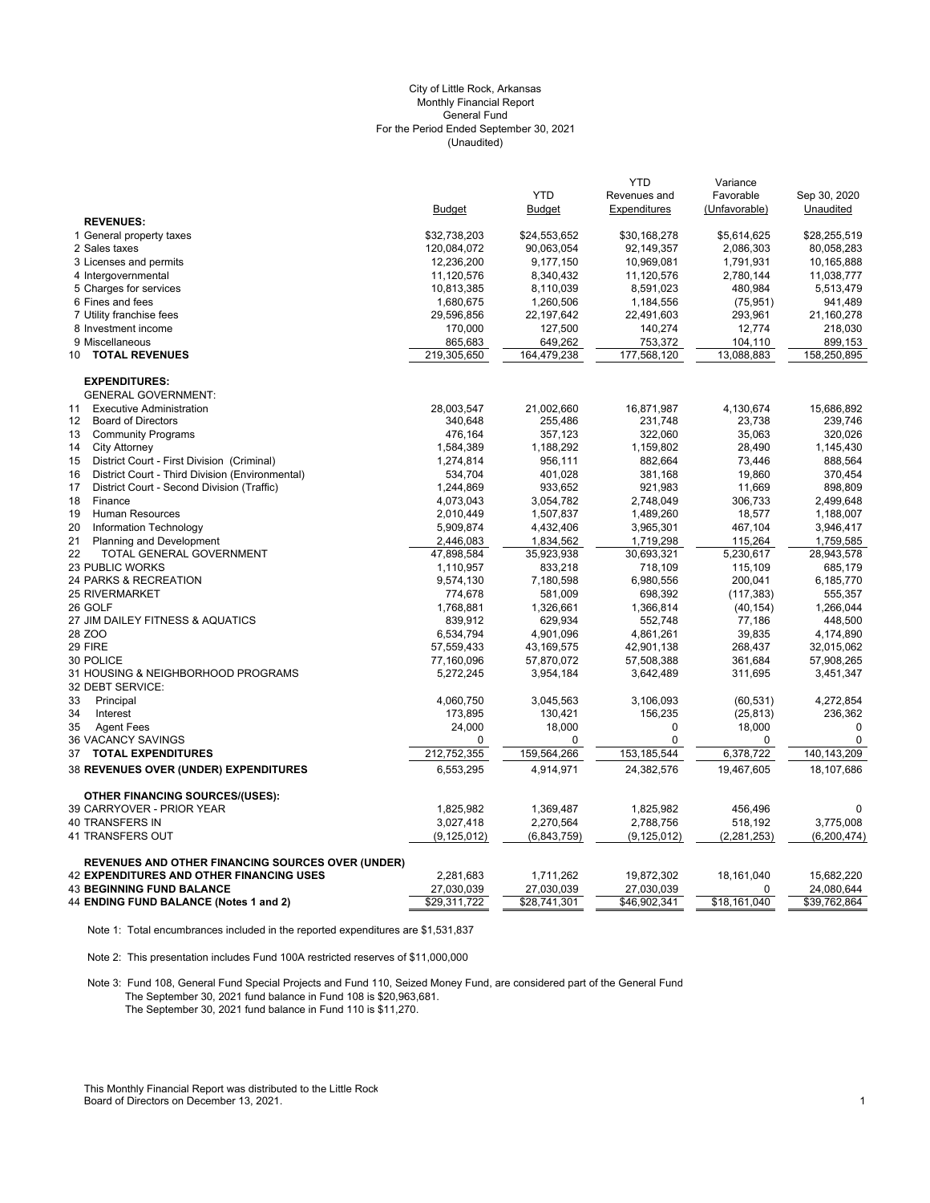City of Little Rock, Arkansas
Monthly Financial Report
General Fund
For the Period Ended September 30, 2021
(Unaudited)

| | Budget | YTD Budget | YTD Revenues and Expenditures | Variance Favorable (Unfavorable) | Sep 30, 2020 Unaudited |
|---|---|---|---|---|---|
| **REVENUES:** | | | | | |
| 1 General property taxes | $32,738,203 | $24,553,652 | $30,168,278 | $5,614,625 | $28,255,519 |
| 2 Sales taxes | 120,084,072 | 90,063,054 | 92,149,357 | 2,086,303 | 80,058,283 |
| 3 Licenses and permits | 12,236,200 | 9,177,150 | 10,969,081 | 1,791,931 | 10,165,888 |
| 4 Intergovernmental | 11,120,576 | 8,340,432 | 11,120,576 | 2,780,144 | 11,038,777 |
| 5 Charges for services | 10,813,385 | 8,110,039 | 8,591,023 | 480,984 | 5,513,479 |
| 6 Fines and fees | 1,680,675 | 1,260,506 | 1,184,556 | (75,951) | 941,489 |
| 7 Utility franchise fees | 29,596,856 | 22,197,642 | 22,491,603 | 293,961 | 21,160,278 |
| 8 Investment income | 170,000 | 127,500 | 140,274 | 12,774 | 218,030 |
| 9 Miscellaneous | 865,683 | 649,262 | 753,372 | 104,110 | 899,153 |
| 10 **TOTAL REVENUES** | 219,305,650 | 164,479,238 | 177,568,120 | 13,088,883 | 158,250,895 |
| **EXPENDITURES:** | | | | | |
| GENERAL GOVERNMENT: | | | | | |
| 11 Executive Administration | 28,003,547 | 21,002,660 | 16,871,987 | 4,130,674 | 15,686,892 |
| 12 Board of Directors | 340,648 | 255,486 | 231,748 | 23,738 | 239,746 |
| 13 Community Programs | 476,164 | 357,123 | 322,060 | 35,063 | 320,026 |
| 14 City Attorney | 1,584,389 | 1,188,292 | 1,159,802 | 28,490 | 1,145,430 |
| 15 District Court - First Division (Criminal) | 1,274,814 | 956,111 | 882,664 | 73,446 | 888,564 |
| 16 District Court - Third Division (Environmental) | 534,704 | 401,028 | 381,168 | 19,860 | 370,454 |
| 17 District Court - Second Division (Traffic) | 1,244,869 | 933,652 | 921,983 | 11,669 | 898,809 |
| 18 Finance | 4,073,043 | 3,054,782 | 2,748,049 | 306,733 | 2,499,648 |
| 19 Human Resources | 2,010,449 | 1,507,837 | 1,489,260 | 18,577 | 1,188,007 |
| 20 Information Technology | 5,909,874 | 4,432,406 | 3,965,301 | 467,104 | 3,946,417 |
| 21 Planning and Development | 2,446,083 | 1,834,562 | 1,719,298 | 115,264 | 1,759,585 |
| 22 TOTAL GENERAL GOVERNMENT | 47,898,584 | 35,923,938 | 30,693,321 | 5,230,617 | 28,943,578 |
| 23 PUBLIC WORKS | 1,110,957 | 833,218 | 718,109 | 115,109 | 685,179 |
| 24 PARKS & RECREATION | 9,574,130 | 7,180,598 | 6,980,556 | 200,041 | 6,185,770 |
| 25 RIVERMARKET | 774,678 | 581,009 | 698,392 | (117,383) | 555,357 |
| 26 GOLF | 1,768,881 | 1,326,661 | 1,366,814 | (40,154) | 1,266,044 |
| 27 JIM DAILEY FITNESS & AQUATICS | 839,912 | 629,934 | 552,748 | 77,186 | 448,500 |
| 28 ZOO | 6,534,794 | 4,901,096 | 4,861,261 | 39,835 | 4,174,890 |
| 29 FIRE | 57,559,433 | 43,169,575 | 42,901,138 | 268,437 | 32,015,062 |
| 30 POLICE | 77,160,096 | 57,870,072 | 57,508,388 | 361,684 | 57,908,265 |
| 31 HOUSING & NEIGHBORHOOD PROGRAMS | 5,272,245 | 3,954,184 | 3,642,489 | 311,695 | 3,451,347 |
| 32 DEBT SERVICE: | | | | | |
| 33 Principal | 4,060,750 | 3,045,563 | 3,106,093 | (60,531) | 4,272,854 |
| 34 Interest | 173,895 | 130,421 | 156,235 | (25,813) | 236,362 |
| 35 Agent Fees | 24,000 | 18,000 | 0 | 18,000 | 0 |
| 36 VACANCY SAVINGS | 0 | 0 | 0 | 0 | 0 |
| 37 **TOTAL EXPENDITURES** | 212,752,355 | 159,564,266 | 153,185,544 | 6,378,722 | 140,143,209 |
| 38 **REVENUES OVER (UNDER) EXPENDITURES** | 6,553,295 | 4,914,971 | 24,382,576 | 19,467,605 | 18,107,686 |
| **OTHER FINANCING SOURCES/(USES):** | | | | | |
| 39 CARRYOVER - PRIOR YEAR | 1,825,982 | 1,369,487 | 1,825,982 | 456,496 | 0 |
| 40 TRANSFERS IN | 3,027,418 | 2,270,564 | 2,788,756 | 518,192 | 3,775,008 |
| 41 TRANSFERS OUT | (9,125,012) | (6,843,759) | (9,125,012) | (2,281,253) | (6,200,474) |
| **REVENUES AND OTHER FINANCING SOURCES OVER (UNDER)** | | | | | |
| 42 **EXPENDITURES AND OTHER FINANCING USES** | 2,281,683 | 1,711,262 | 19,872,302 | 18,161,040 | 15,682,220 |
| 43 **BEGINNING FUND BALANCE** | 27,030,039 | 27,030,039 | 27,030,039 | 0 | 24,080,644 |
| 44 **ENDING FUND BALANCE (Notes 1 and 2)** | $29,311,722 | $28,741,301 | $46,902,341 | $18,161,040 | $39,762,864 |

Note 1: Total encumbrances included in the reported expenditures are $1,531,837

Note 2: This presentation includes Fund 100A restricted reserves of $11,000,000

Note 3: Fund 108, General Fund Special Projects and Fund 110, Seized Money Fund, are considered part of the General Fund
The September 30, 2021 fund balance in Fund 108 is $20,963,681.
The September 30, 2021 fund balance in Fund 110 is $11,270.

This Monthly Financial Report was distributed to the Little Rock Board of Directors on December 13, 2021.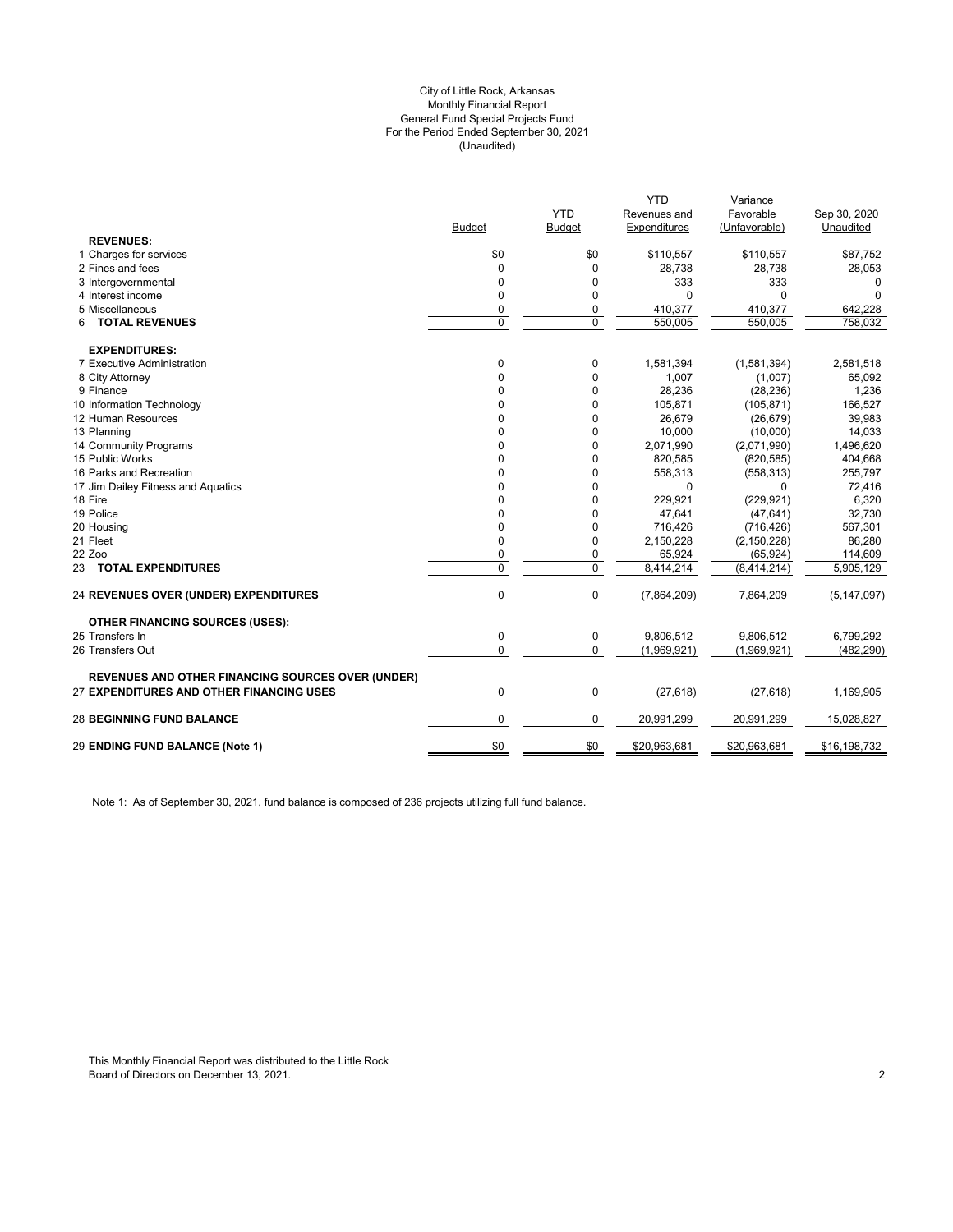City of Little Rock, Arkansas
Monthly Financial Report
General Fund Special Projects Fund
For the Period Ended September 30, 2021
(Unaudited)

| | Budget | YTD Budget | YTD Revenues and Expenditures | Variance Favorable (Unfavorable) | Sep 30, 2020 Unaudited |
|---|---|---|---|---|---|
| **REVENUES:** | | | | | |
| 1 Charges for services | $0 | $0 | $110,557 | $110,557 | $87,752 |
| 2 Fines and fees | 0 | 0 | 28,738 | 28,738 | 28,053 |
| 3 Intergovernmental | 0 | 0 | 333 | 333 | 0 |
| 4 Interest income | 0 | 0 | 0 | 0 | 0 |
| 5 Miscellaneous | 0 | 0 | 410,377 | 410,377 | 642,228 |
| 6 **TOTAL REVENUES** | 0 | 0 | 550,005 | 550,005 | 758,032 |
| **EXPENDITURES:** | | | | | |
| 7 Executive Administration | 0 | 0 | 1,581,394 | (1,581,394) | 2,581,518 |
| 8 City Attorney | 0 | 0 | 1,007 | (1,007) | 65,092 |
| 9 Finance | 0 | 0 | 28,236 | (28,236) | 1,236 |
| 10 Information Technology | 0 | 0 | 105,871 | (105,871) | 166,527 |
| 12 Human Resources | 0 | 0 | 26,679 | (26,679) | 39,983 |
| 13 Planning | 0 | 0 | 10,000 | (10,000) | 14,033 |
| 14 Community Programs | 0 | 0 | 2,071,990 | (2,071,990) | 1,496,620 |
| 15 Public Works | 0 | 0 | 820,585 | (820,585) | 404,668 |
| 16 Parks and Recreation | 0 | 0 | 558,313 | (558,313) | 255,797 |
| 17 Jim Dailey Fitness and Aquatics | 0 | 0 | 0 | 0 | 72,416 |
| 18 Fire | 0 | 0 | 229,921 | (229,921) | 6,320 |
| 19 Police | 0 | 0 | 47,641 | (47,641) | 32,730 |
| 20 Housing | 0 | 0 | 716,426 | (716,426) | 567,301 |
| 21 Fleet | 0 | 0 | 2,150,228 | (2,150,228) | 86,280 |
| 22 Zoo | 0 | 0 | 65,924 | (65,924) | 114,609 |
| 23 **TOTAL EXPENDITURES** | 0 | 0 | 8,414,214 | (8,414,214) | 5,905,129 |
| 24 **REVENUES OVER (UNDER) EXPENDITURES** | 0 | 0 | (7,864,209) | 7,864,209 | (5,147,097) |
| **OTHER FINANCING SOURCES (USES):** | | | | | |
| 25 Transfers In | 0 | 0 | 9,806,512 | 9,806,512 | 6,799,292 |
| 26 Transfers Out | 0 | 0 | (1,969,921) | (1,969,921) | (482,290) |
| **REVENUES AND OTHER FINANCING SOURCES OVER (UNDER)** 27 **EXPENDITURES AND OTHER FINANCING USES** | 0 | 0 | (27,618) | (27,618) | 1,169,905 |
| 28 **BEGINNING FUND BALANCE** | 0 | 0 | 20,991,299 | 20,991,299 | 15,028,827 |
| 29 **ENDING FUND BALANCE (Note 1)** | $0 | $0 | $20,963,681 | $20,963,681 | $16,198,732 |

Note 1: As of September 30, 2021, fund balance is composed of 236 projects utilizing full fund balance.

This Monthly Financial Report was distributed to the Little Rock Board of Directors on December 13, 2021.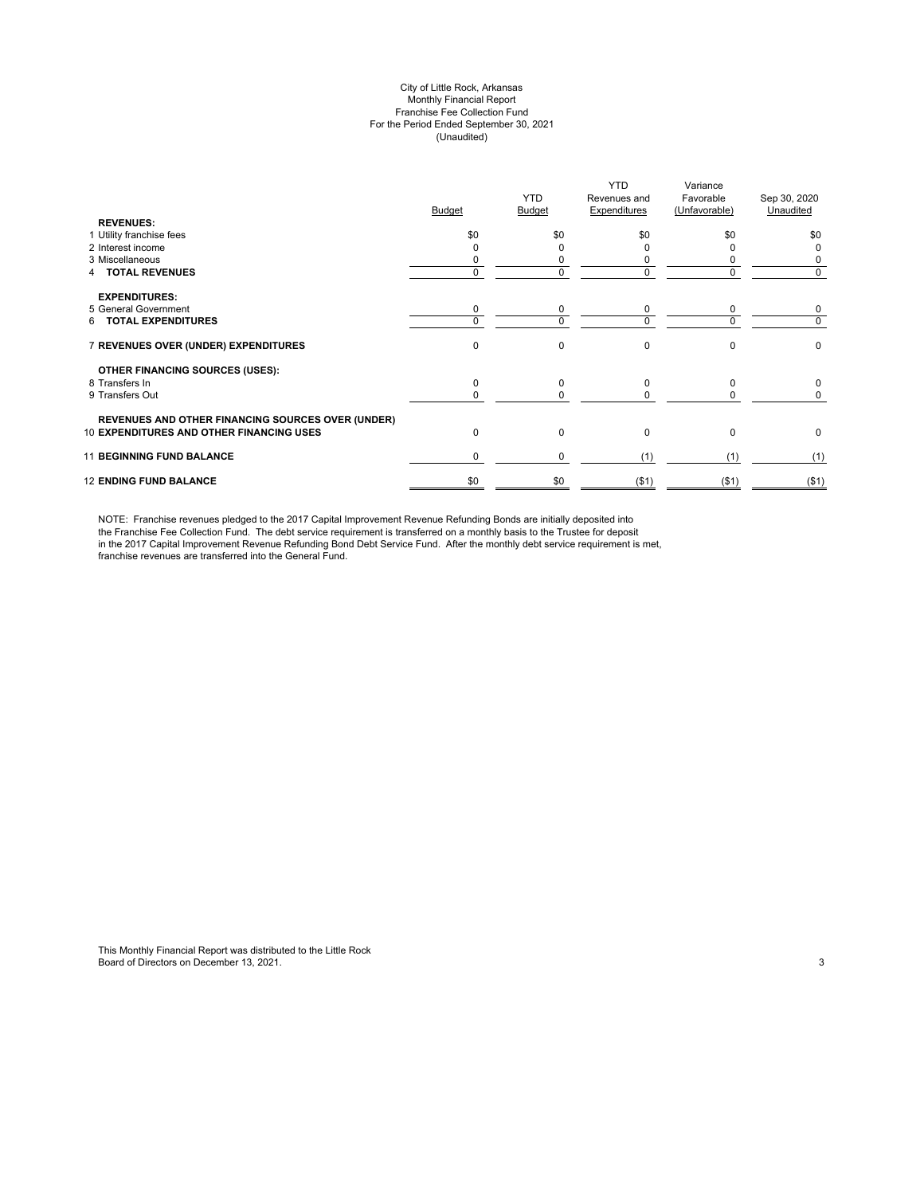City of Little Rock, Arkansas
Monthly Financial Report
Franchise Fee Collection Fund
For the Period Ended September 30, 2021
(Unaudited)

| | Budget | YTD Budget | YTD Revenues and Expenditures | Variance Favorable (Unfavorable) | Sep 30, 2020 Unaudited |
|---|---|---|---|---|---|
| **REVENUES:** | | | | | |
| 1 Utility franchise fees | $0 | $0 | $0 | $0 | $0 |
| 2 Interest income | 0 | 0 | 0 | 0 | 0 |
| 3 Miscellaneous | 0 | 0 | 0 | 0 | 0 |
| 4 **TOTAL REVENUES** | 0 | 0 | 0 | 0 | 0 |
| **EXPENDITURES:** | | | | | |
| 5 General Government | 0 | 0 | 0 | 0 | 0 |
| 6 **TOTAL EXPENDITURES** | 0 | 0 | 0 | 0 | 0 |
| 7 **REVENUES OVER (UNDER) EXPENDITURES** | 0 | 0 | 0 | 0 | 0 |
| **OTHER FINANCING SOURCES (USES):** | | | | | |
| 8 Transfers In | 0 | 0 | 0 | 0 | 0 |
| 9 Transfers Out | 0 | 0 | 0 | 0 | 0 |
| 10 **REVENUES AND OTHER FINANCING SOURCES OVER (UNDER) EXPENDITURES AND OTHER FINANCING USES** | 0 | 0 | 0 | 0 | 0 |
| 11 **BEGINNING FUND BALANCE** | 0 | 0 | (1) | (1) | (1) |
| 12 **ENDING FUND BALANCE** | $0 | $0 | ($1) | ($1) | ($1) |

NOTE: Franchise revenues pledged to the 2017 Capital Improvement Revenue Refunding Bonds are initially deposited into the Franchise Fee Collection Fund. The debt service requirement is transferred on a monthly basis to the Trustee for deposit in the 2017 Capital Improvement Revenue Refunding Bond Debt Service Fund. After the monthly debt service requirement is met, franchise revenues are transferred into the General Fund.

This Monthly Financial Report was distributed to the Little Rock Board of Directors on December 13, 2021.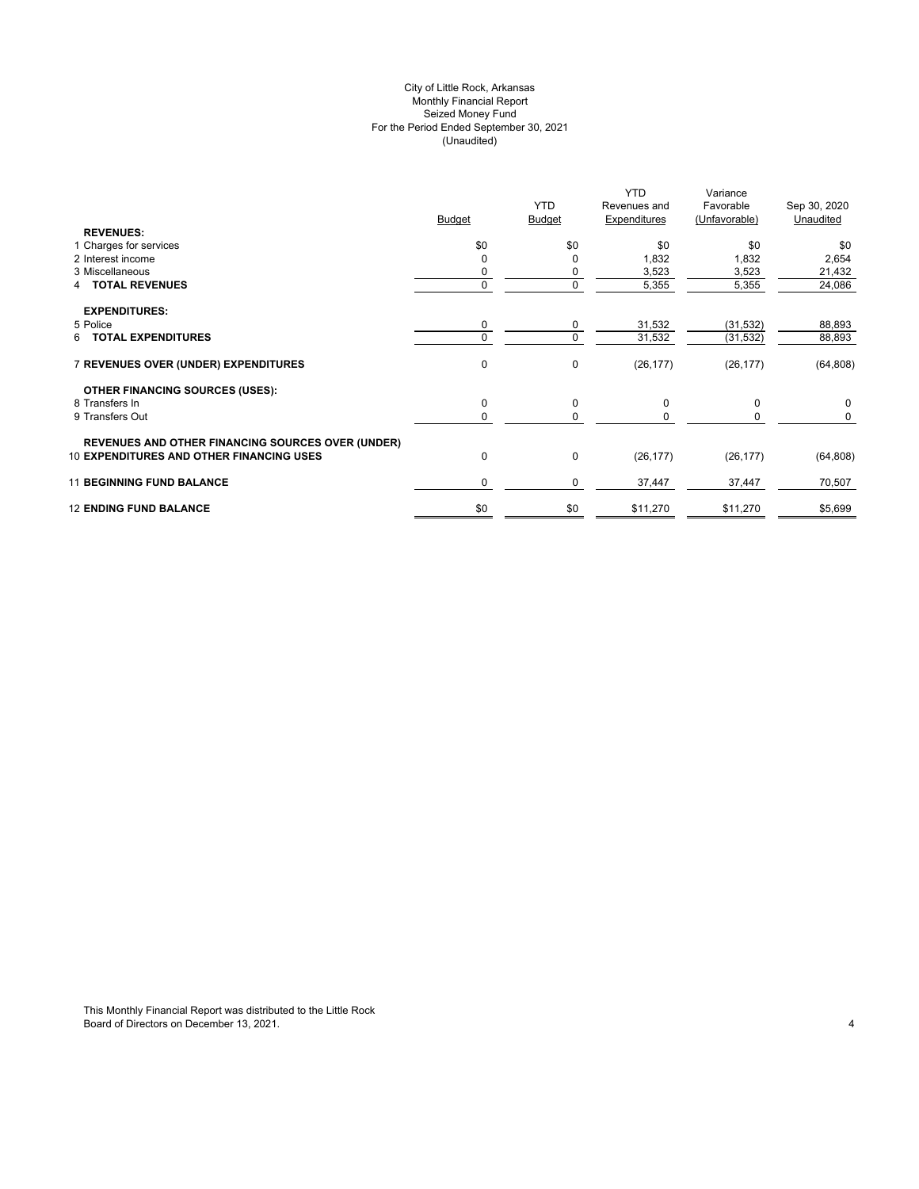City of Little Rock, Arkansas
Monthly Financial Report
Seized Money Fund
For the Period Ended September 30, 2021
(Unaudited)

| | Budget | YTD Budget | YTD Revenues and Expenditures | Variance Favorable (Unfavorable) | Sep 30, 2020 Unaudited |
|---|---|---|---|---|---|
| **REVENUES:** | | | | | |
| 1 Charges for services | $0 | $0 | $0 | $0 | $0 |
| 2 Interest income | 0 | 0 | 1,832 | 1,832 | 2,654 |
| 3 Miscellaneous | 0 | 0 | 3,523 | 3,523 | 21,432 |
| 4 **TOTAL REVENUES** | 0 | 0 | 5,355 | 5,355 | 24,086 |
| **EXPENDITURES:** | | | | | |
| 5 Police | 0 | 0 | 31,532 | (31,532) | 88,893 |
| 6 **TOTAL EXPENDITURES** | 0 | 0 | 31,532 | (31,532) | 88,893 |
| 7 **REVENUES OVER (UNDER) EXPENDITURES** | 0 | 0 | (26,177) | (26,177) | (64,808) |
| **OTHER FINANCING SOURCES (USES):** | | | | | |
| 8 Transfers In | 0 | 0 | 0 | 0 | 0 |
| 9 Transfers Out | 0 | 0 | 0 | 0 | 0 |
| **REVENUES AND OTHER FINANCING SOURCES OVER (UNDER)** | | | | | |
| 10 **EXPENDITURES AND OTHER FINANCING USES** | 0 | 0 | (26,177) | (26,177) | (64,808) |
| 11 **BEGINNING FUND BALANCE** | 0 | 0 | 37,447 | 37,447 | 70,507 |
| 12 **ENDING FUND BALANCE** | $0 | $0 | $11,270 | $11,270 | $5,699 |

This Monthly Financial Report was distributed to the Little Rock Board of Directors on December 13, 2021.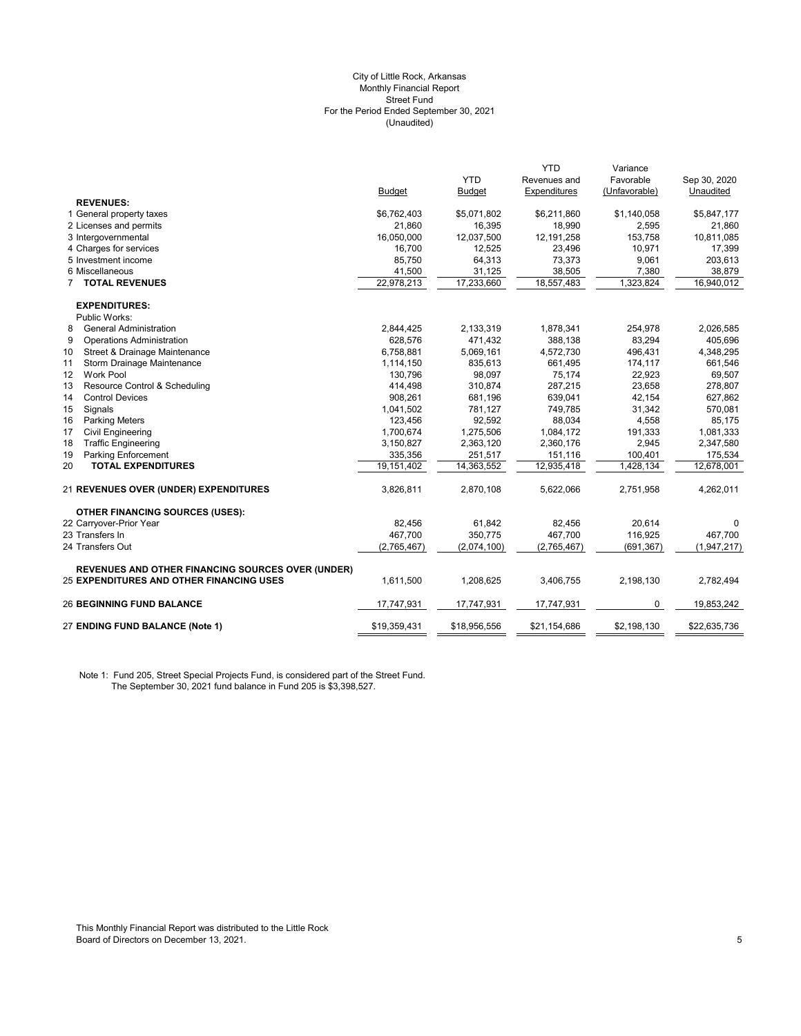City of Little Rock, Arkansas
Monthly Financial Report
Street Fund
For the Period Ended September 30, 2021
(Unaudited)

| | Budget | YTD Budget | YTD Revenues and Expenditures | Variance Favorable (Unfavorable) | Sep 30, 2020 Unaudited |
|---|---|---|---|---|---|
| **REVENUES:** | | | | | |
| 1 General property taxes | $6,762,403 | $5,071,802 | $6,211,860 | $1,140,058 | $5,847,177 |
| 2 Licenses and permits | 21,860 | 16,395 | 18,990 | 2,595 | 21,860 |
| 3 Intergovernmental | 16,050,000 | 12,037,500 | 12,191,258 | 153,758 | 10,811,085 |
| 4 Charges for services | 16,700 | 12,525 | 23,496 | 10,971 | 17,399 |
| 5 Investment income | 85,750 | 64,313 | 73,373 | 9,061 | 203,613 |
| 6 Miscellaneous | 41,500 | 31,125 | 38,505 | 7,380 | 38,879 |
| 7 **TOTAL REVENUES** | 22,978,213 | 17,233,660 | 18,557,483 | 1,323,824 | 16,940,012 |
| **EXPENDITURES:** | | | | | |
| Public Works: | | | | | |
| 8 General Administration | 2,844,425 | 2,133,319 | 1,878,341 | 254,978 | 2,026,585 |
| 9 Operations Administration | 628,576 | 471,432 | 388,138 | 83,294 | 405,696 |
| 10 Street & Drainage Maintenance | 6,758,881 | 5,069,161 | 4,572,730 | 496,431 | 4,348,295 |
| 11 Storm Drainage Maintenance | 1,114,150 | 835,613 | 661,495 | 174,117 | 661,546 |
| 12 Work Pool | 130,796 | 98,097 | 75,174 | 22,923 | 69,507 |
| 13 Resource Control & Scheduling | 414,498 | 310,874 | 287,215 | 23,658 | 278,807 |
| 14 Control Devices | 908,261 | 681,196 | 639,041 | 42,154 | 627,862 |
| 15 Signals | 1,041,502 | 781,127 | 749,785 | 31,342 | 570,081 |
| 16 Parking Meters | 123,456 | 92,592 | 88,034 | 4,558 | 85,175 |
| 17 Civil Engineering | 1,700,674 | 1,275,506 | 1,084,172 | 191,333 | 1,081,333 |
| 18 Traffic Engineering | 3,150,827 | 2,363,120 | 2,360,176 | 2,945 | 2,347,580 |
| 19 Parking Enforcement | 335,356 | 251,517 | 151,116 | 100,401 | 175,534 |
| 20 **TOTAL EXPENDITURES** | 19,151,402 | 14,363,552 | 12,935,418 | 1,428,134 | 12,678,001 |
| 21 **REVENUES OVER (UNDER) EXPENDITURES** | 3,826,811 | 2,870,108 | 5,622,066 | 2,751,958 | 4,262,011 |
| **OTHER FINANCING SOURCES (USES):** | | | | | |
| 22 Carryover-Prior Year | 82,456 | 61,842 | 82,456 | 20,614 | 0 |
| 23 Transfers In | 467,700 | 350,775 | 467,700 | 116,925 | 467,700 |
| 24 Transfers Out | (2,765,467) | (2,074,100) | (2,765,467) | (691,367) | (1,947,217) |
| 25 **REVENUES AND OTHER FINANCING SOURCES OVER (UNDER) EXPENDITURES AND OTHER FINANCING USES** | 1,611,500 | 1,208,625 | 3,406,755 | 2,198,130 | 2,782,494 |
| 26 **BEGINNING FUND BALANCE** | 17,747,931 | 17,747,931 | 17,747,931 | 0 | 19,853,242 |
| 27 **ENDING FUND BALANCE (Note 1)** | $19,359,431 | $18,956,556 | $21,154,686 | $2,198,130 | $22,635,736 |

Note 1: Fund 205, Street Special Projects Fund, is considered part of the Street Fund.
The September 30, 2021 fund balance in Fund 205 is $3,398,527.

This Monthly Financial Report was distributed to the Little Rock Board of Directors on December 13, 2021.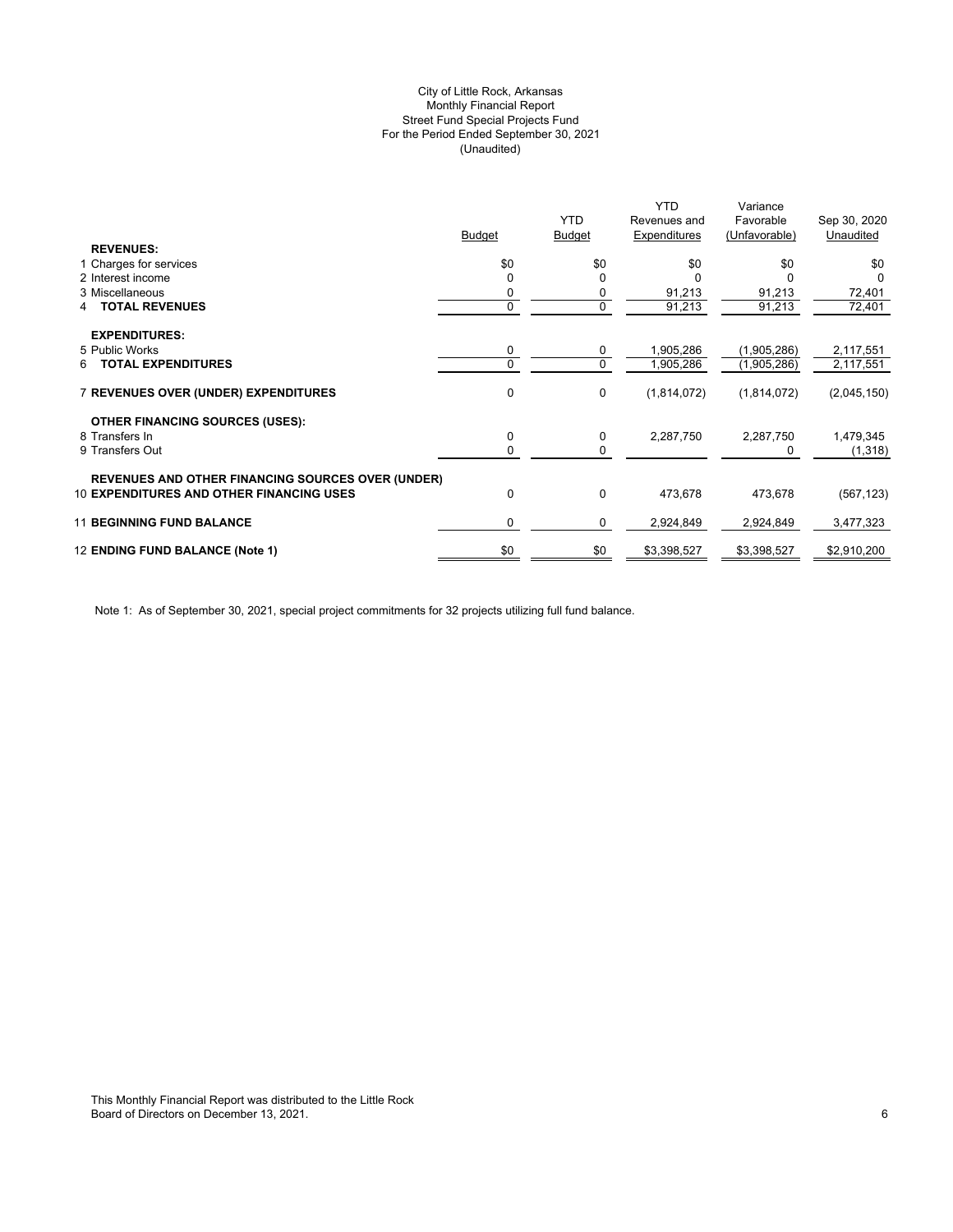City of Little Rock, Arkansas
Monthly Financial Report
Street Fund Special Projects Fund
For the Period Ended September 30, 2021
(Unaudited)

| | Budget | YTD Budget | YTD Revenues and Expenditures | Variance Favorable (Unfavorable) | Sep 30, 2020 Unaudited |
|---|---|---|---|---|---|
| **REVENUES:** | | | | | |
| 1 Charges for services | $0 | $0 | $0 | $0 | $0 |
| 2 Interest income | 0 | 0 | 0 | 0 | 0 |
| 3 Miscellaneous | 0 | 0 | 91,213 | 91,213 | 72,401 |
| 4 **TOTAL REVENUES** | 0 | 0 | 91,213 | 91,213 | 72,401 |
| **EXPENDITURES:** | | | | | |
| 5 Public Works | 0 | 0 | 1,905,286 | (1,905,286) | 2,117,551 |
| 6 **TOTAL EXPENDITURES** | 0 | 0 | 1,905,286 | (1,905,286) | 2,117,551 |
| 7 **REVENUES OVER (UNDER) EXPENDITURES** | 0 | 0 | (1,814,072) | (1,814,072) | (2,045,150) |
| **OTHER FINANCING SOURCES (USES):** | | | | | |
| 8 Transfers In | 0 | 0 | 2,287,750 | 2,287,750 | 1,479,345 |
| 9 Transfers Out | 0 | 0 | | 0 | (1,318) |
| **REVENUES AND OTHER FINANCING SOURCES OVER (UNDER)** 10 **EXPENDITURES AND OTHER FINANCING USES** | 0 | 0 | 473,678 | 473,678 | (567,123) |
| 11 **BEGINNING FUND BALANCE** | 0 | 0 | 2,924,849 | 2,924,849 | 3,477,323 |
| 12 **ENDING FUND BALANCE (Note 1)** | $0 | $0 | $3,398,527 | $3,398,527 | $2,910,200 |

Note 1: As of September 30, 2021, special project commitments for 32 projects utilizing full fund balance.

This Monthly Financial Report was distributed to the Little Rock Board of Directors on December 13, 2021.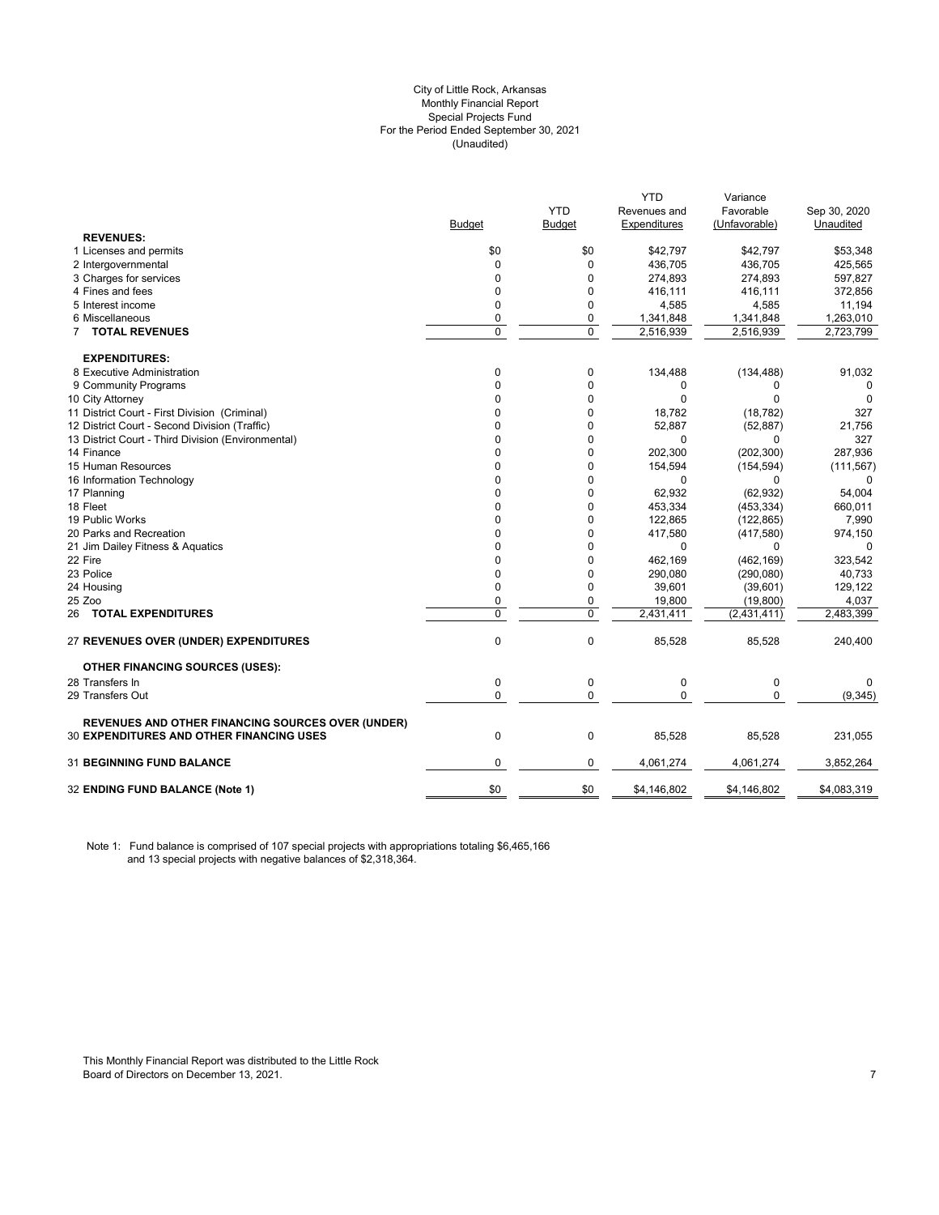City of Little Rock, Arkansas
Monthly Financial Report
Special Projects Fund
For the Period Ended September 30, 2021
(Unaudited)

| | Budget | YTD Budget | YTD Revenues and Expenditures | Variance Favorable (Unfavorable) | Sep 30, 2020 Unaudited |
|---|---|---|---|---|---|
| **REVENUES:** | | | | | |
| 1 Licenses and permits | $0 | $0 | $42,797 | $42,797 | $53,348 |
| 2 Intergovernmental | 0 | 0 | 436,705 | 436,705 | 425,565 |
| 3 Charges for services | 0 | 0 | 274,893 | 274,893 | 597,827 |
| 4 Fines and fees | 0 | 0 | 416,111 | 416,111 | 372,856 |
| 5 Interest income | 0 | 0 | 4,585 | 4,585 | 11,194 |
| 6 Miscellaneous | 0 | 0 | 1,341,848 | 1,341,848 | 1,263,010 |
| 7 **TOTAL REVENUES** | 0 | 0 | 2,516,939 | 2,516,939 | 2,723,799 |
| **EXPENDITURES:** | | | | | |
| 8 Executive Administration | 0 | 0 | 134,488 | (134,488) | 91,032 |
| 9 Community Programs | 0 | 0 | 0 | 0 | 0 |
| 10 City Attorney | 0 | 0 | 0 | 0 | 0 |
| 11 District Court - First Division (Criminal) | 0 | 0 | 18,782 | (18,782) | 327 |
| 12 District Court - Second Division (Traffic) | 0 | 0 | 52,887 | (52,887) | 21,756 |
| 13 District Court - Third Division (Environmental) | 0 | 0 | 0 | 0 | 327 |
| 14 Finance | 0 | 0 | 202,300 | (202,300) | 287,936 |
| 15 Human Resources | 0 | 0 | 154,594 | (154,594) | (111,567) |
| 16 Information Technology | 0 | 0 | 0 | 0 | 0 |
| 17 Planning | 0 | 0 | 62,932 | (62,932) | 54,004 |
| 18 Fleet | 0 | 0 | 453,334 | (453,334) | 660,011 |
| 19 Public Works | 0 | 0 | 122,865 | (122,865) | 7,990 |
| 20 Parks and Recreation | 0 | 0 | 417,580 | (417,580) | 974,150 |
| 21 Jim Dailey Fitness & Aquatics | 0 | 0 | 0 | 0 | 0 |
| 22 Fire | 0 | 0 | 462,169 | (462,169) | 323,542 |
| 23 Police | 0 | 0 | 290,080 | (290,080) | 40,733 |
| 24 Housing | 0 | 0 | 39,601 | (39,601) | 129,122 |
| 25 Zoo | 0 | 0 | 19,800 | (19,800) | 4,037 |
| 26 **TOTAL EXPENDITURES** | 0 | 0 | 2,431,411 | (2,431,411) | 2,483,399 |
| 27 **REVENUES OVER (UNDER) EXPENDITURES** | 0 | 0 | 85,528 | 85,528 | 240,400 |
| **OTHER FINANCING SOURCES (USES):** | | | | | |
| 28 Transfers In | 0 | 0 | 0 | 0 | 0 |
| 29 Transfers Out | 0 | 0 | 0 | 0 | (9,345) |
| 30 **REVENUES AND OTHER FINANCING SOURCES OVER (UNDER) EXPENDITURES AND OTHER FINANCING USES** | 0 | 0 | 85,528 | 85,528 | 231,055 |
| 31 **BEGINNING FUND BALANCE** | 0 | 0 | 4,061,274 | 4,061,274 | 3,852,264 |
| 32 **ENDING FUND BALANCE (Note 1)** | $0 | $0 | $4,146,802 | $4,146,802 | $4,083,319 |

Note 1: Fund balance is comprised of 107 special projects with appropriations totaling $6,465,166 and 13 special projects with negative balances of $2,318,364.

This Monthly Financial Report was distributed to the Little Rock Board of Directors on December 13, 2021.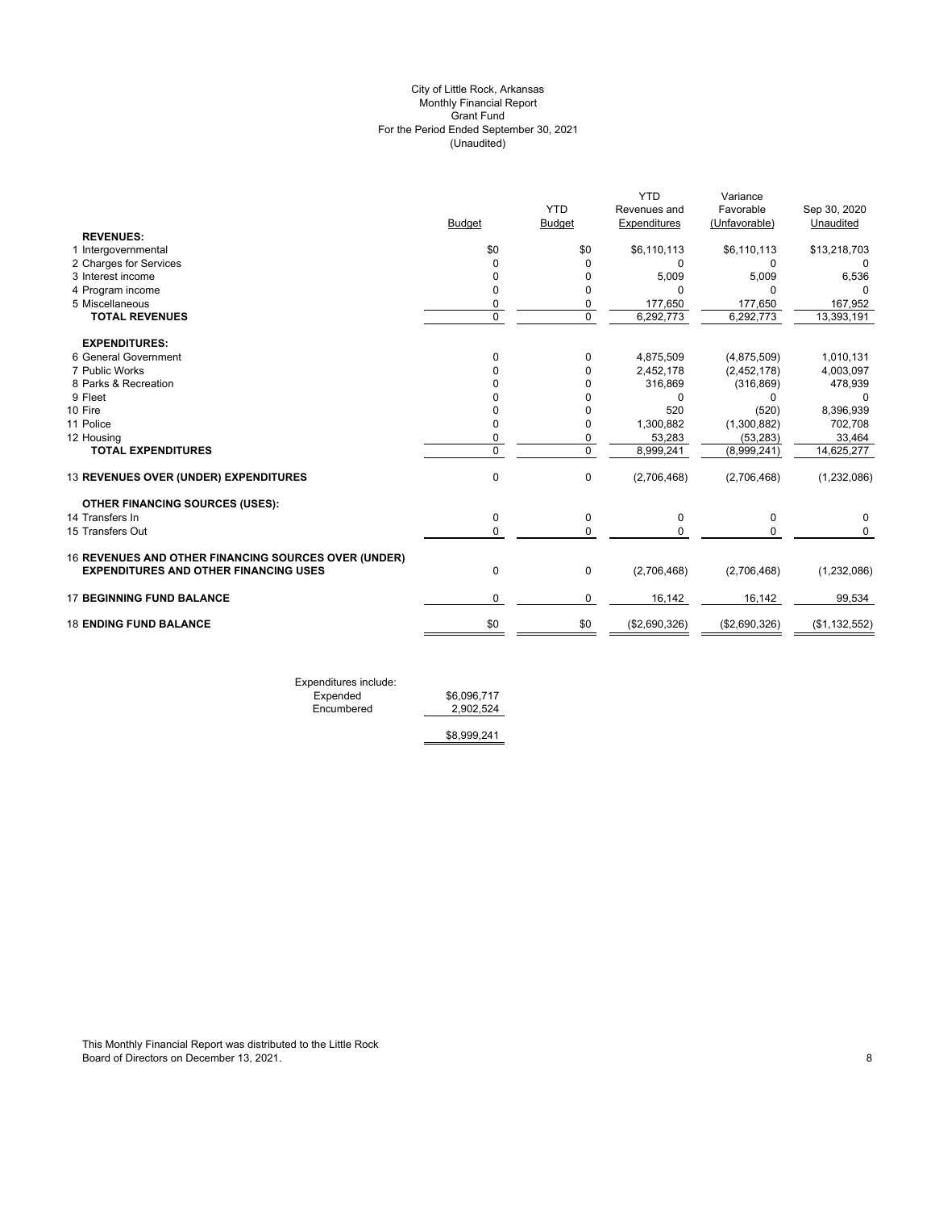City of Little Rock, Arkansas
Monthly Financial Report
Grant Fund
For the Period Ended September 30, 2021
(Unaudited)

| | Budget | YTD Budget | YTD Revenues and Expenditures | Variance Favorable (Unfavorable) | Sep 30, 2020 Unaudited |
|---|---|---|---|---|---|
| **REVENUES:** | | | | | |
| 1 Intergovernmental | $0 | $0 | $6,110,113 | $6,110,113 | $13,218,703 |
| 2 Charges for Services | 0 | 0 | 0 | 0 | 0 |
| 3 Interest income | 0 | 0 | 5,009 | 5,009 | 6,536 |
| 4 Program income | 0 | 0 | 0 | 0 | 0 |
| 5 Miscellaneous | 0 | 0 | 177,650 | 177,650 | 167,952 |
| **TOTAL REVENUES** | 0 | 0 | 6,292,773 | 6,292,773 | 13,393,191 |
| **EXPENDITURES:** | | | | | |
| 6 General Government | 0 | 0 | 4,875,509 | (4,875,509) | 1,010,131 |
| 7 Public Works | 0 | 0 | 2,452,178 | (2,452,178) | 4,003,097 |
| 8 Parks & Recreation | 0 | 0 | 316,869 | (316,869) | 478,939 |
| 9 Fleet | 0 | 0 | 0 | 0 | 0 |
| 10 Fire | 0 | 0 | 520 | (520) | 8,396,939 |
| 11 Police | 0 | 0 | 1,300,882 | (1,300,882) | 702,708 |
| 12 Housing | 0 | 0 | 53,283 | (53,283) | 33,464 |
| **TOTAL EXPENDITURES** | 0 | 0 | 8,999,241 | (8,999,241) | 14,625,277 |
| 13 **REVENUES OVER (UNDER) EXPENDITURES** | 0 | 0 | (2,706,468) | (2,706,468) | (1,232,086) |
| **OTHER FINANCING SOURCES (USES):** | | | | | |
| 14 Transfers In | 0 | 0 | 0 | 0 | 0 |
| 15 Transfers Out | 0 | 0 | 0 | 0 | 0 |
| 16 **REVENUES AND OTHER FINANCING SOURCES OVER (UNDER) EXPENDITURES AND OTHER FINANCING USES** | 0 | 0 | (2,706,468) | (2,706,468) | (1,232,086) |
| 17 **BEGINNING FUND BALANCE** | 0 | 0 | 16,142 | 16,142 | 99,534 |
| 18 **ENDING FUND BALANCE** | $0 | $0 | ($2,690,326) | ($2,690,326) | ($1,132,552) |

| Expenditures include: | |
|---|---|
| Expended | $6,096,717 |
| Encumbered | 2,902,524 |
| | $8,999,241 |

This Monthly Financial Report was distributed to the Little Rock Board of Directors on December 13, 2021.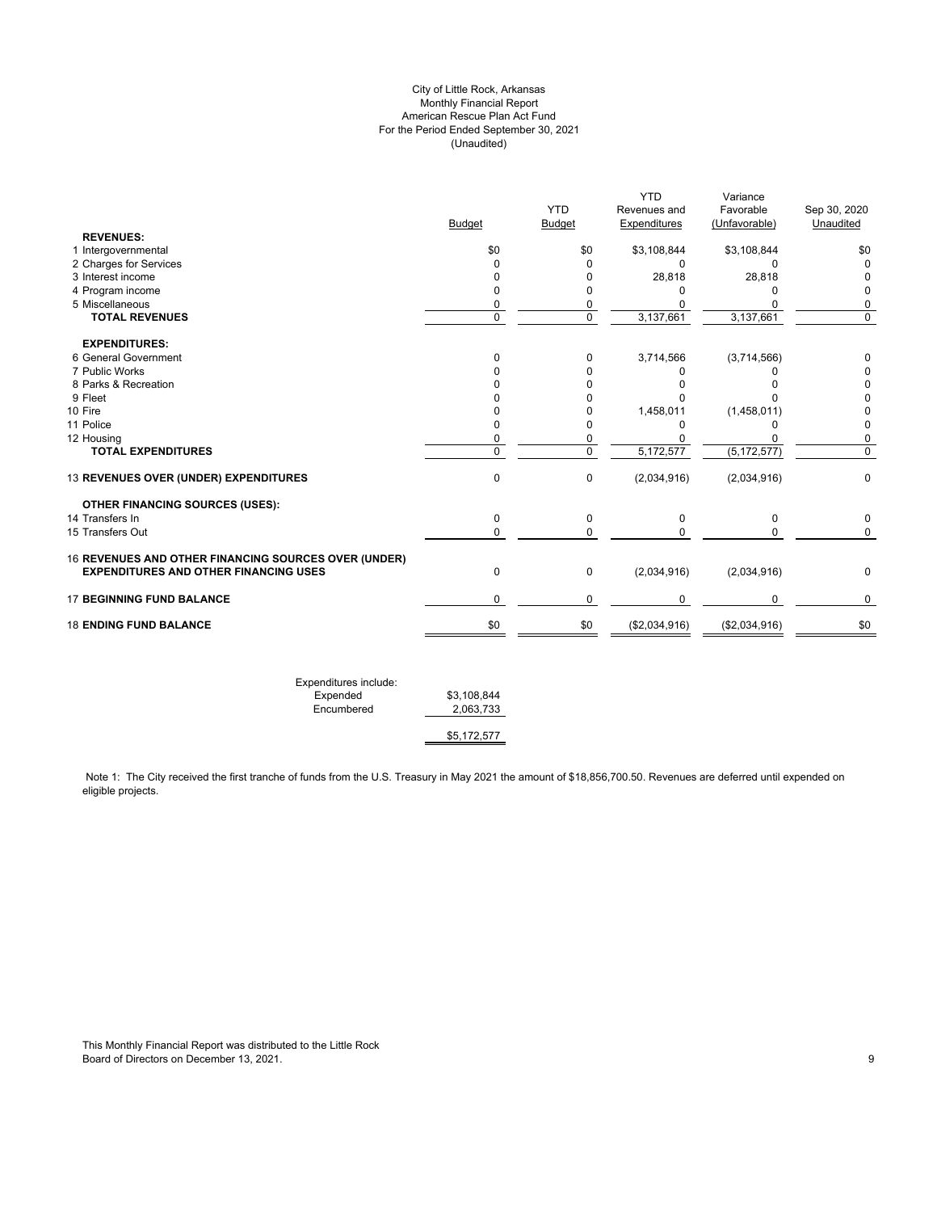City of Little Rock, Arkansas
Monthly Financial Report
American Rescue Plan Act Fund
For the Period Ended September 30, 2021
(Unaudited)

| | Budget | YTD Budget | YTD Revenues and Expenditures | Variance Favorable (Unfavorable) | Sep 30, 2020 Unaudited |
|---|---|---|---|---|---|
| **REVENUES:** | | | | | |
| 1 Intergovernmental | $0 | $0 | $3,108,844 | $3,108,844 | $0 |
| 2 Charges for Services | 0 | 0 | 0 | 0 | 0 |
| 3 Interest income | 0 | 0 | 28,818 | 28,818 | 0 |
| 4 Program income | 0 | 0 | 0 | 0 | 0 |
| 5 Miscellaneous | 0 | 0 | 0 | 0 | 0 |
| **TOTAL REVENUES** | 0 | 0 | 3,137,661 | 3,137,661 | 0 |
| **EXPENDITURES:** | | | | | |
| 6 General Government | 0 | 0 | 3,714,566 | (3,714,566) | 0 |
| 7 Public Works | 0 | 0 | 0 | 0 | 0 |
| 8 Parks & Recreation | 0 | 0 | 0 | 0 | 0 |
| 9 Fleet | 0 | 0 | 0 | 0 | 0 |
| 10 Fire | 0 | 0 | 1,458,011 | (1,458,011) | 0 |
| 11 Police | 0 | 0 | 0 | 0 | 0 |
| 12 Housing | 0 | 0 | 0 | 0 | 0 |
| **TOTAL EXPENDITURES** | 0 | 0 | 5,172,577 | (5,172,577) | 0 |
| 13 **REVENUES OVER (UNDER) EXPENDITURES** | 0 | 0 | (2,034,916) | (2,034,916) | 0 |
| **OTHER FINANCING SOURCES (USES):** | | | | | |
| 14 Transfers In | 0 | 0 | 0 | 0 | 0 |
| 15 Transfers Out | 0 | 0 | 0 | 0 | 0 |
| 16 **REVENUES AND OTHER FINANCING SOURCES OVER (UNDER) EXPENDITURES AND OTHER FINANCING USES** | 0 | 0 | (2,034,916) | (2,034,916) | 0 |
| 17 **BEGINNING FUND BALANCE** | 0 | 0 | 0 | 0 | 0 |
| 18 **ENDING FUND BALANCE** | $0 | $0 | ($2,034,916) | ($2,034,916) | $0 |

| Expenditures include: | |
|---|---|
| Expended | $3,108,844 |
| Encumbered | 2,063,733 |
| | $5,172,577 |

Note 1: The City received the first tranche of funds from the U.S. Treasury in May 2021 the amount of $18,856,700.50. Revenues are deferred until expended on eligible projects.

This Monthly Financial Report was distributed to the Little Rock Board of Directors on December 13, 2021.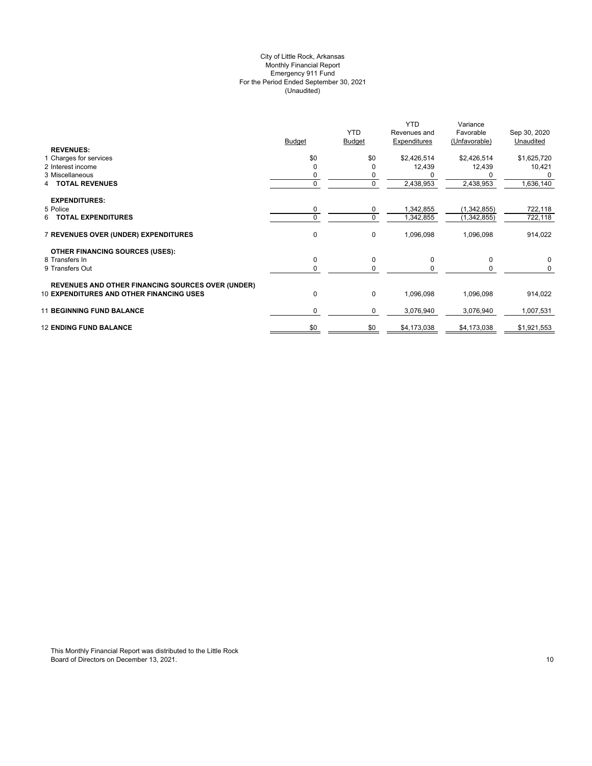City of Little Rock, Arkansas
Monthly Financial Report
Emergency 911 Fund
For the Period Ended September 30, 2021
(Unaudited)

| | Budget | YTD Budget | YTD Revenues and Expenditures | Variance Favorable (Unfavorable) | Sep 30, 2020 Unaudited |
|---|---|---|---|---|---|
| **REVENUES:** | | | | | |
| 1 Charges for services | $0 | $0 | $2,426,514 | $2,426,514 | $1,625,720 |
| 2 Interest income | 0 | 0 | 12,439 | 12,439 | 10,421 |
| 3 Miscellaneous | 0 | 0 | 0 | 0 | 0 |
| 4 **TOTAL REVENUES** | 0 | 0 | 2,438,953 | 2,438,953 | 1,636,140 |
| **EXPENDITURES:** | | | | | |
| 5 Police | 0 | 0 | 1,342,855 | (1,342,855) | 722,118 |
| 6 **TOTAL EXPENDITURES** | 0 | 0 | 1,342,855 | (1,342,855) | 722,118 |
| 7 **REVENUES OVER (UNDER) EXPENDITURES** | 0 | 0 | 1,096,098 | 1,096,098 | 914,022 |
| **OTHER FINANCING SOURCES (USES):** | | | | | |
| 8 Transfers In | 0 | 0 | 0 | 0 | 0 |
| 9 Transfers Out | 0 | 0 | 0 | 0 | 0 |
| **REVENUES AND OTHER FINANCING SOURCES OVER (UNDER)** 10 **EXPENDITURES AND OTHER FINANCING USES** | 0 | 0 | 1,096,098 | 1,096,098 | 914,022 |
| 11 **BEGINNING FUND BALANCE** | 0 | 0 | 3,076,940 | 3,076,940 | 1,007,531 |
| 12 **ENDING FUND BALANCE** | $0 | $0 | $4,173,038 | $4,173,038 | $1,921,553 |

This Monthly Financial Report was distributed to the Little Rock Board of Directors on December 13, 2021.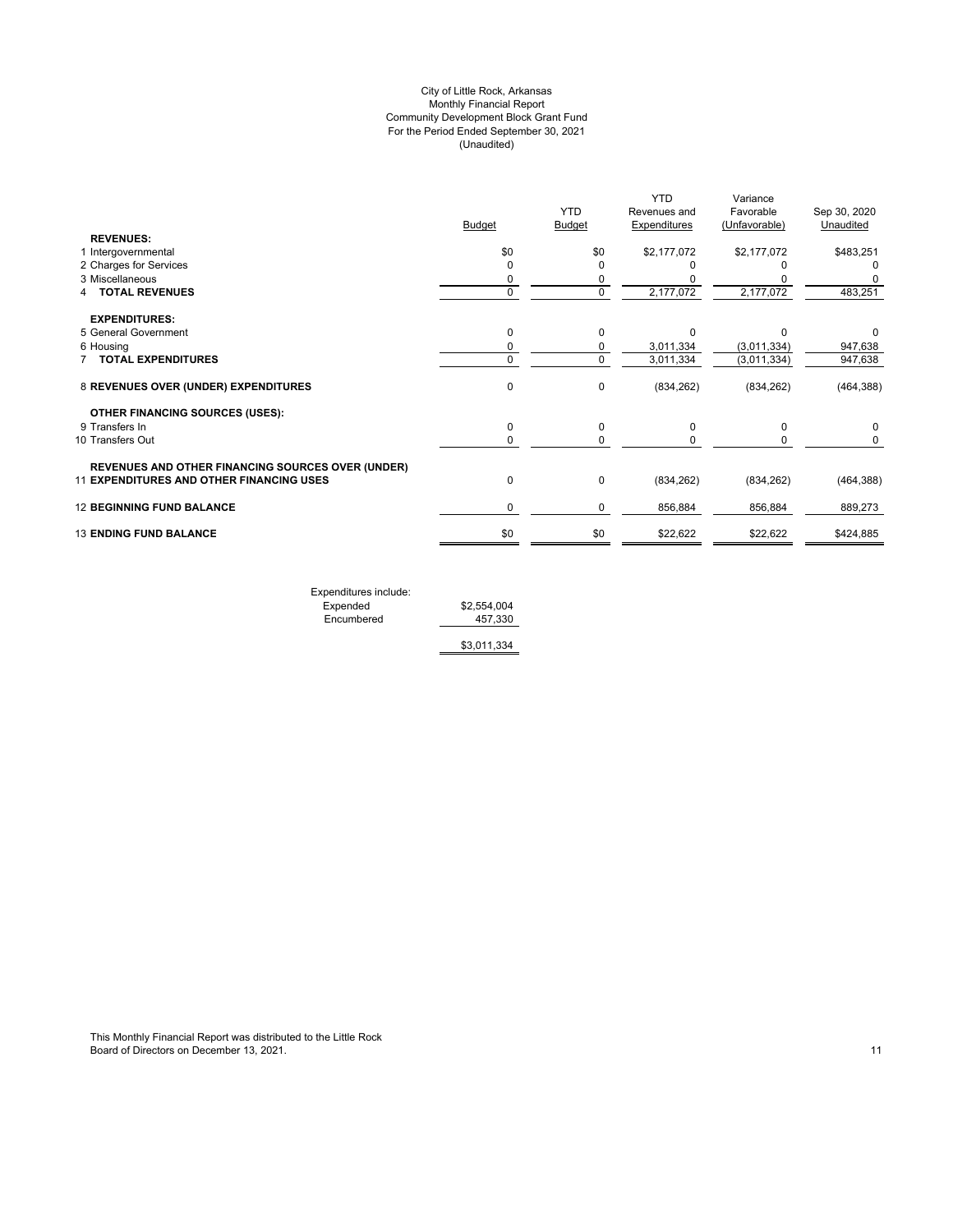City of Little Rock, Arkansas
Monthly Financial Report
Community Development Block Grant Fund
For the Period Ended September 30, 2021
(Unaudited)

| | Budget | YTD Budget | YTD Revenues and Expenditures | Variance Favorable (Unfavorable) | Sep 30, 2020 Unaudited |
|---|---|---|---|---|---|
| **REVENUES:** | | | | | |
| 1 Intergovernmental | $0 | $0 | $2,177,072 | $2,177,072 | $483,251 |
| 2 Charges for Services | 0 | 0 | 0 | 0 | 0 |
| 3 Miscellaneous | 0 | 0 | 0 | 0 | 0 |
| 4 **TOTAL REVENUES** | 0 | 0 | 2,177,072 | 2,177,072 | 483,251 |
| **EXPENDITURES:** | | | | | |
| 5 General Government | 0 | 0 | 0 | 0 | 0 |
| 6 Housing | 0 | 0 | 3,011,334 | (3,011,334) | 947,638 |
| 7 **TOTAL EXPENDITURES** | 0 | 0 | 3,011,334 | (3,011,334) | 947,638 |
| 8 **REVENUES OVER (UNDER) EXPENDITURES** | 0 | 0 | (834,262) | (834,262) | (464,388) |
| **OTHER FINANCING SOURCES (USES):** | | | | | |
| 9 Transfers In | 0 | 0 | 0 | 0 | 0 |
| 10 Transfers Out | 0 | 0 | 0 | 0 | 0 |
| **REVENUES AND OTHER FINANCING SOURCES OVER (UNDER)** | | | | | |
| 11 **EXPENDITURES AND OTHER FINANCING USES** | 0 | 0 | (834,262) | (834,262) | (464,388) |
| 12 **BEGINNING FUND BALANCE** | 0 | 0 | 856,884 | 856,884 | 889,273 |
| 13 **ENDING FUND BALANCE** | $0 | $0 | $22,622 | $22,622 | $424,885 |

| Expenditures include: | |
|---|---|
| Expended | $2,554,004 |
| Encumbered | 457,330 |
| | $3,011,334 |

This Monthly Financial Report was distributed to the Little Rock Board of Directors on December 13, 2021.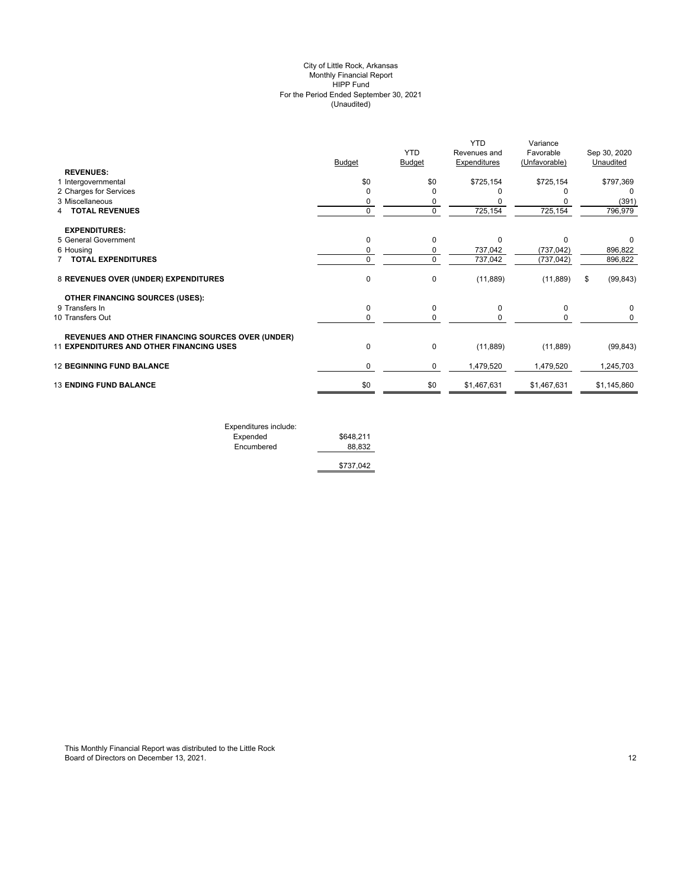City of Little Rock, Arkansas
Monthly Financial Report
HIPP Fund
For the Period Ended September 30, 2021
(Unaudited)

| | Budget | YTD Budget | YTD Revenues and Expenditures | Variance Favorable (Unfavorable) | Sep 30, 2020 Unaudited |
|---|---|---|---|---|---|
| **REVENUES:** | | | | | |
| 1 Intergovernmental | $0 | $0 | $725,154 | $725,154 | $797,369 |
| 2 Charges for Services | 0 | 0 | 0 | 0 | 0 |
| 3 Miscellaneous | 0 | 0 | 0 | 0 | (391) |
| 4 **TOTAL REVENUES** | 0 | 0 | 725,154 | 725,154 | 796,979 |
| **EXPENDITURES:** | | | | | |
| 5 General Government | 0 | 0 | 0 | 0 | 0 |
| 6 Housing | 0 | 0 | 737,042 | (737,042) | 896,822 |
| 7 **TOTAL EXPENDITURES** | 0 | 0 | 737,042 | (737,042) | 896,822 |
| 8 **REVENUES OVER (UNDER) EXPENDITURES** | 0 | 0 | (11,889) | (11,889) | $ (99,843) |
| **OTHER FINANCING SOURCES (USES):** | | | | | |
| 9 Transfers In | 0 | 0 | 0 | 0 | 0 |
| 10 Transfers Out | 0 | 0 | 0 | 0 | 0 |
| 11 **REVENUES AND OTHER FINANCING SOURCES OVER (UNDER) EXPENDITURES AND OTHER FINANCING USES** | 0 | 0 | (11,889) | (11,889) | (99,843) |
| 12 **BEGINNING FUND BALANCE** | 0 | 0 | 1,479,520 | 1,479,520 | 1,245,703 |
| 13 **ENDING FUND BALANCE** | $0 | $0 | $1,467,631 | $1,467,631 | $1,145,860 |

| Expenditures include: | |
|---|---|
| Expended | $648,211 |
| Encumbered | 88,832 |
| | $737,042 |

This Monthly Financial Report was distributed to the Little Rock Board of Directors on December 13, 2021.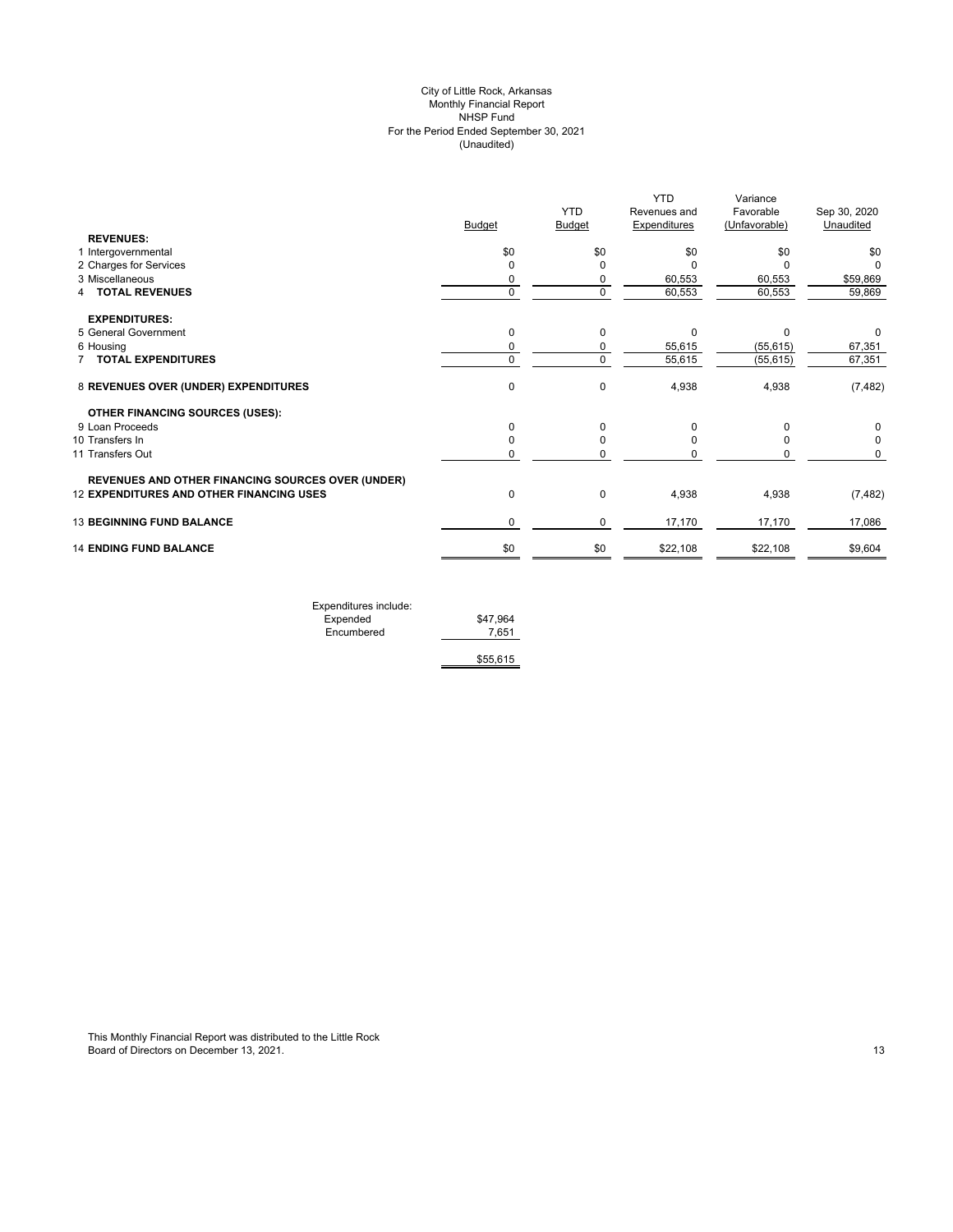City of Little Rock, Arkansas
Monthly Financial Report
NHSP Fund
For the Period Ended September 30, 2021
(Unaudited)

| | Budget | YTD Budget | YTD Revenues and Expenditures | Variance Favorable (Unfavorable) | Sep 30, 2020 Unaudited |
|---|---|---|---|---|---|
| **REVENUES:** | | | | | |
| 1 Intergovernmental | $0 | $0 | $0 | $0 | $0 |
| 2 Charges for Services | 0 | 0 | 0 | 0 | 0 |
| 3 Miscellaneous | 0 | 0 | 60,553 | 60,553 | $59,869 |
| 4 **TOTAL REVENUES** | 0 | 0 | 60,553 | 60,553 | 59,869 |
| **EXPENDITURES:** | | | | | |
| 5 General Government | 0 | 0 | 0 | 0 | 0 |
| 6 Housing | 0 | 0 | 55,615 | (55,615) | 67,351 |
| 7 **TOTAL EXPENDITURES** | 0 | 0 | 55,615 | (55,615) | 67,351 |
| 8 **REVENUES OVER (UNDER) EXPENDITURES** | 0 | 0 | 4,938 | 4,938 | (7,482) |
| **OTHER FINANCING SOURCES (USES):** | | | | | |
| 9 Loan Proceeds | 0 | 0 | 0 | 0 | 0 |
| 10 Transfers In | 0 | 0 | 0 | 0 | 0 |
| 11 Transfers Out | 0 | 0 | 0 | 0 | 0 |
| **REVENUES AND OTHER FINANCING SOURCES OVER (UNDER)** 12 **EXPENDITURES AND OTHER FINANCING USES** | 0 | 0 | 4,938 | 4,938 | (7,482) |
| 13 **BEGINNING FUND BALANCE** | 0 | 0 | 17,170 | 17,170 | 17,086 |
| 14 **ENDING FUND BALANCE** | $0 | $0 | $22,108 | $22,108 | $9,604 |

| Expenditures include: | |
|---|---|
| Expended | $47,964 |
| Encumbered | 7,651 |
| | $55,615 |

This Monthly Financial Report was distributed to the Little Rock Board of Directors on December 13, 2021.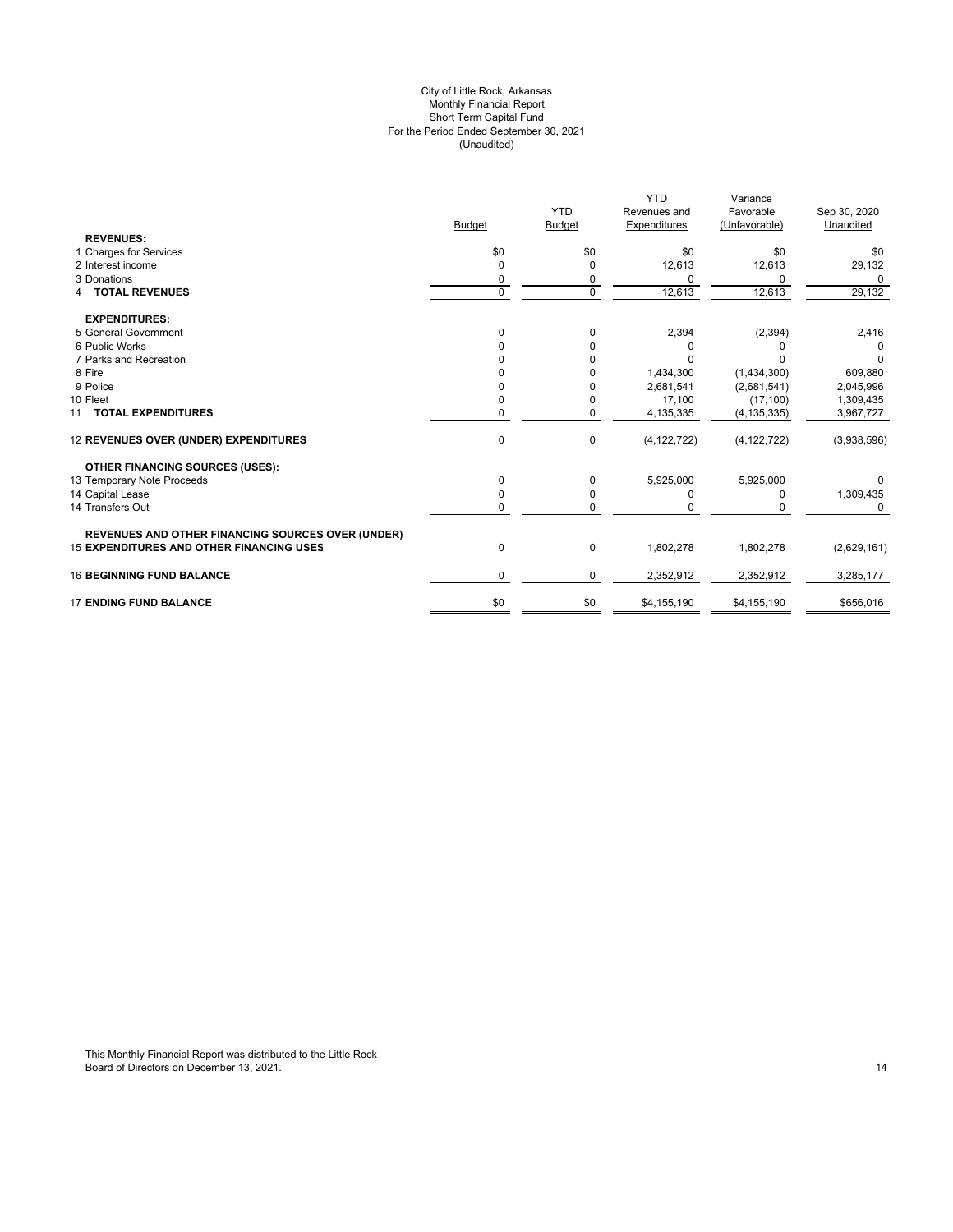City of Little Rock, Arkansas
Monthly Financial Report
Short Term Capital Fund
For the Period Ended September 30, 2021
(Unaudited)

| | Budget | YTD Budget | YTD Revenues and Expenditures | Variance Favorable (Unfavorable) | Sep 30, 2020 Unaudited |
|---|---|---|---|---|---|
| **REVENUES:** | | | | | |
| 1 Charges for Services | $0 | $0 | $0 | $0 | $0 |
| 2 Interest income | 0 | 0 | 12,613 | 12,613 | 29,132 |
| 3 Donations | 0 | 0 | 0 | 0 | 0 |
| 4 **TOTAL REVENUES** | 0 | 0 | 12,613 | 12,613 | 29,132 |
| **EXPENDITURES:** | | | | | |
| 5 General Government | 0 | 0 | 2,394 | (2,394) | 2,416 |
| 6 Public Works | 0 | 0 | 0 | 0 | 0 |
| 7 Parks and Recreation | 0 | 0 | 0 | 0 | 0 |
| 8 Fire | 0 | 0 | 1,434,300 | (1,434,300) | 609,880 |
| 9 Police | 0 | 0 | 2,681,541 | (2,681,541) | 2,045,996 |
| 10 Fleet | 0 | 0 | 17,100 | (17,100) | 1,309,435 |
| 11 **TOTAL EXPENDITURES** | 0 | 0 | 4,135,335 | (4,135,335) | 3,967,727 |
| 12 **REVENUES OVER (UNDER) EXPENDITURES** | 0 | 0 | (4,122,722) | (4,122,722) | (3,938,596) |
| **OTHER FINANCING SOURCES (USES):** | | | | | |
| 13 Temporary Note Proceeds | 0 | 0 | 5,925,000 | 5,925,000 | 0 |
| 14 Capital Lease | 0 | 0 | 0 | 0 | 1,309,435 |
| 14 Transfers Out | 0 | 0 | 0 | 0 | 0 |
| **REVENUES AND OTHER FINANCING SOURCES OVER (UNDER)** 15 **EXPENDITURES AND OTHER FINANCING USES** | 0 | 0 | 1,802,278 | 1,802,278 | (2,629,161) |
| 16 **BEGINNING FUND BALANCE** | 0 | 0 | 2,352,912 | 2,352,912 | 3,285,177 |
| 17 **ENDING FUND BALANCE** | $0 | $0 | $4,155,190 | $4,155,190 | $656,016 |

This Monthly Financial Report was distributed to the Little Rock Board of Directors on December 13, 2021.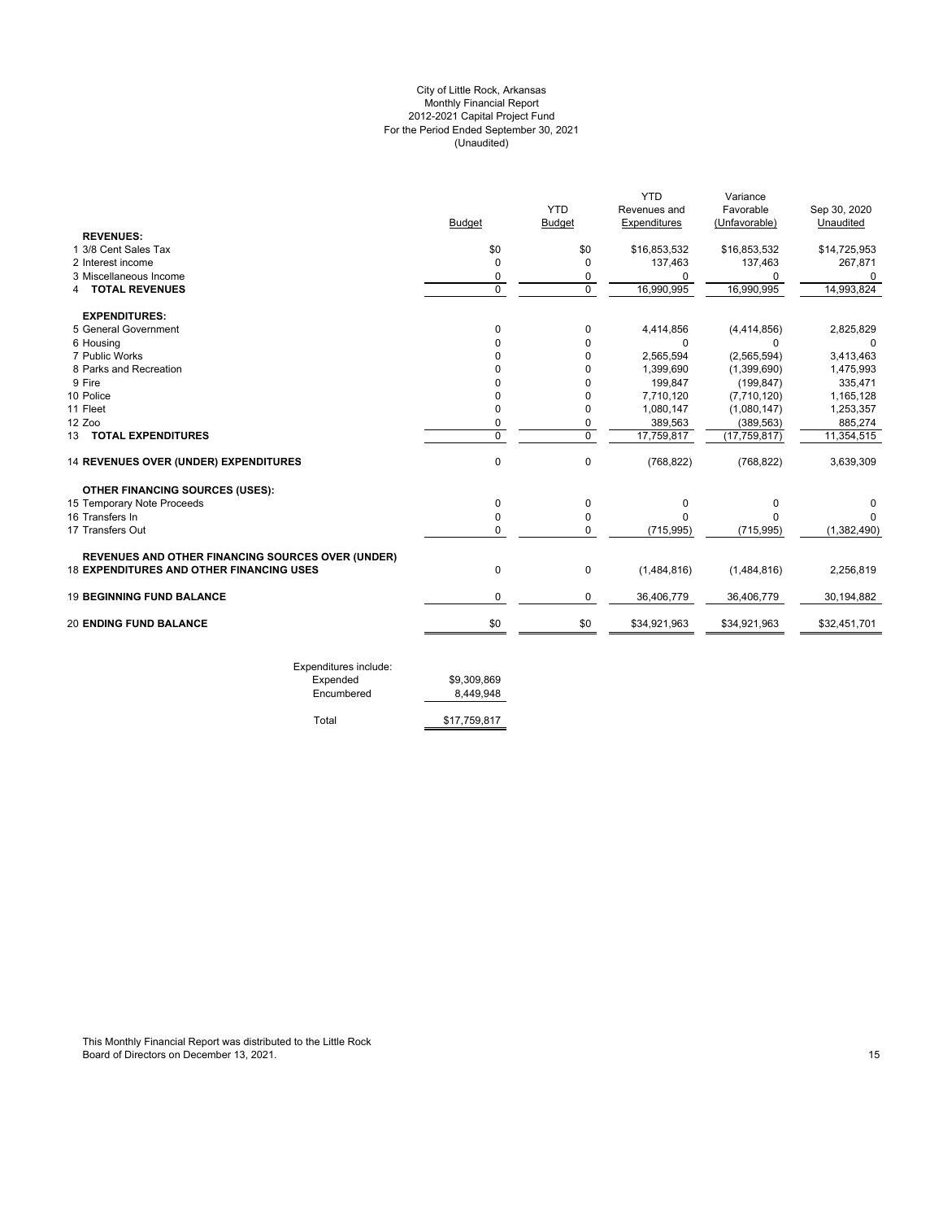City of Little Rock, Arkansas
Monthly Financial Report
2012-2021 Capital Project Fund
For the Period Ended September 30, 2021
(Unaudited)

| | Budget | YTD Budget | YTD Revenues and Expenditures | Variance Favorable (Unfavorable) | Sep 30, 2020 Unaudited |
|---|---|---|---|---|---|
| **REVENUES:** | | | | | |
| 1 3/8 Cent Sales Tax | $0 | $0 | $16,853,532 | $16,853,532 | $14,725,953 |
| 2 Interest income | 0 | 0 | 137,463 | 137,463 | 267,871 |
| 3 Miscellaneous Income | 0 | 0 | 0 | 0 | 0 |
| 4 **TOTAL REVENUES** | 0 | 0 | 16,990,995 | 16,990,995 | 14,993,824 |
| **EXPENDITURES:** | | | | | |
| 5 General Government | 0 | 0 | 4,414,856 | (4,414,856) | 2,825,829 |
| 6 Housing | 0 | 0 | 0 | 0 | 0 |
| 7 Public Works | 0 | 0 | 2,565,594 | (2,565,594) | 3,413,463 |
| 8 Parks and Recreation | 0 | 0 | 1,399,690 | (1,399,690) | 1,475,993 |
| 9 Fire | 0 | 0 | 199,847 | (199,847) | 335,471 |
| 10 Police | 0 | 0 | 7,710,120 | (7,710,120) | 1,165,128 |
| 11 Fleet | 0 | 0 | 1,080,147 | (1,080,147) | 1,253,357 |
| 12 Zoo | 0 | 0 | 389,563 | (389,563) | 885,274 |
| 13 **TOTAL EXPENDITURES** | 0 | 0 | 17,759,817 | (17,759,817) | 11,354,515 |
| 14 **REVENUES OVER (UNDER) EXPENDITURES** | 0 | 0 | (768,822) | (768,822) | 3,639,309 |
| **OTHER FINANCING SOURCES (USES):** | | | | | |
| 15 Temporary Note Proceeds | 0 | 0 | 0 | 0 | 0 |
| 16 Transfers In | 0 | 0 | 0 | 0 | 0 |
| 17 Transfers Out | 0 | 0 | (715,995) | (715,995) | (1,382,490) |
| **REVENUES AND OTHER FINANCING SOURCES OVER (UNDER)** 18 **EXPENDITURES AND OTHER FINANCING USES** | 0 | 0 | (1,484,816) | (1,484,816) | 2,256,819 |
| 19 **BEGINNING FUND BALANCE** | 0 | 0 | 36,406,779 | 36,406,779 | 30,194,882 |
| 20 **ENDING FUND BALANCE** | $0 | $0 | $34,921,963 | $34,921,963 | $32,451,701 |

| Expenditures include: | |
|---|---|
| Expended | $9,309,869 |
| Encumbered | 8,449,948 |
| Total | $17,759,817 |

This Monthly Financial Report was distributed to the Little Rock Board of Directors on December 13, 2021.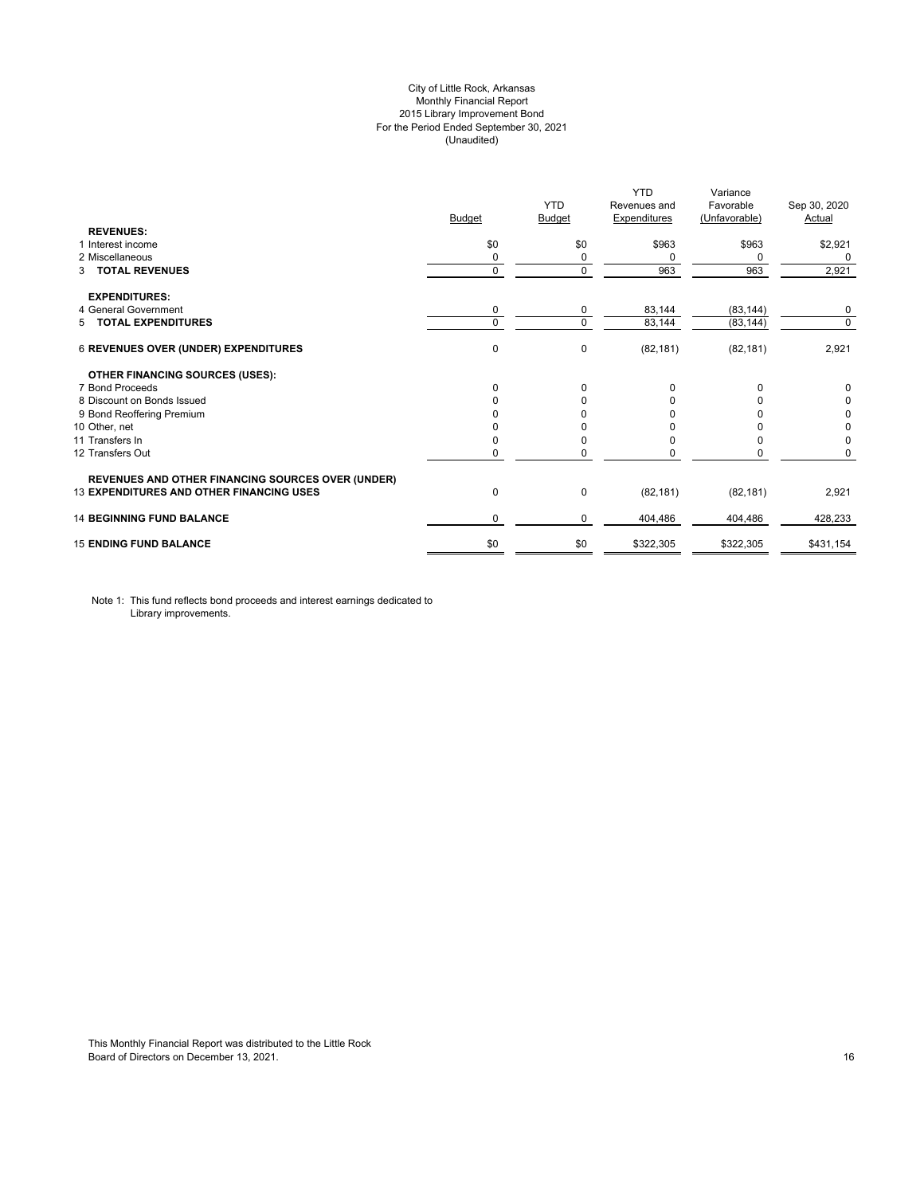City of Little Rock, Arkansas
Monthly Financial Report
2015 Library Improvement Bond
For the Period Ended September 30, 2021
(Unaudited)

| | Budget | YTD Budget | YTD Revenues and Expenditures | Variance Favorable (Unfavorable) | Sep 30, 2020 Actual |
|---|---|---|---|---|---|
| **REVENUES:** | | | | | |
| 1 Interest income | $0 | $0 | $963 | $963 | $2,921 |
| 2 Miscellaneous | 0 | 0 | 0 | 0 | 0 |
| 3 **TOTAL REVENUES** | 0 | 0 | 963 | 963 | 2,921 |
| **EXPENDITURES:** | | | | | |
| 4 General Government | 0 | 0 | 83,144 | (83,144) | 0 |
| 5 **TOTAL EXPENDITURES** | 0 | 0 | 83,144 | (83,144) | 0 |
| 6 **REVENUES OVER (UNDER) EXPENDITURES** | 0 | 0 | (82,181) | (82,181) | 2,921 |
| **OTHER FINANCING SOURCES (USES):** | | | | | |
| 7 Bond Proceeds | 0 | 0 | 0 | 0 | 0 |
| 8 Discount on Bonds Issued | 0 | 0 | 0 | 0 | 0 |
| 9 Bond Reoffering Premium | 0 | 0 | 0 | 0 | 0 |
| 10 Other, net | 0 | 0 | 0 | 0 | 0 |
| 11 Transfers In | 0 | 0 | 0 | 0 | 0 |
| 12 Transfers Out | 0 | 0 | 0 | 0 | 0 |
| **REVENUES AND OTHER FINANCING SOURCES OVER (UNDER)** 13 **EXPENDITURES AND OTHER FINANCING USES** | 0 | 0 | (82,181) | (82,181) | 2,921 |
| 14 **BEGINNING FUND BALANCE** | 0 | 0 | 404,486 | 404,486 | 428,233 |
| 15 **ENDING FUND BALANCE** | $0 | $0 | $322,305 | $322,305 | $431,154 |

Note 1: This fund reflects bond proceeds and interest earnings dedicated to Library improvements.

This Monthly Financial Report was distributed to the Little Rock Board of Directors on December 13, 2021.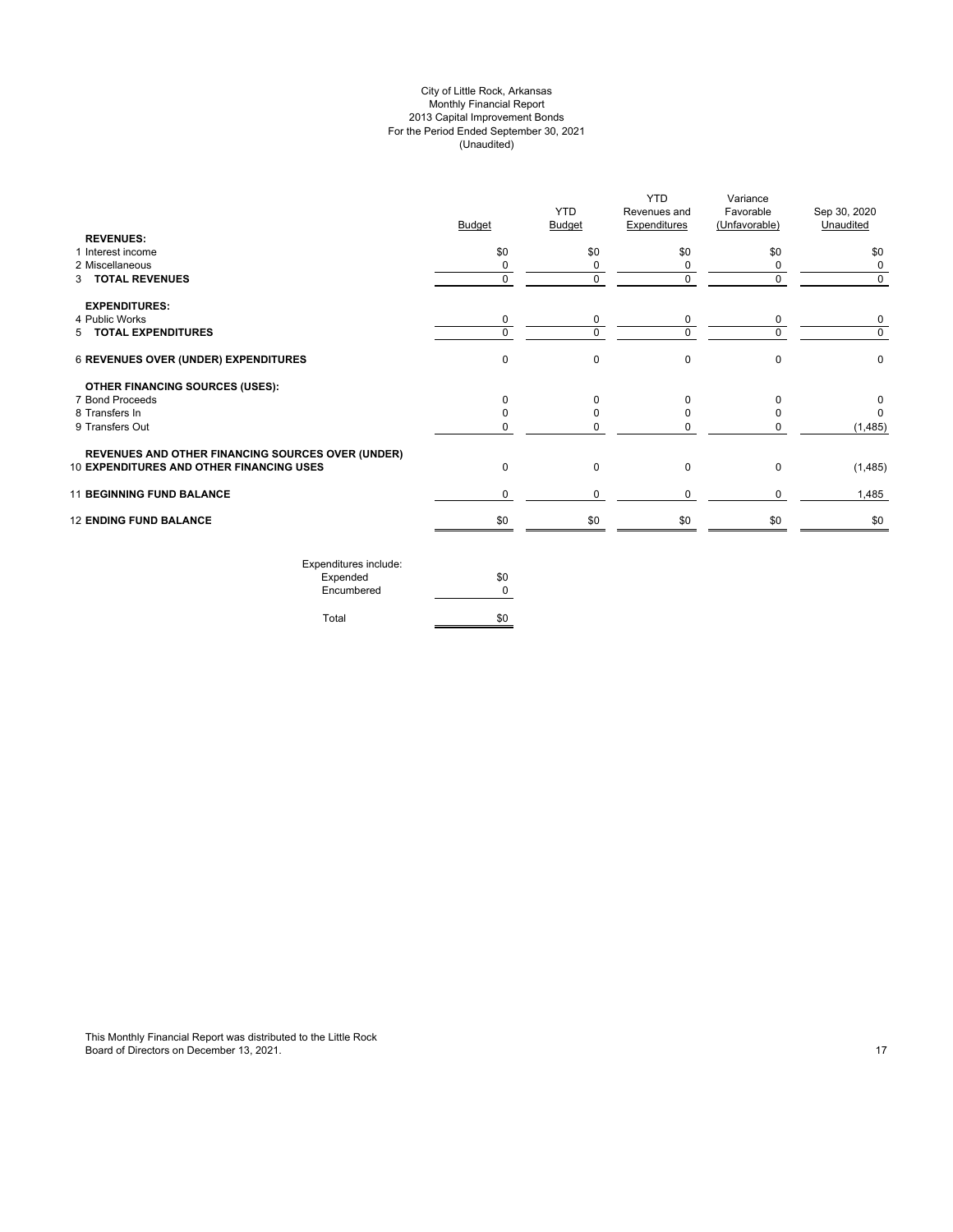City of Little Rock, Arkansas
Monthly Financial Report
2013 Capital Improvement Bonds
For the Period Ended September 30, 2021
(Unaudited)

| | Budget | YTD Budget | YTD Revenues and Expenditures | Variance Favorable (Unfavorable) | Sep 30, 2020 Unaudited |
|---|---|---|---|---|---|
| **REVENUES:** | | | | | |
| 1 Interest income | $0 | $0 | $0 | $0 | $0 |
| 2 Miscellaneous | 0 | 0 | 0 | 0 | 0 |
| 3 **TOTAL REVENUES** | 0 | 0 | 0 | 0 | 0 |
| **EXPENDITURES:** | | | | | |
| 4 Public Works | 0 | 0 | 0 | 0 | 0 |
| 5 **TOTAL EXPENDITURES** | 0 | 0 | 0 | 0 | 0 |
| 6 **REVENUES OVER (UNDER) EXPENDITURES** | 0 | 0 | 0 | 0 | 0 |
| **OTHER FINANCING SOURCES (USES):** | | | | | |
| 7 Bond Proceeds | 0 | 0 | 0 | 0 | 0 |
| 8 Transfers In | 0 | 0 | 0 | 0 | 0 |
| 9 Transfers Out | 0 | 0 | 0 | 0 | (1,485) |
| **REVENUES AND OTHER FINANCING SOURCES OVER (UNDER)** 10 **EXPENDITURES AND OTHER FINANCING USES** | 0 | 0 | 0 | 0 | (1,485) |
| 11 **BEGINNING FUND BALANCE** | 0 | 0 | 0 | 0 | 1,485 |
| 12 **ENDING FUND BALANCE** | $0 | $0 | $0 | $0 | $0 |

| Expenditures include: | |
|---|---|
| Expended | $0 |
| Encumbered | 0 |
| Total | $0 |

This Monthly Financial Report was distributed to the Little Rock Board of Directors on December 13, 2021.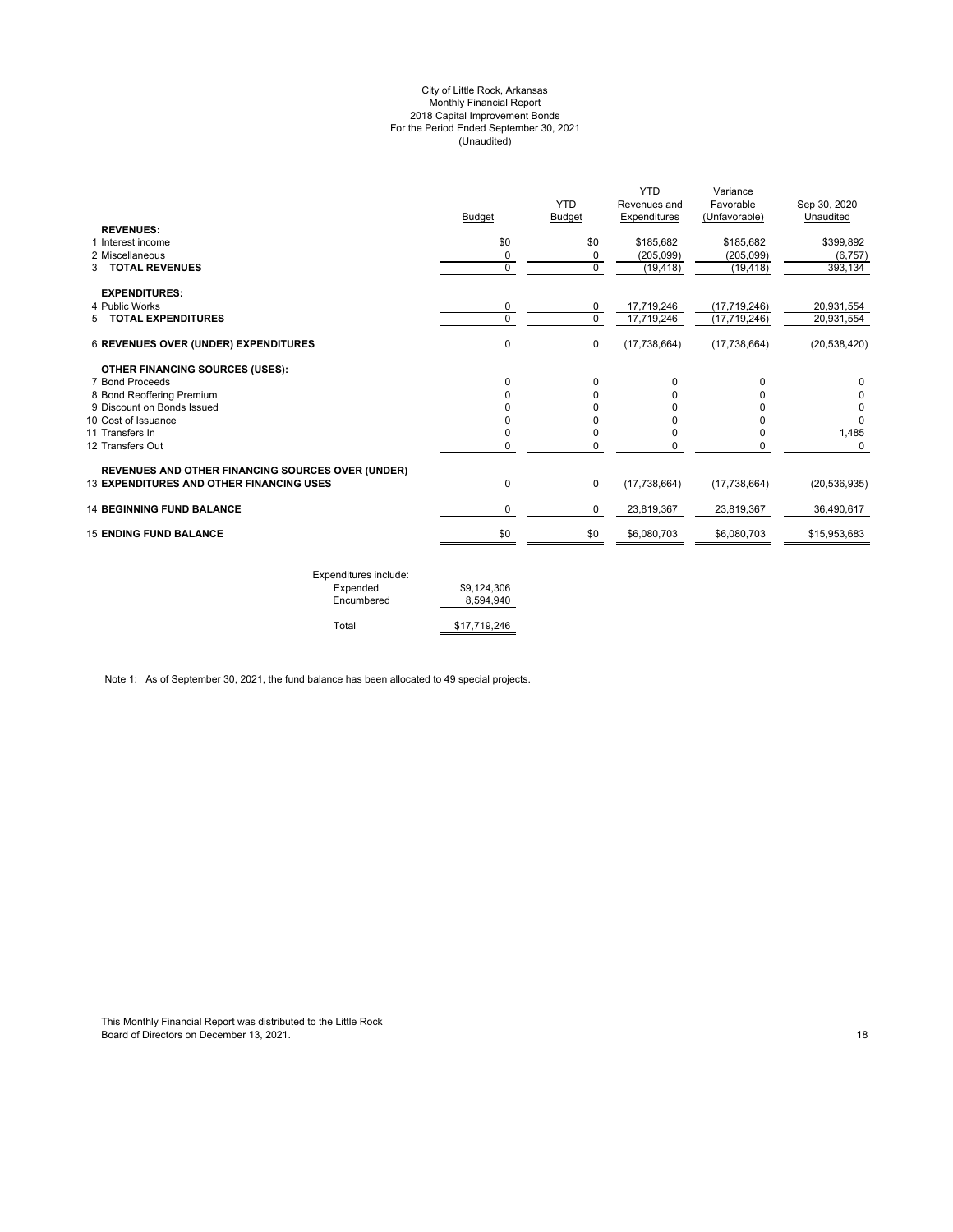City of Little Rock, Arkansas
Monthly Financial Report
2018 Capital Improvement Bonds
For the Period Ended September 30, 2021
(Unaudited)

| | Budget | YTD Budget | YTD Revenues and Expenditures | Variance Favorable (Unfavorable) | Sep 30, 2020 Unaudited |
|---|---|---|---|---|---|
| **REVENUES:** | | | | | |
| 1 Interest income | $0 | $0 | $185,682 | $185,682 | $399,892 |
| 2 Miscellaneous | 0 | 0 | (205,099) | (205,099) | (6,757) |
| 3 **TOTAL REVENUES** | 0 | 0 | (19,418) | (19,418) | 393,134 |
| **EXPENDITURES:** | | | | | |
| 4 Public Works | 0 | 0 | 17,719,246 | (17,719,246) | 20,931,554 |
| 5 **TOTAL EXPENDITURES** | 0 | 0 | 17,719,246 | (17,719,246) | 20,931,554 |
| 6 **REVENUES OVER (UNDER) EXPENDITURES** | 0 | 0 | (17,738,664) | (17,738,664) | (20,538,420) |
| **OTHER FINANCING SOURCES (USES):** | | | | | |
| 7 Bond Proceeds | 0 | 0 | 0 | 0 | 0 |
| 8 Bond Reoffering Premium | 0 | 0 | 0 | 0 | 0 |
| 9 Discount on Bonds Issued | 0 | 0 | 0 | 0 | 0 |
| 10 Cost of Issuance | 0 | 0 | 0 | 0 | 0 |
| 11 Transfers In | 0 | 0 | 0 | 0 | 1,485 |
| 12 Transfers Out | 0 | 0 | 0 | 0 | 0 |
| **REVENUES AND OTHER FINANCING SOURCES OVER (UNDER)** | | | | | |
| 13 **EXPENDITURES AND OTHER FINANCING USES** | 0 | 0 | (17,738,664) | (17,738,664) | (20,536,935) |
| 14 **BEGINNING FUND BALANCE** | 0 | 0 | 23,819,367 | 23,819,367 | 36,490,617 |
| 15 **ENDING FUND BALANCE** | $0 | $0 | $6,080,703 | $6,080,703 | $15,953,683 |

| Expenditures include: | |
|---|---|
| Expended | $9,124,306 |
| Encumbered | 8,594,940 |
| Total | $17,719,246 |

Note 1: As of September 30, 2021, the fund balance has been allocated to 49 special projects.

This Monthly Financial Report was distributed to the Little Rock Board of Directors on December 13, 2021.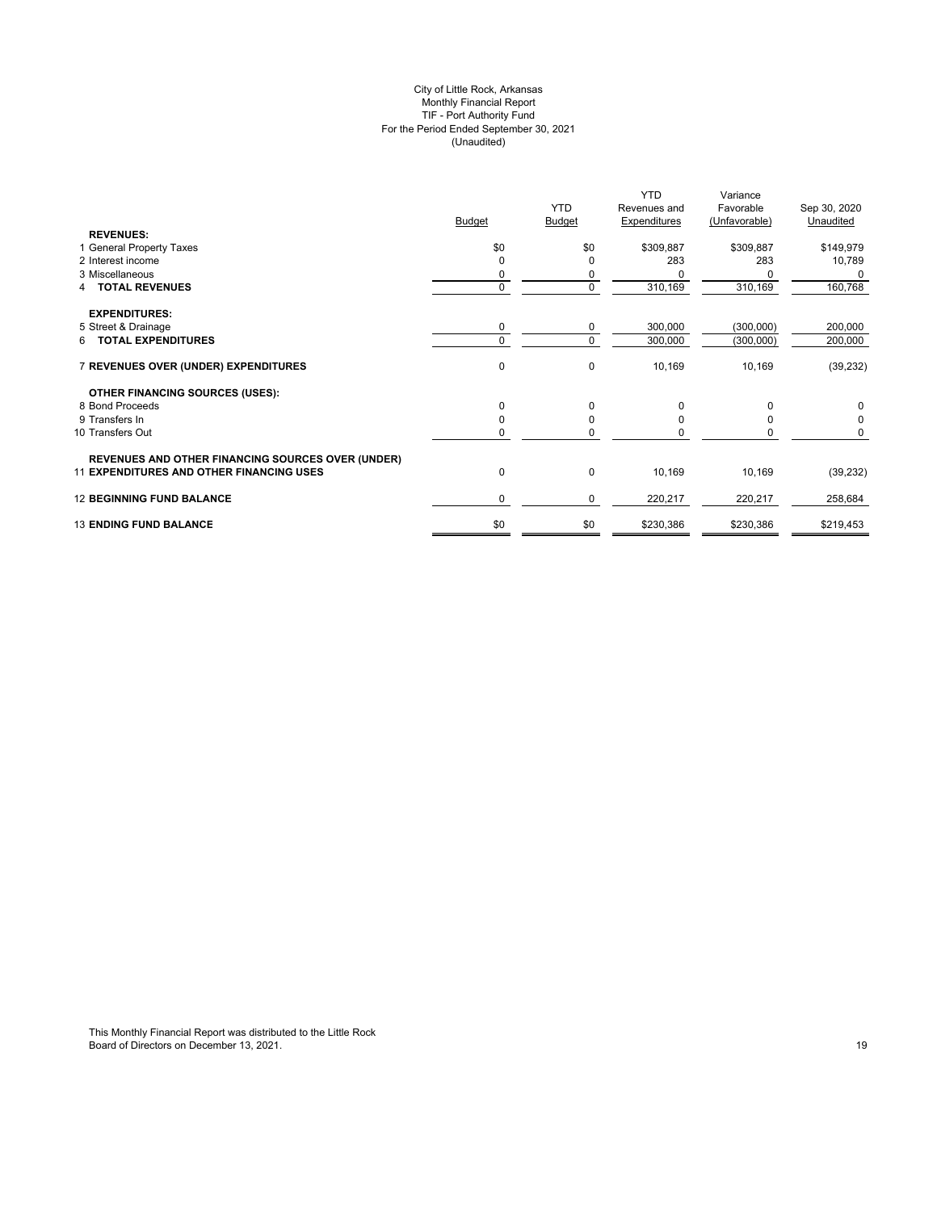City of Little Rock, Arkansas
Monthly Financial Report
TIF - Port Authority Fund
For the Period Ended September 30, 2021
(Unaudited)

| | Budget | YTD Budget | YTD Revenues and Expenditures | Variance Favorable (Unfavorable) | Sep 30, 2020 Unaudited |
|---|---|---|---|---|---|
| **REVENUES:** | | | | | |
| 1 General Property Taxes | $0 | $0 | $309,887 | $309,887 | $149,979 |
| 2 Interest income | 0 | 0 | 283 | 283 | 10,789 |
| 3 Miscellaneous | 0 | 0 | 0 | 0 | 0 |
| 4 **TOTAL REVENUES** | 0 | 0 | 310,169 | 310,169 | 160,768 |
| **EXPENDITURES:** | | | | | |
| 5 Street & Drainage | 0 | 0 | 300,000 | (300,000) | 200,000 |
| 6 **TOTAL EXPENDITURES** | 0 | 0 | 300,000 | (300,000) | 200,000 |
| 7 **REVENUES OVER (UNDER) EXPENDITURES** | 0 | 0 | 10,169 | 10,169 | (39,232) |
| **OTHER FINANCING SOURCES (USES):** | | | | | |
| 8 Bond Proceeds | 0 | 0 | 0 | 0 | 0 |
| 9 Transfers In | 0 | 0 | 0 | 0 | 0 |
| 10 Transfers Out | 0 | 0 | 0 | 0 | 0 |
| **REVENUES AND OTHER FINANCING SOURCES OVER (UNDER)** | | | | | |
| 11 **EXPENDITURES AND OTHER FINANCING USES** | 0 | 0 | 10,169 | 10,169 | (39,232) |
| 12 **BEGINNING FUND BALANCE** | 0 | 0 | 220,217 | 220,217 | 258,684 |
| 13 **ENDING FUND BALANCE** | $0 | $0 | $230,386 | $230,386 | $219,453 |

This Monthly Financial Report was distributed to the Little Rock Board of Directors on December 13, 2021.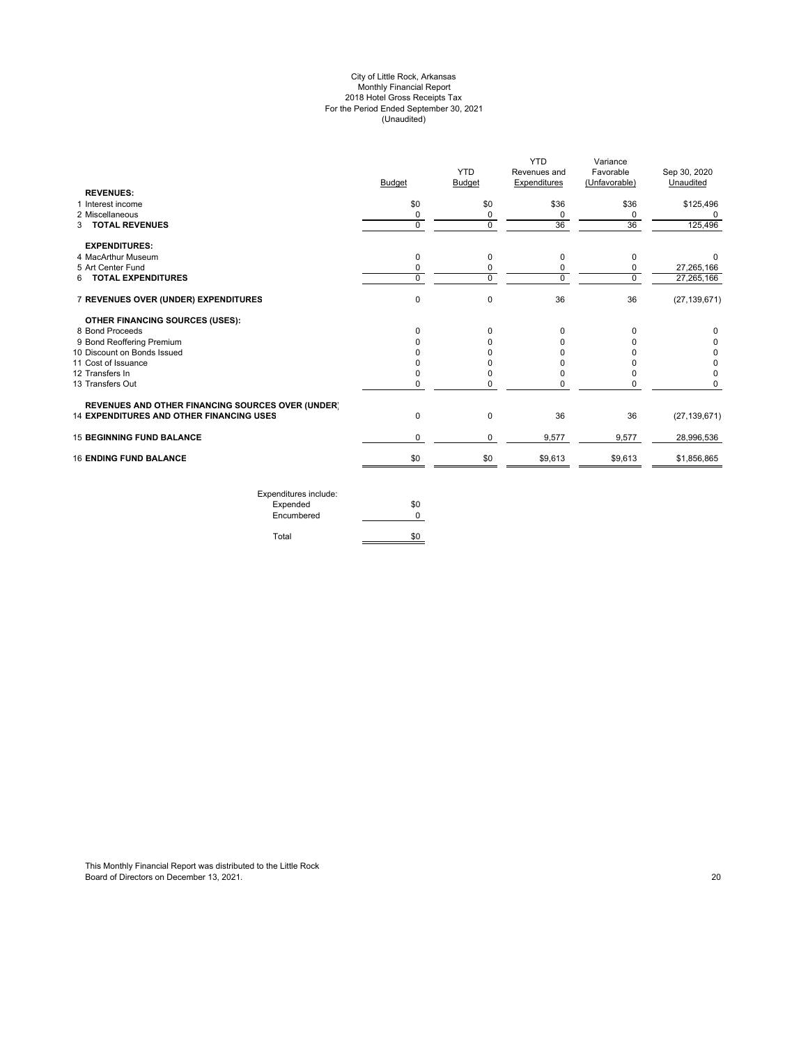# City of Little Rock, Arkansas
## Monthly Financial Report
## 2018 Hotel Gross Receipts Tax
## For the Period Ended September 30, 2021
## (Unaudited)

| | Budget | YTD Budget | YTD Revenues and Expenditures | Variance Favorable (Unfavorable) | Sep 30, 2020 Unaudited |
|---|---|---|---|---|---|
| **REVENUES:** | | | | | |
| 1 Interest income | $0 | $0 | $36 | $36 | $125,496 |
| 2 Miscellaneous | 0 | 0 | 0 | 0 | 0 |
| 3 **TOTAL REVENUES** | 0 | 0 | 36 | 36 | 125,496 |
| **EXPENDITURES:** | | | | | |
| 4 MacArthur Museum | 0 | 0 | 0 | 0 | 0 |
| 5 Art Center Fund | 0 | 0 | 0 | 0 | 27,265,166 |
| 6 **TOTAL EXPENDITURES** | 0 | 0 | 0 | 0 | 27,265,166 |
| 7 **REVENUES OVER (UNDER) EXPENDITURES** | 0 | 0 | 36 | 36 | (27,139,671) |
| **OTHER FINANCING SOURCES (USES):** | | | | | |
| 8 Bond Proceeds | 0 | 0 | 0 | 0 | 0 |
| 9 Bond Reoffering Premium | 0 | 0 | 0 | 0 | 0 |
| 10 Discount on Bonds Issued | 0 | 0 | 0 | 0 | 0 |
| 11 Cost of Issuance | 0 | 0 | 0 | 0 | 0 |
| 12 Transfers In | 0 | 0 | 0 | 0 | 0 |
| 13 Transfers Out | 0 | 0 | 0 | 0 | 0 |
| 14 **REVENUES AND OTHER FINANCING SOURCES OVER (UNDER) EXPENDITURES AND OTHER FINANCING USES** | 0 | 0 | 36 | 36 | (27,139,671) |
| 15 **BEGINNING FUND BALANCE** | 0 | 0 | 9,577 | 9,577 | 28,996,536 |
| 16 **ENDING FUND BALANCE** | $0 | $0 | $9,613 | $9,613 | $1,856,865 |

| Expenditures include: | |
|---|---|
| Expended | $0 |
| Encumbered | 0 |
| Total | $0 |

This Monthly Financial Report was distributed to the Little Rock Board of Directors on December 13, 2021.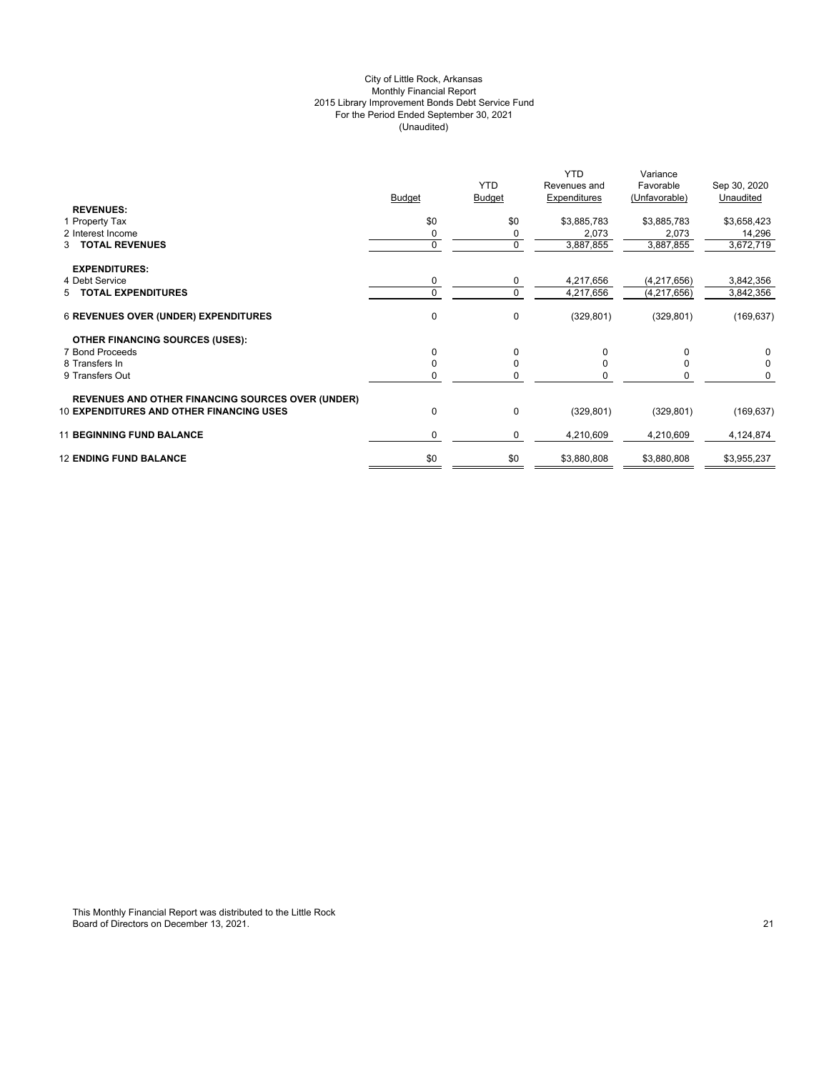City of Little Rock, Arkansas
Monthly Financial Report
2015 Library Improvement Bonds Debt Service Fund
For the Period Ended September 30, 2021
(Unaudited)

| | Budget | YTD Budget | YTD Revenues and Expenditures | Variance Favorable (Unfavorable) | Sep 30, 2020 Unaudited |
|---|---|---|---|---|---|
| **REVENUES:** | | | | | |
| 1 Property Tax | $0 | $0 | $3,885,783 | $3,885,783 | $3,658,423 |
| 2 Interest Income | 0 | 0 | 2,073 | 2,073 | 14,296 |
| 3 **TOTAL REVENUES** | 0 | 0 | 3,887,855 | 3,887,855 | 3,672,719 |
| **EXPENDITURES:** | | | | | |
| 4 Debt Service | 0 | 0 | 4,217,656 | (4,217,656) | 3,842,356 |
| 5 **TOTAL EXPENDITURES** | 0 | 0 | 4,217,656 | (4,217,656) | 3,842,356 |
| 6 **REVENUES OVER (UNDER) EXPENDITURES** | 0 | 0 | (329,801) | (329,801) | (169,637) |
| **OTHER FINANCING SOURCES (USES):** | | | | | |
| 7 Bond Proceeds | 0 | 0 | 0 | 0 | 0 |
| 8 Transfers In | 0 | 0 | 0 | 0 | 0 |
| 9 Transfers Out | 0 | 0 | 0 | 0 | 0 |
| **REVENUES AND OTHER FINANCING SOURCES OVER (UNDER)** | | | | | |
| 10 **EXPENDITURES AND OTHER FINANCING USES** | 0 | 0 | (329,801) | (329,801) | (169,637) |
| 11 **BEGINNING FUND BALANCE** | 0 | 0 | 4,210,609 | 4,210,609 | 4,124,874 |
| 12 **ENDING FUND BALANCE** | $0 | $0 | $3,880,808 | $3,880,808 | $3,955,237 |

This Monthly Financial Report was distributed to the Little Rock Board of Directors on December 13, 2021.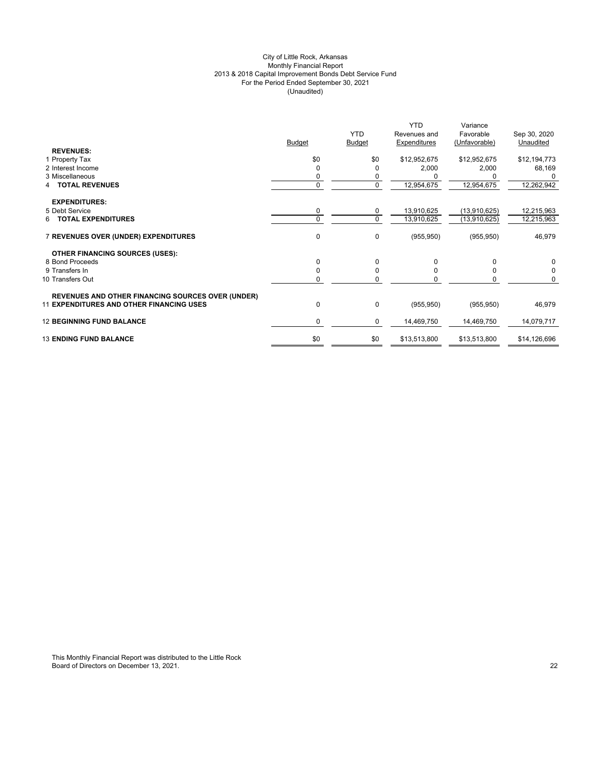City of Little Rock, Arkansas
Monthly Financial Report
2013 & 2018 Capital Improvement Bonds Debt Service Fund
For the Period Ended September 30, 2021
(Unaudited)

| | Budget | YTD Budget | YTD Revenues and Expenditures | Variance Favorable (Unfavorable) | Sep 30, 2020 Unaudited |
|---|---|---|---|---|---|
| **REVENUES:** | | | | | |
| 1 Property Tax | $0 | $0 | $12,952,675 | $12,952,675 | $12,194,773 |
| 2 Interest Income | 0 | 0 | 2,000 | 2,000 | 68,169 |
| 3 Miscellaneous | 0 | 0 | 0 | 0 | 0 |
| 4 **TOTAL REVENUES** | 0 | 0 | 12,954,675 | 12,954,675 | 12,262,942 |
| **EXPENDITURES:** | | | | | |
| 5 Debt Service | 0 | 0 | 13,910,625 | (13,910,625) | 12,215,963 |
| 6 **TOTAL EXPENDITURES** | 0 | 0 | 13,910,625 | (13,910,625) | 12,215,963 |
| 7 **REVENUES OVER (UNDER) EXPENDITURES** | 0 | 0 | (955,950) | (955,950) | 46,979 |
| **OTHER FINANCING SOURCES (USES):** | | | | | |
| 8 Bond Proceeds | 0 | 0 | 0 | 0 | 0 |
| 9 Transfers In | 0 | 0 | 0 | 0 | 0 |
| 10 Transfers Out | 0 | 0 | 0 | 0 | 0 |
| **REVENUES AND OTHER FINANCING SOURCES OVER (UNDER)** 11 **EXPENDITURES AND OTHER FINANCING USES** | 0 | 0 | (955,950) | (955,950) | 46,979 |
| 12 **BEGINNING FUND BALANCE** | 0 | 0 | 14,469,750 | 14,469,750 | 14,079,717 |
| 13 **ENDING FUND BALANCE** | $0 | $0 | $13,513,800 | $13,513,800 | $14,126,696 |

This Monthly Financial Report was distributed to the Little Rock Board of Directors on December 13, 2021.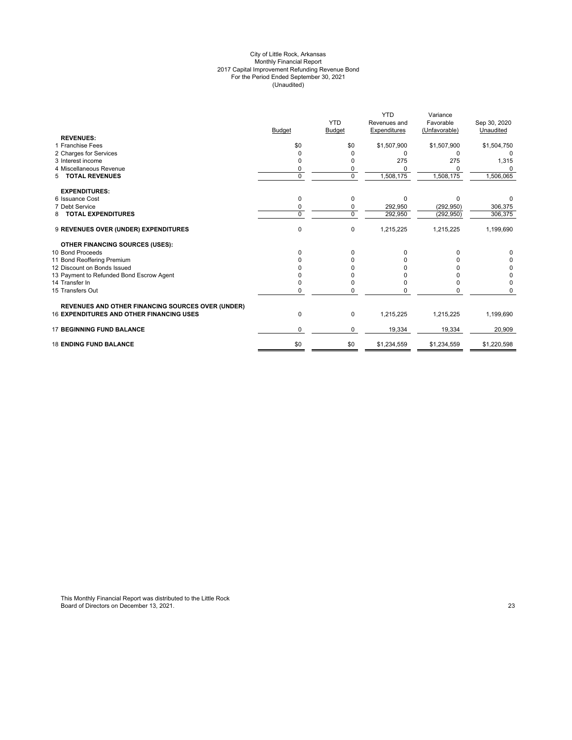# City of Little Rock, Arkansas
## Monthly Financial Report
## 2017 Capital Improvement Refunding Revenue Bond
## For the Period Ended September 30, 2021
## (Unaudited)

| | Budget | YTD Budget | YTD Revenues and Expenditures | Variance Favorable (Unfavorable) | Sep 30, 2020 Unaudited |
|---|---|---|---|---|---|
| **REVENUES:** | | | | | |
| 1 Franchise Fees | $0 | $0 | $1,507,900 | $1,507,900 | $1,504,750 |
| 2 Charges for Services | 0 | 0 | 0 | 0 | 0 |
| 3 Interest income | 0 | 0 | 275 | 275 | 1,315 |
| 4 Miscellaneous Revenue | 0 | 0 | 0 | 0 | 0 |
| 5 **TOTAL REVENUES** | 0 | 0 | 1,508,175 | 1,508,175 | 1,506,065 |
| **EXPENDITURES:** | | | | | |
| 6 Issuance Cost | 0 | 0 | 0 | 0 | 0 |
| 7 Debt Service | 0 | 0 | 292,950 | (292,950) | 306,375 |
| 8 **TOTAL EXPENDITURES** | 0 | 0 | 292,950 | (292,950) | 306,375 |
| 9 **REVENUES OVER (UNDER) EXPENDITURES** | 0 | 0 | 1,215,225 | 1,215,225 | 1,199,690 |
| **OTHER FINANCING SOURCES (USES):** | | | | | |
| 10 Bond Proceeds | 0 | 0 | 0 | 0 | 0 |
| 11 Bond Reoffering Premium | 0 | 0 | 0 | 0 | 0 |
| 12 Discount on Bonds Issued | 0 | 0 | 0 | 0 | 0 |
| 13 Payment to Refunded Bond Escrow Agent | 0 | 0 | 0 | 0 | 0 |
| 14 Transfer In | 0 | 0 | 0 | 0 | 0 |
| 15 Transfers Out | 0 | 0 | 0 | 0 | 0 |
| **REVENUES AND OTHER FINANCING SOURCES OVER (UNDER)** 16 **EXPENDITURES AND OTHER FINANCING USES** | 0 | 0 | 1,215,225 | 1,215,225 | 1,199,690 |
| 17 **BEGINNING FUND BALANCE** | 0 | 0 | 19,334 | 19,334 | 20,909 |
| 18 **ENDING FUND BALANCE** | $0 | $0 | $1,234,559 | $1,234,559 | $1,220,598 |

This Monthly Financial Report was distributed to the Little Rock Board of Directors on December 13, 2021.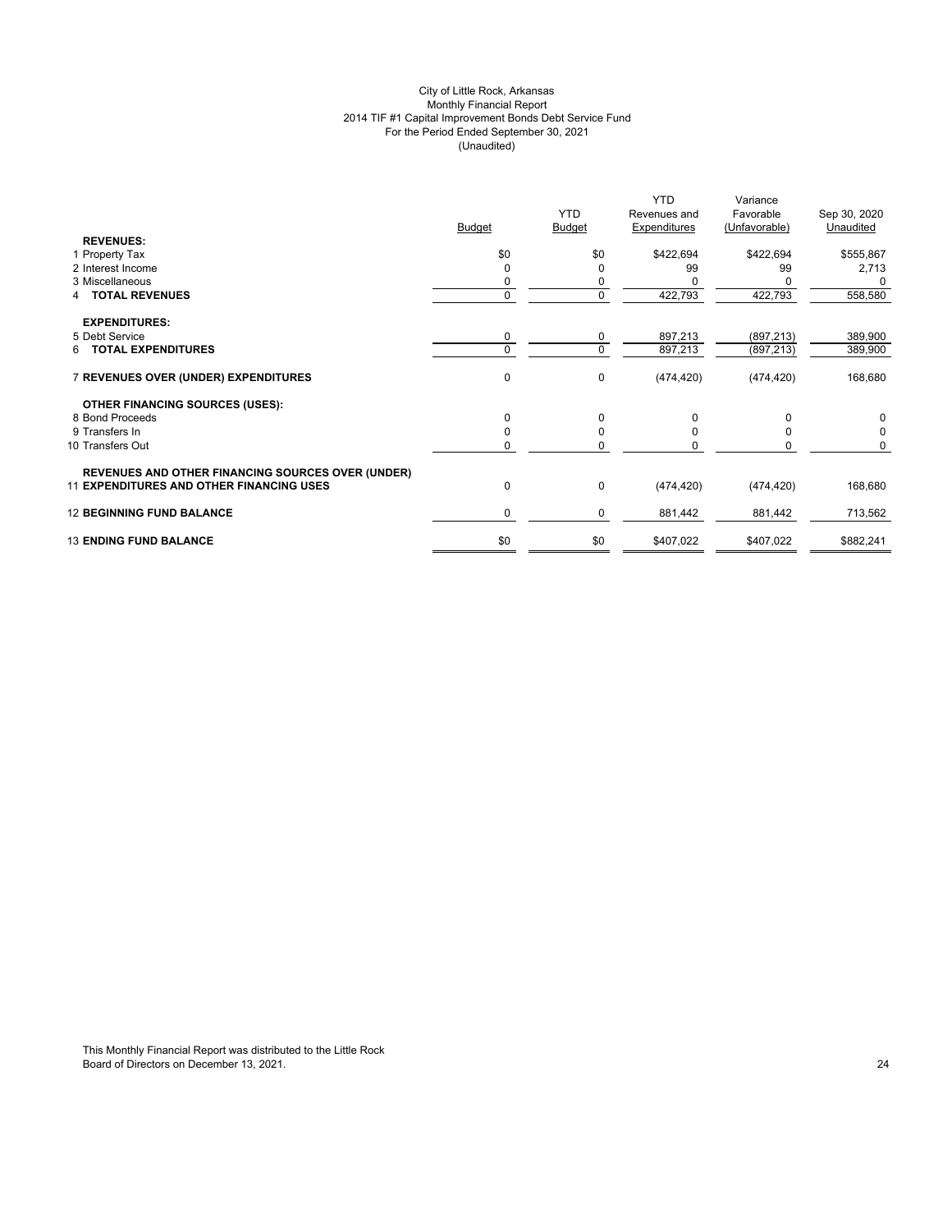City of Little Rock, Arkansas
Monthly Financial Report
2014 TIF #1 Capital Improvement Bonds Debt Service Fund
For the Period Ended September 30, 2021
(Unaudited)

| | Budget | YTD Budget | YTD Revenues and Expenditures | Variance Favorable (Unfavorable) | Sep 30, 2020 Unaudited |
|---|---|---|---|---|---|
| **REVENUES:** | | | | | |
| 1 Property Tax | $0 | $0 | $422,694 | $422,694 | $555,867 |
| 2 Interest Income | 0 | 0 | 99 | 99 | 2,713 |
| 3 Miscellaneous | 0 | 0 | 0 | 0 | 0 |
| 4 **TOTAL REVENUES** | 0 | 0 | 422,793 | 422,793 | 558,580 |
| **EXPENDITURES:** | | | | | |
| 5 Debt Service | 0 | 0 | 897,213 | (897,213) | 389,900 |
| 6 **TOTAL EXPENDITURES** | 0 | 0 | 897,213 | (897,213) | 389,900 |
| 7 **REVENUES OVER (UNDER) EXPENDITURES** | 0 | 0 | (474,420) | (474,420) | 168,680 |
| **OTHER FINANCING SOURCES (USES):** | | | | | |
| 8 Bond Proceeds | 0 | 0 | 0 | 0 | 0 |
| 9 Transfers In | 0 | 0 | 0 | 0 | 0 |
| 10 Transfers Out | 0 | 0 | 0 | 0 | 0 |
| **REVENUES AND OTHER FINANCING SOURCES OVER (UNDER)** 11 **EXPENDITURES AND OTHER FINANCING USES** | 0 | 0 | (474,420) | (474,420) | 168,680 |
| 12 **BEGINNING FUND BALANCE** | 0 | 0 | 881,442 | 881,442 | 713,562 |
| 13 **ENDING FUND BALANCE** | $0 | $0 | $407,022 | $407,022 | $882,241 |

This Monthly Financial Report was distributed to the Little Rock Board of Directors on December 13, 2021.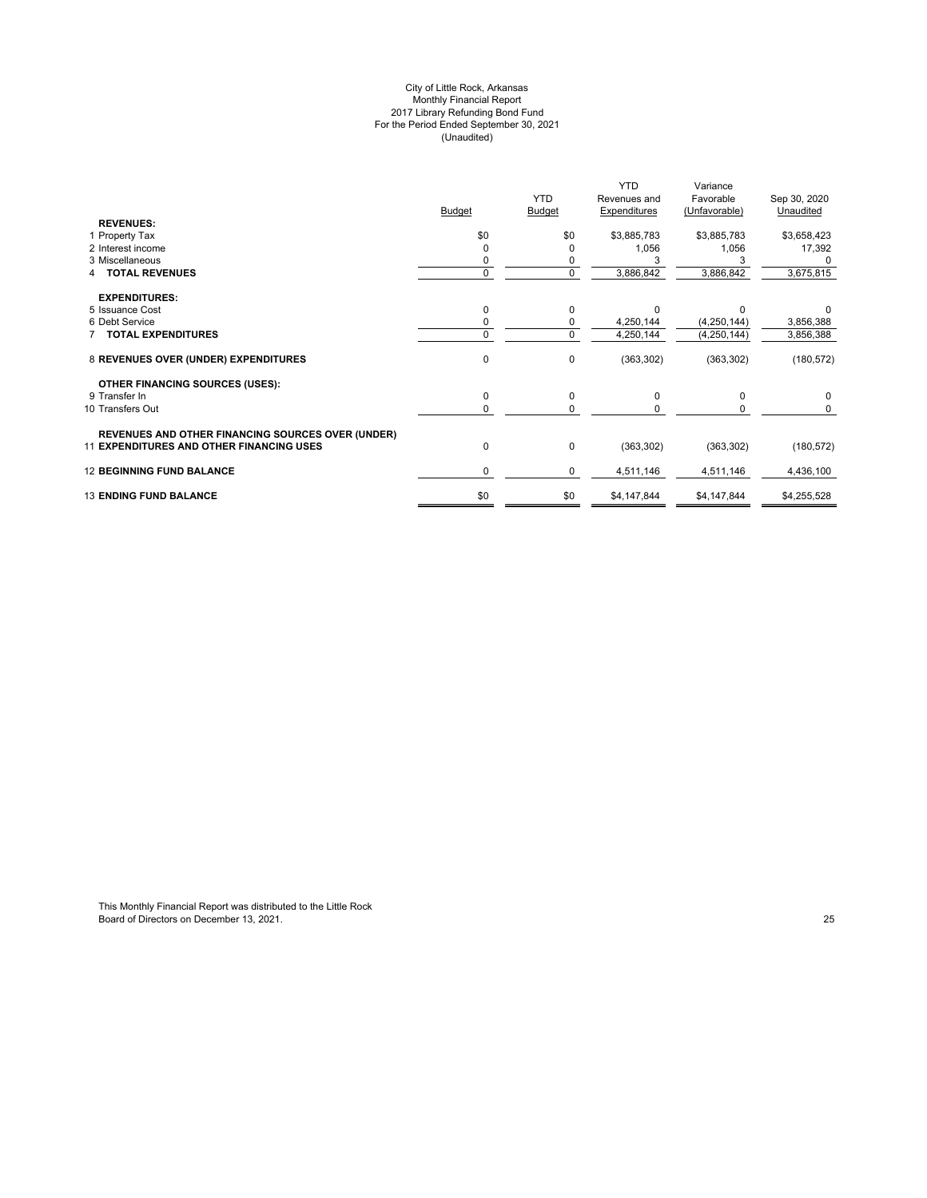City of Little Rock, Arkansas
Monthly Financial Report
2017 Library Refunding Bond Fund
For the Period Ended September 30, 2021
(Unaudited)

| | Budget | YTD Budget | YTD Revenues and Expenditures | Variance Favorable (Unfavorable) | Sep 30, 2020 Unaudited |
|---|---|---|---|---|---|
| **REVENUES:** | | | | | |
| 1 Property Tax | $0 | $0 | $3,885,783 | $3,885,783 | $3,658,423 |
| 2 Interest income | 0 | 0 | 1,056 | 1,056 | 17,392 |
| 3 Miscellaneous | 0 | 0 | 3 | 3 | 0 |
| 4 **TOTAL REVENUES** | 0 | 0 | 3,886,842 | 3,886,842 | 3,675,815 |
| **EXPENDITURES:** | | | | | |
| 5 Issuance Cost | 0 | 0 | 0 | 0 | 0 |
| 6 Debt Service | 0 | 0 | 4,250,144 | (4,250,144) | 3,856,388 |
| 7 **TOTAL EXPENDITURES** | 0 | 0 | 4,250,144 | (4,250,144) | 3,856,388 |
| 8 **REVENUES OVER (UNDER) EXPENDITURES** | 0 | 0 | (363,302) | (363,302) | (180,572) |
| **OTHER FINANCING SOURCES (USES):** | | | | | |
| 9 Transfer In | 0 | 0 | 0 | 0 | 0 |
| 10 Transfers Out | 0 | 0 | 0 | 0 | 0 |
| 11 **REVENUES AND OTHER FINANCING SOURCES OVER (UNDER) EXPENDITURES AND OTHER FINANCING USES** | 0 | 0 | (363,302) | (363,302) | (180,572) |
| 12 **BEGINNING FUND BALANCE** | 0 | 0 | 4,511,146 | 4,511,146 | 4,436,100 |
| 13 **ENDING FUND BALANCE** | $0 | $0 | $4,147,844 | $4,147,844 | $4,255,528 |

This Monthly Financial Report was distributed to the Little Rock Board of Directors on December 13, 2021.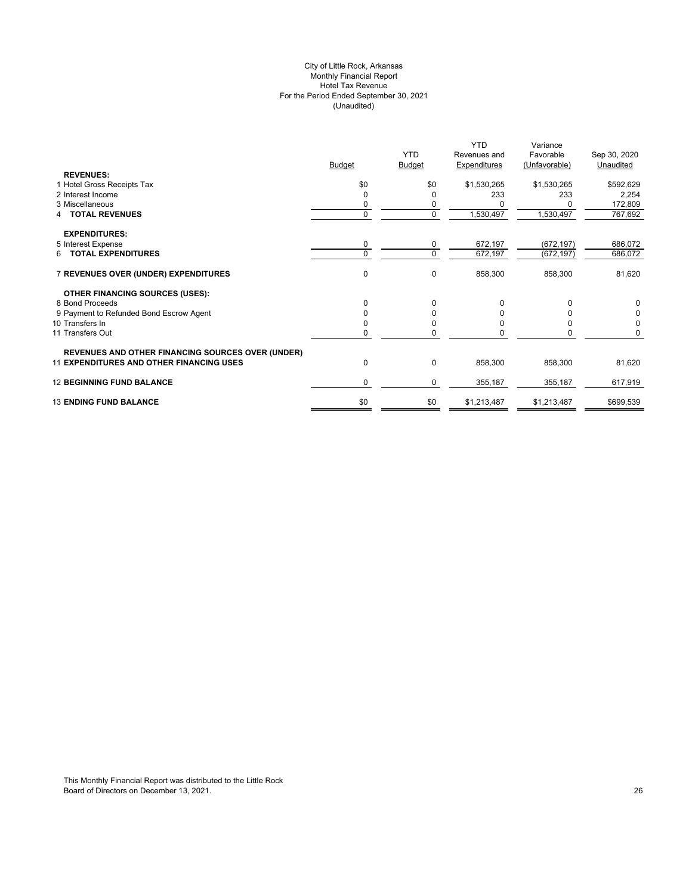City of Little Rock, Arkansas
Monthly Financial Report
Hotel Tax Revenue
For the Period Ended September 30, 2021
(Unaudited)

| | Budget | YTD Budget | YTD Revenues and Expenditures | Variance Favorable (Unfavorable) | Sep 30, 2020 Unaudited |
|---|---|---|---|---|---|
| **REVENUES:** | | | | | |
| 1 Hotel Gross Receipts Tax | $0 | $0 | $1,530,265 | $1,530,265 | $592,629 |
| 2 Interest Income | 0 | 0 | 233 | 233 | 2,254 |
| 3 Miscellaneous | 0 | 0 | 0 | 0 | 172,809 |
| 4 **TOTAL REVENUES** | 0 | 0 | 1,530,497 | 1,530,497 | 767,692 |
| **EXPENDITURES:** | | | | | |
| 5 Interest Expense | 0 | 0 | 672,197 | (672,197) | 686,072 |
| 6 **TOTAL EXPENDITURES** | 0 | 0 | 672,197 | (672,197) | 686,072 |
| 7 **REVENUES OVER (UNDER) EXPENDITURES** | 0 | 0 | 858,300 | 858,300 | 81,620 |
| **OTHER FINANCING SOURCES (USES):** | | | | | |
| 8 Bond Proceeds | 0 | 0 | 0 | 0 | 0 |
| 9 Payment to Refunded Bond Escrow Agent | 0 | 0 | 0 | 0 | 0 |
| 10 Transfers In | 0 | 0 | 0 | 0 | 0 |
| 11 Transfers Out | 0 | 0 | 0 | 0 | 0 |
| **REVENUES AND OTHER FINANCING SOURCES OVER (UNDER)** 11 **EXPENDITURES AND OTHER FINANCING USES** | 0 | 0 | 858,300 | 858,300 | 81,620 |
| 12 **BEGINNING FUND BALANCE** | 0 | 0 | 355,187 | 355,187 | 617,919 |
| 13 **ENDING FUND BALANCE** | $0 | $0 | $1,213,487 | $1,213,487 | $699,539 |

This Monthly Financial Report was distributed to the Little Rock Board of Directors on December 13, 2021.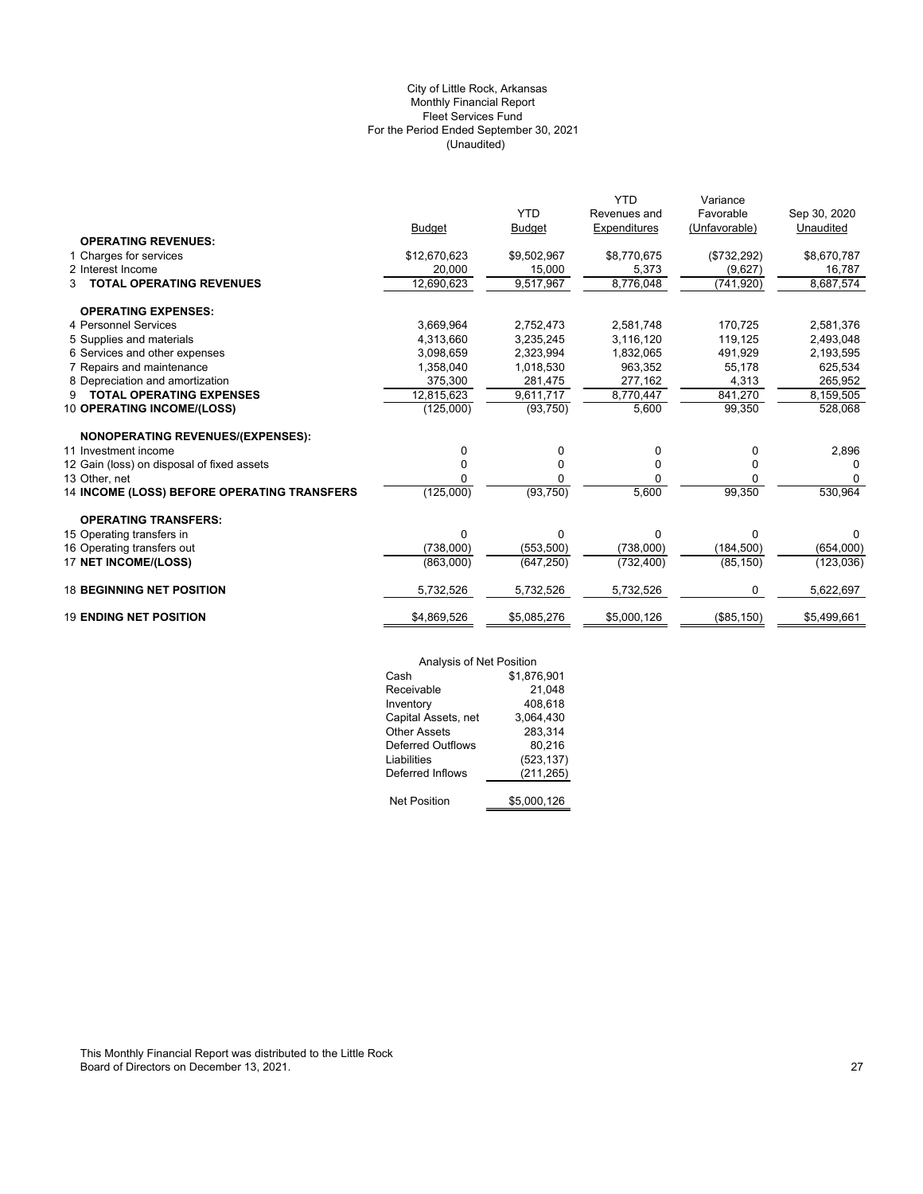City of Little Rock, Arkansas
Monthly Financial Report
Fleet Services Fund
For the Period Ended September 30, 2021
(Unaudited)

| | Budget | YTD Budget | YTD Revenues and Expenditures | Variance Favorable (Unfavorable) | Sep 30, 2020 Unaudited |
|---|---|---|---|---|---|
| **OPERATING REVENUES:** | | | | | |
| 1 Charges for services | $12,670,623 | $9,502,967 | $8,770,675 | ($732,292) | $8,670,787 |
| 2 Interest Income | 20,000 | 15,000 | 5,373 | (9,627) | 16,787 |
| 3 **TOTAL OPERATING REVENUES** | 12,690,623 | 9,517,967 | 8,776,048 | (741,920) | 8,687,574 |
| **OPERATING EXPENSES:** | | | | | |
| 4 Personnel Services | 3,669,964 | 2,752,473 | 2,581,748 | 170,725 | 2,581,376 |
| 5 Supplies and materials | 4,313,660 | 3,235,245 | 3,116,120 | 119,125 | 2,493,048 |
| 6 Services and other expenses | 3,098,659 | 2,323,994 | 1,832,065 | 491,929 | 2,193,595 |
| 7 Repairs and maintenance | 1,358,040 | 1,018,530 | 963,352 | 55,178 | 625,534 |
| 8 Depreciation and amortization | 375,300 | 281,475 | 277,162 | 4,313 | 265,952 |
| 9 **TOTAL OPERATING EXPENSES** | 12,815,623 | 9,611,717 | 8,770,447 | 841,270 | 8,159,505 |
| 10 **OPERATING INCOME/(LOSS)** | (125,000) | (93,750) | 5,600 | 99,350 | 528,068 |
| **NONOPERATING REVENUES/(EXPENSES):** | | | | | |
| 11 Investment income | 0 | 0 | 0 | 0 | 2,896 |
| 12 Gain (loss) on disposal of fixed assets | 0 | 0 | 0 | 0 | 0 |
| 13 Other, net | 0 | 0 | 0 | 0 | 0 |
| 14 **INCOME (LOSS) BEFORE OPERATING TRANSFERS** | (125,000) | (93,750) | 5,600 | 99,350 | 530,964 |
| **OPERATING TRANSFERS:** | | | | | |
| 15 Operating transfers in | 0 | 0 | 0 | 0 | 0 |
| 16 Operating transfers out | (738,000) | (553,500) | (738,000) | (184,500) | (654,000) |
| 17 **NET INCOME/(LOSS)** | (863,000) | (647,250) | (732,400) | (85,150) | (123,036) |
| 18 **BEGINNING NET POSITION** | 5,732,526 | 5,732,526 | 5,732,526 | 0 | 5,622,697 |
| 19 **ENDING NET POSITION** | $4,869,526 | $5,085,276 | $5,000,126 | ($85,150) | $5,499,661 |

| Analysis of Net Position | |
|---|---|
| Cash | $1,876,901 |
| Receivable | 21,048 |
| Inventory | 408,618 |
| Capital Assets, net | 3,064,430 |
| Other Assets | 283,314 |
| Deferred Outflows | 80,216 |
| Liabilities | (523,137) |
| Deferred Inflows | (211,265) |
| Net Position | $5,000,126 |

This Monthly Financial Report was distributed to the Little Rock Board of Directors on December 13, 2021.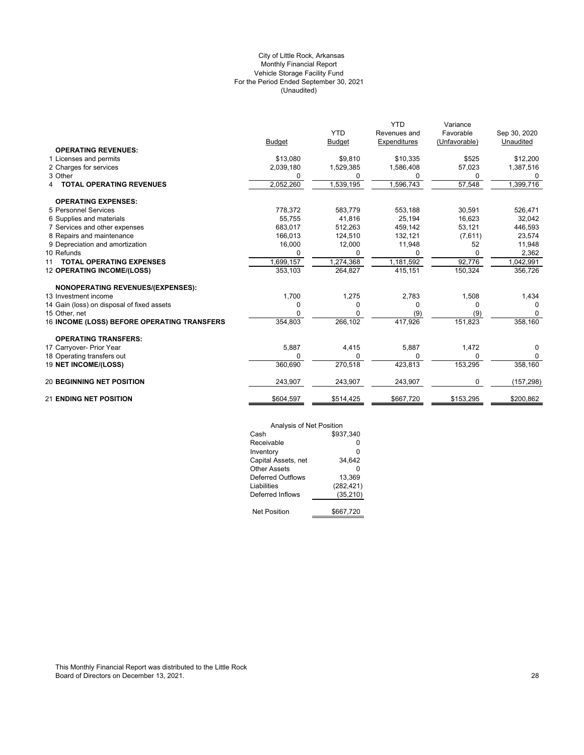City of Little Rock, Arkansas
Monthly Financial Report
Vehicle Storage Facility Fund
For the Period Ended September 30, 2021
(Unaudited)

| | Budget | YTD Budget | YTD Revenues and Expenditures | Variance Favorable (Unfavorable) | Sep 30, 2020 Unaudited |
|---|---|---|---|---|---|
| **OPERATING REVENUES:** | | | | | |
| 1 Licenses and permits | $13,080 | $9,810 | $10,335 | $525 | $12,200 |
| 2 Charges for services | 2,039,180 | 1,529,385 | 1,586,408 | 57,023 | 1,387,516 |
| 3 Other | 0 | 0 | 0 | 0 | 0 |
| 4 **TOTAL OPERATING REVENUES** | 2,052,260 | 1,539,195 | 1,596,743 | 57,548 | 1,399,716 |
| **OPERATING EXPENSES:** | | | | | |
| 5 Personnel Services | 778,372 | 583,779 | 553,188 | 30,591 | 526,471 |
| 6 Supplies and materials | 55,755 | 41,816 | 25,194 | 16,623 | 32,042 |
| 7 Services and other expenses | 683,017 | 512,263 | 459,142 | 53,121 | 446,593 |
| 8 Repairs and maintenance | 166,013 | 124,510 | 132,121 | (7,611) | 23,574 |
| 9 Depreciation and amortization | 16,000 | 12,000 | 11,948 | 52 | 11,948 |
| 10 Refunds | 0 | 0 | 0 | 0 | 2,362 |
| 11 **TOTAL OPERATING EXPENSES** | 1,699,157 | 1,274,368 | 1,181,592 | 92,776 | 1,042,991 |
| 12 **OPERATING INCOME/(LOSS)** | 353,103 | 264,827 | 415,151 | 150,324 | 356,726 |
| **NONOPERATING REVENUES/(EXPENSES):** | | | | | |
| 13 Investment income | 1,700 | 1,275 | 2,783 | 1,508 | 1,434 |
| 14 Gain (loss) on disposal of fixed assets | 0 | 0 | 0 | 0 | 0 |
| 15 Other, net | 0 | 0 | (9) | (9) | 0 |
| 16 **INCOME (LOSS) BEFORE OPERATING TRANSFERS** | 354,803 | 266,102 | 417,926 | 151,823 | 358,160 |
| **OPERATING TRANSFERS:** | | | | | |
| 17 Carryover- Prior Year | 5,887 | 4,415 | 5,887 | 1,472 | 0 |
| 18 Operating transfers out | 0 | 0 | 0 | 0 | 0 |
| 19 **NET INCOME/(LOSS)** | 360,690 | 270,518 | 423,813 | 153,295 | 358,160 |
| 20 **BEGINNING NET POSITION** | 243,907 | 243,907 | 243,907 | 0 | (157,298) |
| 21 **ENDING NET POSITION** | $604,597 | $514,425 | $667,720 | $153,295 | $200,862 |

| Analysis of Net Position | |
|---|---|
| Cash | $937,340 |
| Receivable | 0 |
| Inventory | 0 |
| Capital Assets, net | 34,642 |
| Other Assets | 0 |
| Deferred Outflows | 13,369 |
| Liabilities | (282,421) |
| Deferred Inflows | (35,210) |
| Net Position | $667,720 |

This Monthly Financial Report was distributed to the Little Rock Board of Directors on December 13, 2021.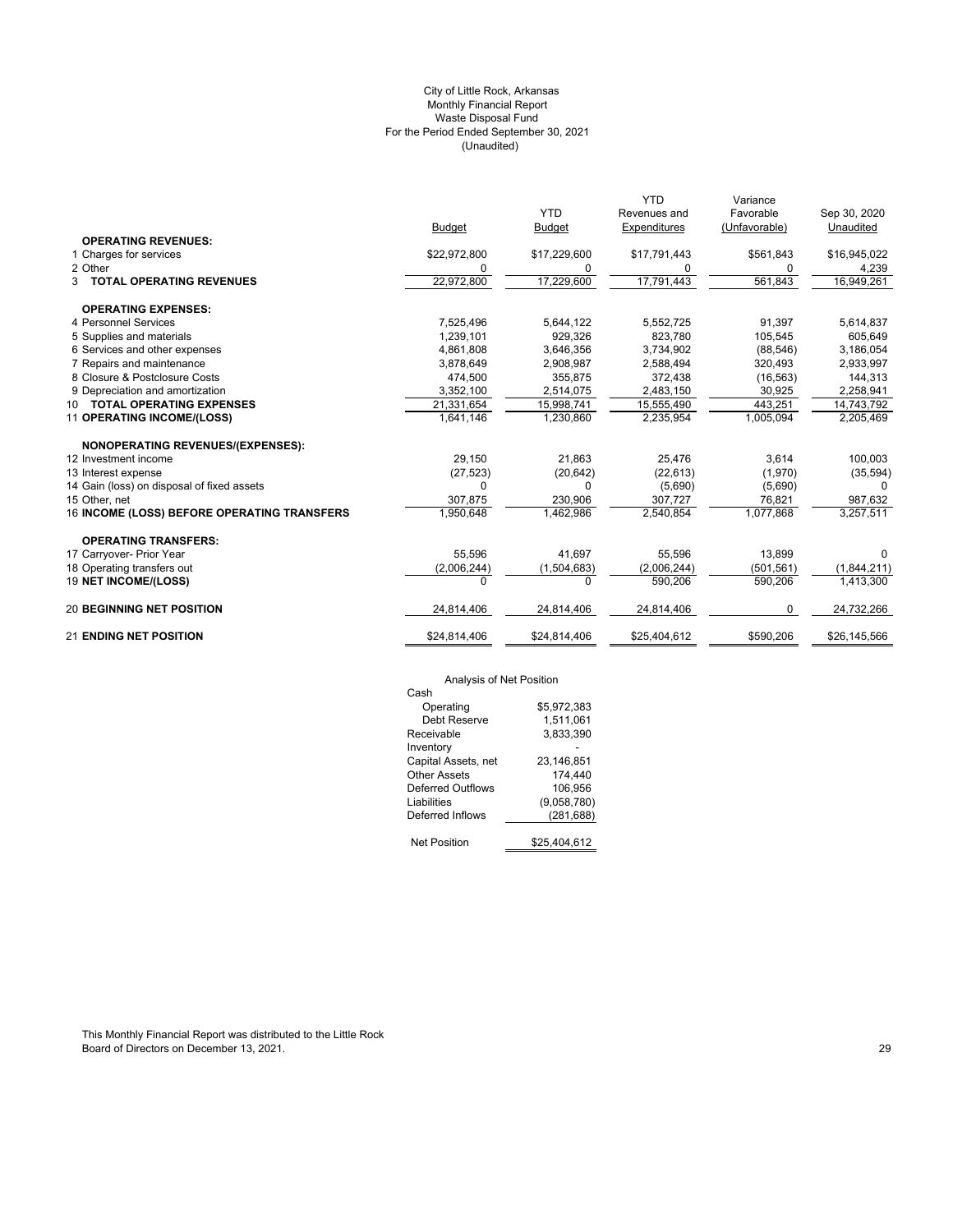City of Little Rock, Arkansas
Monthly Financial Report
Waste Disposal Fund
For the Period Ended September 30, 2021
(Unaudited)

| | Budget | YTD Budget | YTD Revenues and Expenditures | Variance Favorable (Unfavorable) | Sep 30, 2020 Unaudited |
|---|---|---|---|---|---|
| **OPERATING REVENUES:** | | | | | |
| 1 Charges for services | $22,972,800 | $17,229,600 | $17,791,443 | $561,843 | $16,945,022 |
| 2 Other | 0 | 0 | 0 | 0 | 4,239 |
| 3 **TOTAL OPERATING REVENUES** | 22,972,800 | 17,229,600 | 17,791,443 | 561,843 | 16,949,261 |
| **OPERATING EXPENSES:** | | | | | |
| 4 Personnel Services | 7,525,496 | 5,644,122 | 5,552,725 | 91,397 | 5,614,837 |
| 5 Supplies and materials | 1,239,101 | 929,326 | 823,780 | 105,545 | 605,649 |
| 6 Services and other expenses | 4,861,808 | 3,646,356 | 3,734,902 | (88,546) | 3,186,054 |
| 7 Repairs and maintenance | 3,878,649 | 2,908,987 | 2,588,494 | 320,493 | 2,933,997 |
| 8 Closure & Postclosure Costs | 474,500 | 355,875 | 372,438 | (16,563) | 144,313 |
| 9 Depreciation and amortization | 3,352,100 | 2,514,075 | 2,483,150 | 30,925 | 2,258,941 |
| 10 **TOTAL OPERATING EXPENSES** | 21,331,654 | 15,998,741 | 15,555,490 | 443,251 | 14,743,792 |
| 11 **OPERATING INCOME/(LOSS)** | 1,641,146 | 1,230,860 | 2,235,954 | 1,005,094 | 2,205,469 |
| **NONOPERATING REVENUES/(EXPENSES):** | | | | | |
| 12 Investment income | 29,150 | 21,863 | 25,476 | 3,614 | 100,003 |
| 13 Interest expense | (27,523) | (20,642) | (22,613) | (1,970) | (35,594) |
| 14 Gain (loss) on disposal of fixed assets | 0 | 0 | (5,690) | (5,690) | 0 |
| 15 Other, net | 307,875 | 230,906 | 307,727 | 76,821 | 987,632 |
| 16 **INCOME (LOSS) BEFORE OPERATING TRANSFERS** | 1,950,648 | 1,462,986 | 2,540,854 | 1,077,868 | 3,257,511 |
| **OPERATING TRANSFERS:** | | | | | |
| 17 Carryover- Prior Year | 55,596 | 41,697 | 55,596 | 13,899 | 0 |
| 18 Operating transfers out | (2,006,244) | (1,504,683) | (2,006,244) | (501,561) | (1,844,211) |
| 19 **NET INCOME/(LOSS)** | 0 | 0 | 590,206 | 590,206 | 1,413,300 |
| 20 **BEGINNING NET POSITION** | 24,814,406 | 24,814,406 | 24,814,406 | 0 | 24,732,266 |
| 21 **ENDING NET POSITION** | $24,814,406 | $24,814,406 | $25,404,612 | $590,206 | $26,145,566 |

Analysis of Net Position

| | |
|---|---|
| Cash | |
| Operating | $5,972,383 |
| Debt Reserve | 1,511,061 |
| Receivable | 3,833,390 |
| Inventory | - |
| Capital Assets, net | 23,146,851 |
| Other Assets | 174,440 |
| Deferred Outflows | 106,956 |
| Liabilities | (9,058,780) |
| Deferred Inflows | (281,688) |
| Net Position | $25,404,612 |

This Monthly Financial Report was distributed to the Little Rock Board of Directors on December 13, 2021.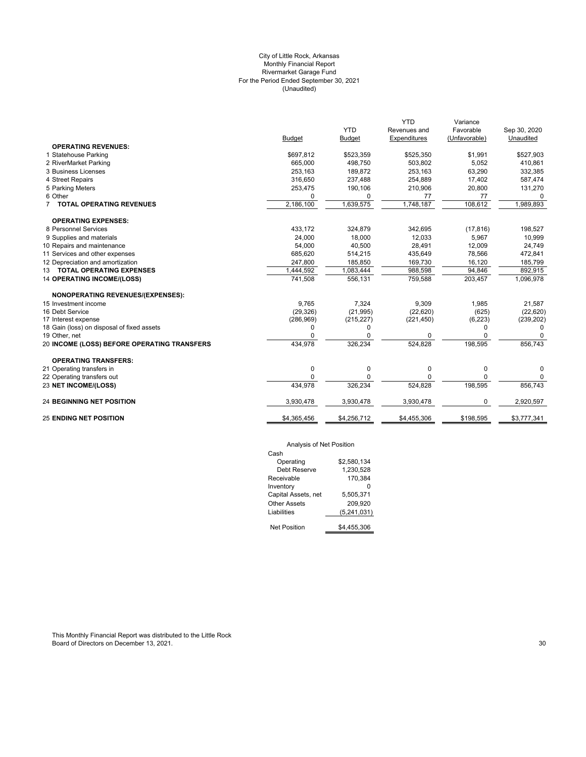City of Little Rock, Arkansas
Monthly Financial Report
Rivermarket Garage Fund
For the Period Ended September 30, 2021
(Unaudited)

| | Budget | YTD Budget | YTD Revenues and Expenditures | Variance Favorable (Unfavorable) | Sep 30, 2020 Unaudited |
|---|---|---|---|---|---|
| **OPERATING REVENUES:** | | | | | |
| 1 Statehouse Parking | $697,812 | $523,359 | $525,350 | $1,991 | $527,903 |
| 2 RiverMarket Parking | 665,000 | 498,750 | 503,802 | 5,052 | 410,861 |
| 3 Business Licenses | 253,163 | 189,872 | 253,163 | 63,290 | 332,385 |
| 4 Street Repairs | 316,650 | 237,488 | 254,889 | 17,402 | 587,474 |
| 5 Parking Meters | 253,475 | 190,106 | 210,906 | 20,800 | 131,270 |
| 6 Other | 0 | 0 | 77 | 77 | 0 |
| 7 **TOTAL OPERATING REVENUES** | 2,186,100 | 1,639,575 | 1,748,187 | 108,612 | 1,989,893 |
| **OPERATING EXPENSES:** | | | | | |
| 8 Personnel Services | 433,172 | 324,879 | 342,695 | (17,816) | 198,527 |
| 9 Supplies and materials | 24,000 | 18,000 | 12,033 | 5,967 | 10,999 |
| 10 Repairs and maintenance | 54,000 | 40,500 | 28,491 | 12,009 | 24,749 |
| 11 Services and other expenses | 685,620 | 514,215 | 435,649 | 78,566 | 472,841 |
| 12 Depreciation and amortization | 247,800 | 185,850 | 169,730 | 16,120 | 185,799 |
| 13 **TOTAL OPERATING EXPENSES** | 1,444,592 | 1,083,444 | 988,598 | 94,846 | 892,915 |
| 14 **OPERATING INCOME/(LOSS)** | 741,508 | 556,131 | 759,588 | 203,457 | 1,096,978 |
| **NONOPERATING REVENUES/(EXPENSES):** | | | | | |
| 15 Investment income | 9,765 | 7,324 | 9,309 | 1,985 | 21,587 |
| 16 Debt Service | (29,326) | (21,995) | (22,620) | (625) | (22,620) |
| 17 Interest expense | (286,969) | (215,227) | (221,450) | (6,223) | (239,202) |
| 18 Gain (loss) on disposal of fixed assets | 0 | 0 | | 0 | 0 |
| 19 Other, net | 0 | 0 | 0 | 0 | 0 |
| 20 **INCOME (LOSS) BEFORE OPERATING TRANSFERS** | 434,978 | 326,234 | 524,828 | 198,595 | 856,743 |
| **OPERATING TRANSFERS:** | | | | | |
| 21 Operating transfers in | 0 | 0 | 0 | 0 | 0 |
| 22 Operating transfers out | 0 | 0 | 0 | 0 | 0 |
| 23 **NET INCOME/(LOSS)** | 434,978 | 326,234 | 524,828 | 198,595 | 856,743 |
| 24 **BEGINNING NET POSITION** | 3,930,478 | 3,930,478 | 3,930,478 | 0 | 2,920,597 |
| 25 **ENDING NET POSITION** | $4,365,456 | $4,256,712 | $4,455,306 | $198,595 | $3,777,341 |

Analysis of Net Position

| | |
|---|---|
| Cash | |
| Operating | $2,580,134 |
| Debt Reserve | 1,230,528 |
| Receivable | 170,384 |
| Inventory | 0 |
| Capital Assets, net | 5,505,371 |
| Other Assets | 209,920 |
| Liabilities | (5,241,031) |
| Net Position | $4,455,306 |

This Monthly Financial Report was distributed to the Little Rock Board of Directors on December 13, 2021.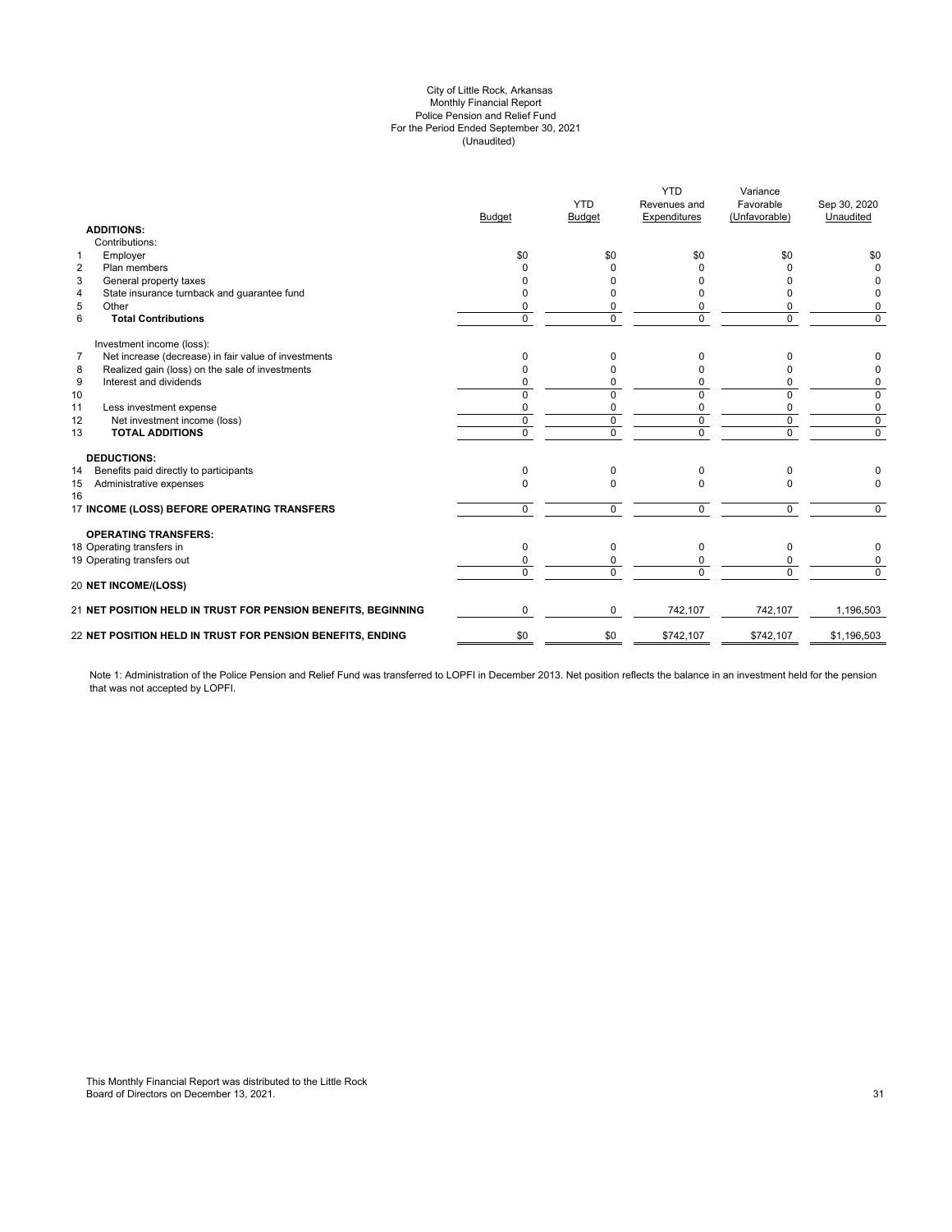# City of Little Rock, Arkansas
## Monthly Financial Report
## Police Pension and Relief Fund
## For the Period Ended September 30, 2021
## (Unaudited)

| | | Budget | YTD Budget | YTD Revenues and Expenditures | Variance Favorable (Unfavorable) | Sep 30, 2020 Unaudited |
|---|---|---|---|---|---|---|
| | **ADDITIONS:** | | | | | |
| | Contributions: | | | | | |
| 1 | Employer | $0 | $0 | $0 | $0 | $0 |
| 2 | Plan members | 0 | 0 | 0 | 0 | 0 |
| 3 | General property taxes | 0 | 0 | 0 | 0 | 0 |
| 4 | State insurance turnback and guarantee fund | 0 | 0 | 0 | 0 | 0 |
| 5 | Other | 0 | 0 | 0 | 0 | 0 |
| 6 | **Total Contributions** | 0 | 0 | 0 | 0 | 0 |
| | Investment income (loss): | | | | | |
| 7 | Net increase (decrease) in fair value of investments | 0 | 0 | 0 | 0 | 0 |
| 8 | Realized gain (loss) on the sale of investments | 0 | 0 | 0 | 0 | 0 |
| 9 | Interest and dividends | 0 | 0 | 0 | 0 | 0 |
| 10 | | 0 | 0 | 0 | 0 | 0 |
| 11 | Less investment expense | 0 | 0 | 0 | 0 | 0 |
| 12 | Net investment income (loss) | 0 | 0 | 0 | 0 | 0 |
| 13 | **TOTAL ADDITIONS** | 0 | 0 | 0 | 0 | 0 |
| | **DEDUCTIONS:** | | | | | |
| 14 | Benefits paid directly to participants | 0 | 0 | 0 | 0 | 0 |
| 15 | Administrative expenses | 0 | 0 | 0 | 0 | 0 |
| 16 | | | | | | |
| 17 | **INCOME (LOSS) BEFORE OPERATING TRANSFERS** | 0 | 0 | 0 | 0 | 0 |
| | **OPERATING TRANSFERS:** | | | | | |
| 18 | Operating transfers in | 0 | 0 | 0 | 0 | 0 |
| 19 | Operating transfers out | 0 | 0 | 0 | 0 | 0 |
| | | 0 | 0 | 0 | 0 | 0 |
| 20 | **NET INCOME/(LOSS)** | | | | | |
| 21 | **NET POSITION HELD IN TRUST FOR PENSION BENEFITS, BEGINNING** | 0 | 0 | 742,107 | 742,107 | 1,196,503 |
| 22 | **NET POSITION HELD IN TRUST FOR PENSION BENEFITS, ENDING** | $0 | $0 | $742,107 | $742,107 | $1,196,503 |

Note 1: Administration of the Police Pension and Relief Fund was transferred to LOPFI in December 2013. Net position reflects the balance in an investment held for the pension that was not accepted by LOPFI.

This Monthly Financial Report was distributed to the Little Rock Board of Directors on December 13, 2021.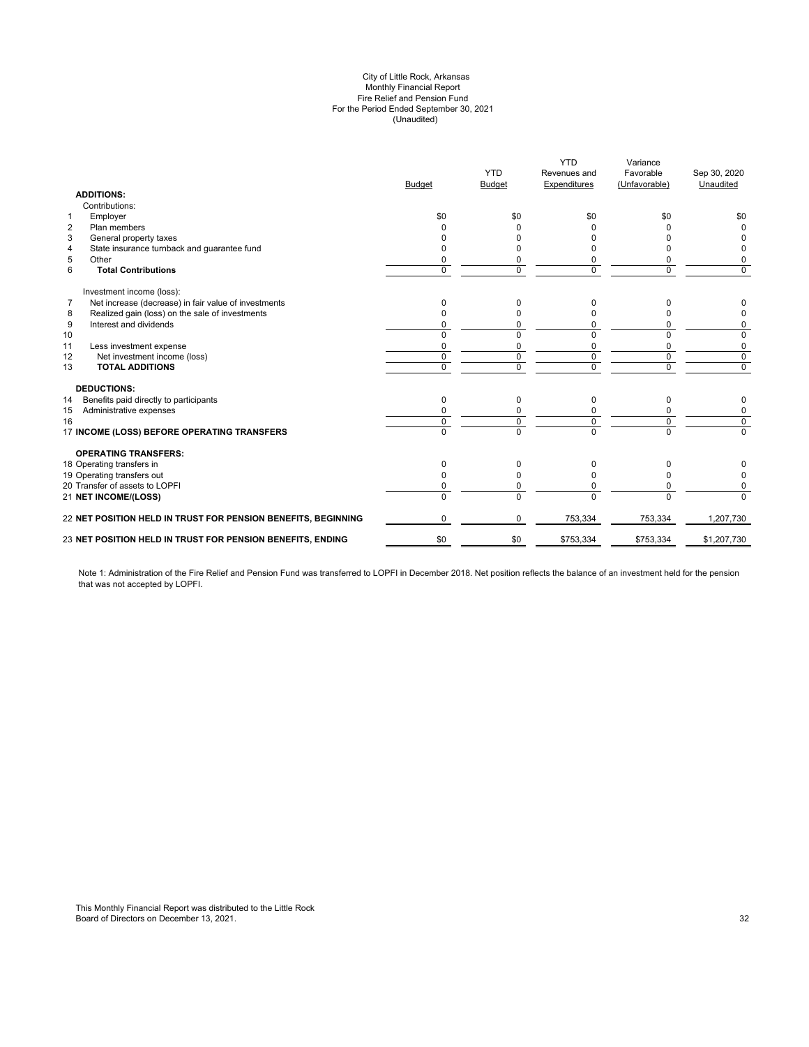City of Little Rock, Arkansas
Monthly Financial Report
Fire Relief and Pension Fund
For the Period Ended September 30, 2021
(Unaudited)

| | | Budget | YTD Budget | YTD Revenues and Expenditures | Variance Favorable (Unfavorable) | Sep 30, 2020 Unaudited |
|---|---|---|---|---|---|---|
| | **ADDITIONS:** | | | | | |
| | Contributions: | | | | | |
| 1 | Employer | $0 | $0 | $0 | $0 | $0 |
| 2 | Plan members | 0 | 0 | 0 | 0 | 0 |
| 3 | General property taxes | 0 | 0 | 0 | 0 | 0 |
| 4 | State insurance turnback and guarantee fund | 0 | 0 | 0 | 0 | 0 |
| 5 | Other | 0 | 0 | 0 | 0 | 0 |
| 6 | **Total Contributions** | 0 | 0 | 0 | 0 | 0 |
| | Investment income (loss): | | | | | |
| 7 | Net increase (decrease) in fair value of investments | 0 | 0 | 0 | 0 | 0 |
| 8 | Realized gain (loss) on the sale of investments | 0 | 0 | 0 | 0 | 0 |
| 9 | Interest and dividends | 0 | 0 | 0 | 0 | 0 |
| 10 | | 0 | 0 | 0 | 0 | 0 |
| 11 | Less investment expense | 0 | 0 | 0 | 0 | 0 |
| 12 | Net investment income (loss) | 0 | 0 | 0 | 0 | 0 |
| 13 | **TOTAL ADDITIONS** | 0 | 0 | 0 | 0 | 0 |
| | **DEDUCTIONS:** | | | | | |
| 14 | Benefits paid directly to participants | 0 | 0 | 0 | 0 | 0 |
| 15 | Administrative expenses | 0 | 0 | 0 | 0 | 0 |
| 16 | | 0 | 0 | 0 | 0 | 0 |
| 17 | **INCOME (LOSS) BEFORE OPERATING TRANSFERS** | 0 | 0 | 0 | 0 | 0 |
| | **OPERATING TRANSFERS:** | | | | | |
| 18 | Operating transfers in | 0 | 0 | 0 | 0 | 0 |
| 19 | Operating transfers out | 0 | 0 | 0 | 0 | 0 |
| 20 | Transfer of assets to LOPFI | 0 | 0 | 0 | 0 | 0 |
| 21 | **NET INCOME/(LOSS)** | 0 | 0 | 0 | 0 | 0 |
| 22 | **NET POSITION HELD IN TRUST FOR PENSION BENEFITS, BEGINNING** | 0 | 0 | 753,334 | 753,334 | 1,207,730 |
| 23 | **NET POSITION HELD IN TRUST FOR PENSION BENEFITS, ENDING** | $0 | $0 | $753,334 | $753,334 | $1,207,730 |

Note 1: Administration of the Fire Relief and Pension Fund was transferred to LOPFI in December 2018. Net position reflects the balance of an investment held for the pension that was not accepted by LOPFI.

This Monthly Financial Report was distributed to the Little Rock Board of Directors on December 13, 2021.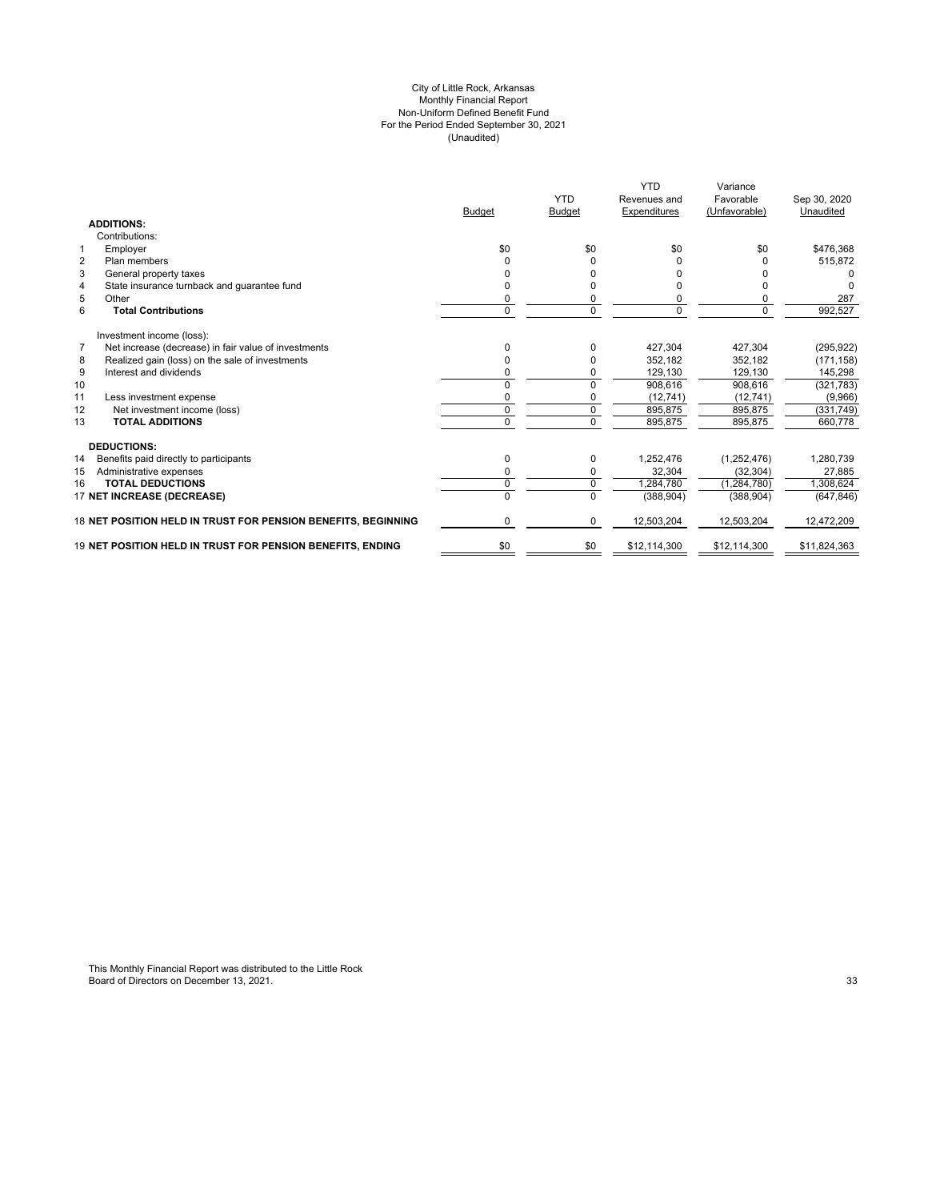City of Little Rock, Arkansas
Monthly Financial Report
Non-Uniform Defined Benefit Fund
For the Period Ended September 30, 2021
(Unaudited)

| | | Budget | YTD Budget | YTD Revenues and Expenditures | Variance Favorable (Unfavorable) | Sep 30, 2020 Unaudited |
|---|---|---|---|---|---|---|
| | **ADDITIONS:** | | | | | |
| | Contributions: | | | | | |
| 1 | Employer | $0 | $0 | $0 | $0 | $476,368 |
| 2 | Plan members | 0 | 0 | 0 | 0 | 515,872 |
| 3 | General property taxes | 0 | 0 | 0 | 0 | 0 |
| 4 | State insurance turnback and guarantee fund | 0 | 0 | 0 | 0 | 0 |
| 5 | Other | 0 | 0 | 0 | 0 | 287 |
| 6 | **Total Contributions** | 0 | 0 | 0 | 0 | 992,527 |
| | Investment income (loss): | | | | | |
| 7 | Net increase (decrease) in fair value of investments | 0 | 0 | 427,304 | 427,304 | (295,922) |
| 8 | Realized gain (loss) on the sale of investments | 0 | 0 | 352,182 | 352,182 | (171,158) |
| 9 | Interest and dividends | 0 | 0 | 129,130 | 129,130 | 145,298 |
| 10 | | 0 | 0 | 908,616 | 908,616 | (321,783) |
| 11 | Less investment expense | 0 | 0 | (12,741) | (12,741) | (9,966) |
| 12 | Net investment income (loss) | 0 | 0 | 895,875 | 895,875 | (331,749) |
| 13 | **TOTAL ADDITIONS** | 0 | 0 | 895,875 | 895,875 | 660,778 |
| | **DEDUCTIONS:** | | | | | |
| 14 | Benefits paid directly to participants | 0 | 0 | 1,252,476 | (1,252,476) | 1,280,739 |
| 15 | Administrative expenses | 0 | 0 | 32,304 | (32,304) | 27,885 |
| 16 | **TOTAL DEDUCTIONS** | 0 | 0 | 1,284,780 | (1,284,780) | 1,308,624 |
| 17 | **NET INCREASE (DECREASE)** | 0 | 0 | (388,904) | (388,904) | (647,846) |
| 18 | **NET POSITION HELD IN TRUST FOR PENSION BENEFITS, BEGINNING** | 0 | 0 | 12,503,204 | 12,503,204 | 12,472,209 |
| 19 | **NET POSITION HELD IN TRUST FOR PENSION BENEFITS, ENDING** | $0 | $0 | $12,114,300 | $12,114,300 | $11,824,363 |

This Monthly Financial Report was distributed to the Little Rock Board of Directors on December 13, 2021.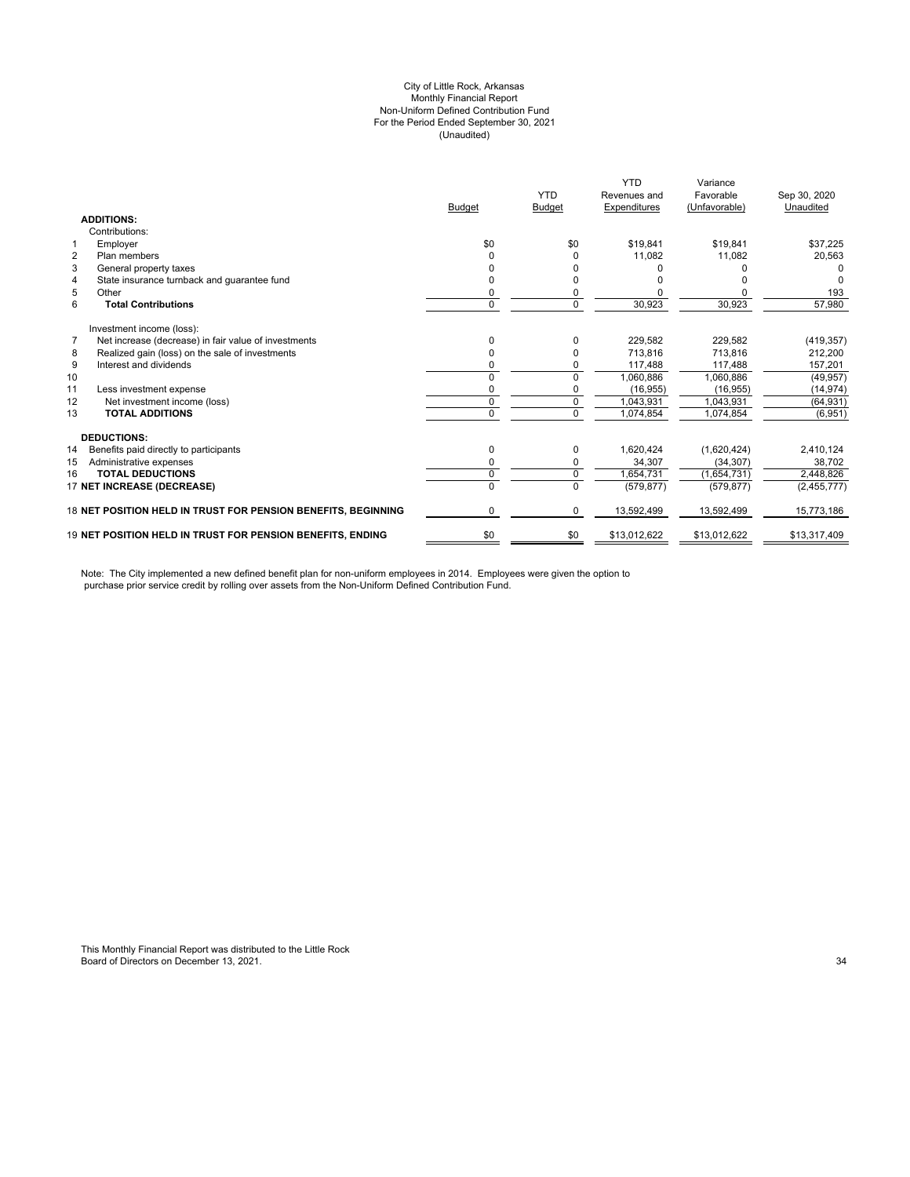City of Little Rock, Arkansas
Monthly Financial Report
Non-Uniform Defined Contribution Fund
For the Period Ended September 30, 2021
(Unaudited)

| | | Budget | YTD Budget | YTD Revenues and Expenditures | Variance Favorable (Unfavorable) | Sep 30, 2020 Unaudited |
|---|---|---|---|---|---|---|
| | **ADDITIONS:** | | | | | |
| | Contributions: | | | | | |
| 1 | Employer | $0 | $0 | $19,841 | $19,841 | $37,225 |
| 2 | Plan members | 0 | 0 | 11,082 | 11,082 | 20,563 |
| 3 | General property taxes | 0 | 0 | 0 | 0 | 0 |
| 4 | State insurance turnback and guarantee fund | 0 | 0 | 0 | 0 | 0 |
| 5 | Other | 0 | 0 | 0 | 0 | 193 |
| 6 | **Total Contributions** | 0 | 0 | 30,923 | 30,923 | 57,980 |
| | Investment income (loss): | | | | | |
| 7 | Net increase (decrease) in fair value of investments | 0 | 0 | 229,582 | 229,582 | (419,357) |
| 8 | Realized gain (loss) on the sale of investments | 0 | 0 | 713,816 | 713,816 | 212,200 |
| 9 | Interest and dividends | 0 | 0 | 117,488 | 117,488 | 157,201 |
| 10 | | 0 | 0 | 1,060,886 | 1,060,886 | (49,957) |
| 11 | Less investment expense | 0 | 0 | (16,955) | (16,955) | (14,974) |
| 12 | Net investment income (loss) | 0 | 0 | 1,043,931 | 1,043,931 | (64,931) |
| 13 | **TOTAL ADDITIONS** | 0 | 0 | 1,074,854 | 1,074,854 | (6,951) |
| | **DEDUCTIONS:** | | | | | |
| 14 | Benefits paid directly to participants | 0 | 0 | 1,620,424 | (1,620,424) | 2,410,124 |
| 15 | Administrative expenses | 0 | 0 | 34,307 | (34,307) | 38,702 |
| 16 | **TOTAL DEDUCTIONS** | 0 | 0 | 1,654,731 | (1,654,731) | 2,448,826 |
| 17 | **NET INCREASE (DECREASE)** | 0 | 0 | (579,877) | (579,877) | (2,455,777) |
| 18 | **NET POSITION HELD IN TRUST FOR PENSION BENEFITS, BEGINNING** | 0 | 0 | 13,592,499 | 13,592,499 | 15,773,186 |
| 19 | **NET POSITION HELD IN TRUST FOR PENSION BENEFITS, ENDING** | $0 | $0 | $13,012,622 | $13,012,622 | $13,317,409 |

Note: The City implemented a new defined benefit plan for non-uniform employees in 2014. Employees were given the option to purchase prior service credit by rolling over assets from the Non-Uniform Defined Contribution Fund.

This Monthly Financial Report was distributed to the Little Rock Board of Directors on December 13, 2021.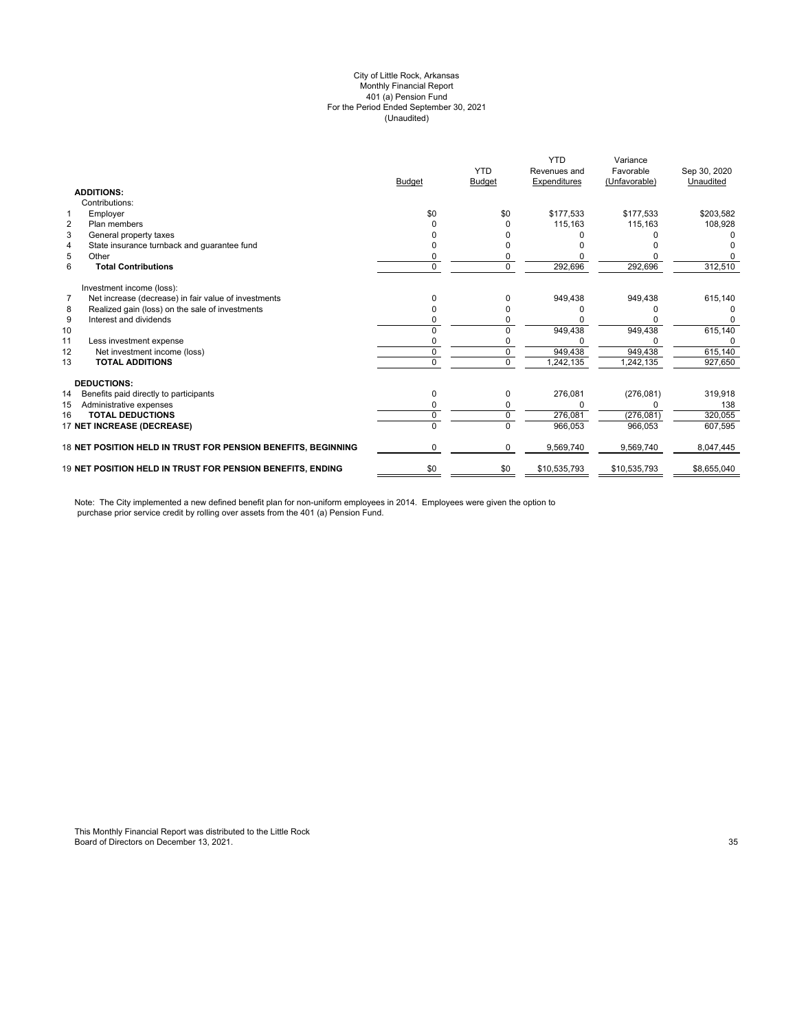# City of Little Rock, Arkansas
## Monthly Financial Report
## 401 (a) Pension Fund
## For the Period Ended September 30, 2021
## (Unaudited)

| | | Budget | YTD Budget | YTD Revenues and Expenditures | Variance Favorable (Unfavorable) | Sep 30, 2020 Unaudited |
|---|---|---|---|---|---|---|
| | **ADDITIONS:** | | | | | |
| | Contributions: | | | | | |
| 1 | Employer | $0 | $0 | $177,533 | $177,533 | $203,582 |
| 2 | Plan members | 0 | 0 | 115,163 | 115,163 | 108,928 |
| 3 | General property taxes | 0 | 0 | 0 | 0 | 0 |
| 4 | State insurance turnback and guarantee fund | 0 | 0 | 0 | 0 | 0 |
| 5 | Other | 0 | 0 | 0 | 0 | 0 |
| 6 | **Total Contributions** | 0 | 0 | 292,696 | 292,696 | 312,510 |
| | Investment income (loss): | | | | | |
| 7 | Net increase (decrease) in fair value of investments | 0 | 0 | 949,438 | 949,438 | 615,140 |
| 8 | Realized gain (loss) on the sale of investments | 0 | 0 | 0 | 0 | 0 |
| 9 | Interest and dividends | 0 | 0 | 0 | 0 | 0 |
| 10 | | 0 | 0 | 949,438 | 949,438 | 615,140 |
| 11 | Less investment expense | 0 | 0 | 0 | 0 | 0 |
| 12 | Net investment income (loss) | 0 | 0 | 949,438 | 949,438 | 615,140 |
| 13 | **TOTAL ADDITIONS** | 0 | 0 | 1,242,135 | 1,242,135 | 927,650 |
| | **DEDUCTIONS:** | | | | | |
| 14 | Benefits paid directly to participants | 0 | 0 | 276,081 | (276,081) | 319,918 |
| 15 | Administrative expenses | 0 | 0 | 0 | 0 | 138 |
| 16 | **TOTAL DEDUCTIONS** | 0 | 0 | 276,081 | (276,081) | 320,055 |
| 17 | **NET INCREASE (DECREASE)** | 0 | 0 | 966,053 | 966,053 | 607,595 |
| 18 | **NET POSITION HELD IN TRUST FOR PENSION BENEFITS, BEGINNING** | 0 | 0 | 9,569,740 | 9,569,740 | 8,047,445 |
| 19 | **NET POSITION HELD IN TRUST FOR PENSION BENEFITS, ENDING** | $0 | $0 | $10,535,793 | $10,535,793 | $8,655,040 |

Note: The City implemented a new defined benefit plan for non-uniform employees in 2014. Employees were given the option to purchase prior service credit by rolling over assets from the 401 (a) Pension Fund.

This Monthly Financial Report was distributed to the Little Rock Board of Directors on December 13, 2021.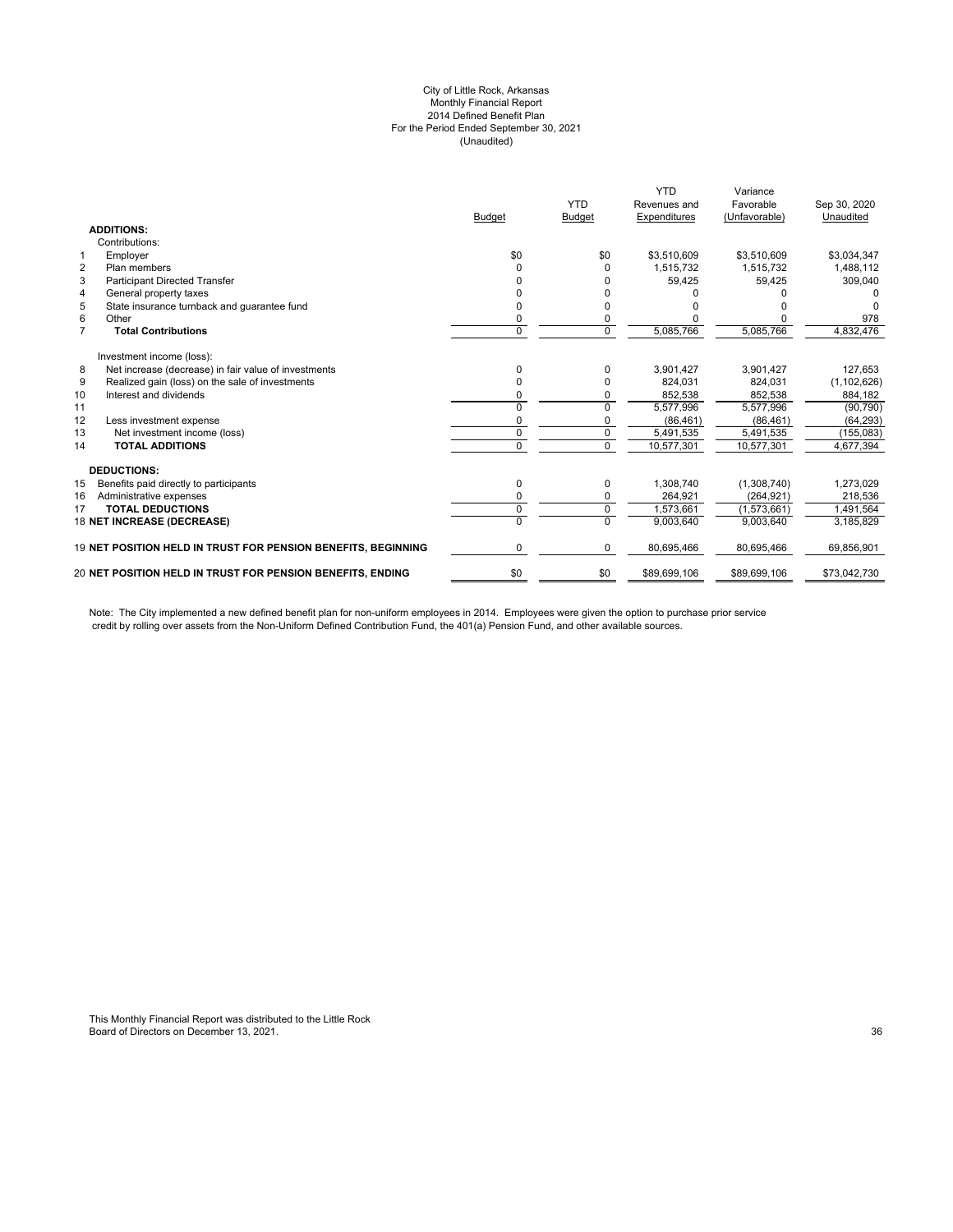City of Little Rock, Arkansas
Monthly Financial Report
2014 Defined Benefit Plan
For the Period Ended September 30, 2021
(Unaudited)

| | | Budget | YTD Budget | YTD Revenues and Expenditures | Variance Favorable (Unfavorable) | Sep 30, 2020 Unaudited |
|---|---|---|---|---|---|---|
| | **ADDITIONS:** | | | | | |
| | Contributions: | | | | | |
| 1 | Employer | $0 | $0 | $3,510,609 | $3,510,609 | $3,034,347 |
| 2 | Plan members | 0 | 0 | 1,515,732 | 1,515,732 | 1,488,112 |
| 3 | Participant Directed Transfer | 0 | 0 | 59,425 | 59,425 | 309,040 |
| 4 | General property taxes | 0 | 0 | 0 | 0 | 0 |
| 5 | State insurance turnback and guarantee fund | 0 | 0 | 0 | 0 | 0 |
| 6 | Other | 0 | 0 | 0 | 0 | 978 |
| 7 | **Total Contributions** | 0 | 0 | 5,085,766 | 5,085,766 | 4,832,476 |
| | Investment income (loss): | | | | | |
| 8 | Net increase (decrease) in fair value of investments | 0 | 0 | 3,901,427 | 3,901,427 | 127,653 |
| 9 | Realized gain (loss) on the sale of investments | 0 | 0 | 824,031 | 824,031 | (1,102,626) |
| 10 | Interest and dividends | 0 | 0 | 852,538 | 852,538 | 884,182 |
| 11 | | 0 | 0 | 5,577,996 | 5,577,996 | (90,790) |
| 12 | Less investment expense | 0 | 0 | (86,461) | (86,461) | (64,293) |
| 13 | Net investment income (loss) | 0 | 0 | 5,491,535 | 5,491,535 | (155,083) |
| 14 | **TOTAL ADDITIONS** | 0 | 0 | 10,577,301 | 10,577,301 | 4,677,394 |
| | **DEDUCTIONS:** | | | | | |
| 15 | Benefits paid directly to participants | 0 | 0 | 1,308,740 | (1,308,740) | 1,273,029 |
| 16 | Administrative expenses | 0 | 0 | 264,921 | (264,921) | 218,536 |
| 17 | **TOTAL DEDUCTIONS** | 0 | 0 | 1,573,661 | (1,573,661) | 1,491,564 |
| 18 | **NET INCREASE (DECREASE)** | 0 | 0 | 9,003,640 | 9,003,640 | 3,185,829 |
| 19 | **NET POSITION HELD IN TRUST FOR PENSION BENEFITS, BEGINNING** | 0 | 0 | 80,695,466 | 80,695,466 | 69,856,901 |
| 20 | **NET POSITION HELD IN TRUST FOR PENSION BENEFITS, ENDING** | $0 | $0 | $89,699,106 | $89,699,106 | $73,042,730 |

Note: The City implemented a new defined benefit plan for non-uniform employees in 2014. Employees were given the option to purchase prior service credit by rolling over assets from the Non-Uniform Defined Contribution Fund, the 401(a) Pension Fund, and other available sources.

This Monthly Financial Report was distributed to the Little Rock Board of Directors on December 13, 2021.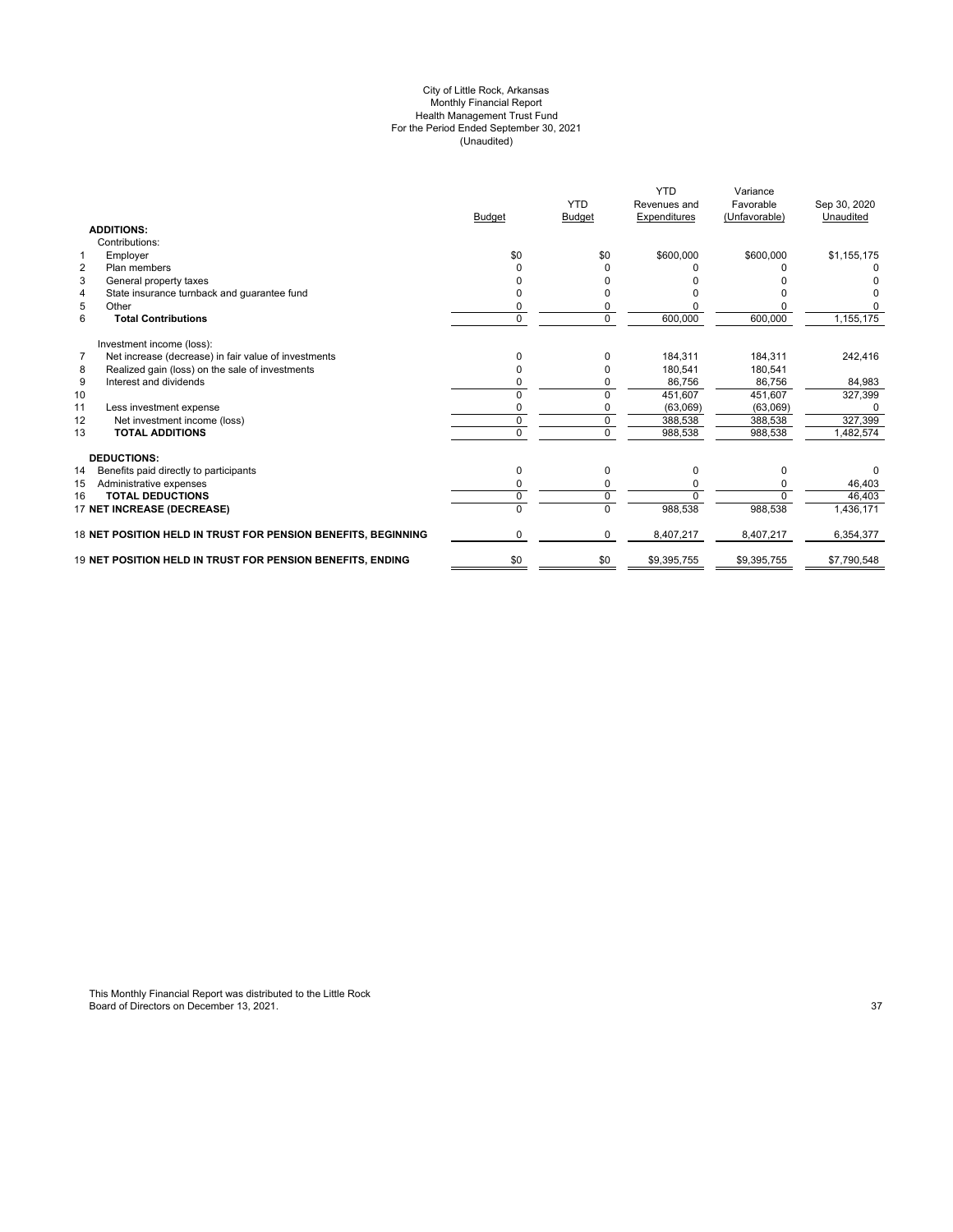# City of Little Rock, Arkansas
## Monthly Financial Report
## Health Management Trust Fund
## For the Period Ended September 30, 2021
## (Unaudited)

| | | Budget | YTD Budget | YTD Revenues and Expenditures | Variance Favorable (Unfavorable) | Sep 30, 2020 Unaudited |
|---|---|---|---|---|---|---|
| | **ADDITIONS:** | | | | | |
| | Contributions: | | | | | |
| 1 | Employer | $0 | $0 | $600,000 | $600,000 | $1,155,175 |
| 2 | Plan members | 0 | 0 | 0 | 0 | 0 |
| 3 | General property taxes | 0 | 0 | 0 | 0 | 0 |
| 4 | State insurance turnback and guarantee fund | 0 | 0 | 0 | 0 | 0 |
| 5 | Other | 0 | 0 | 0 | 0 | 0 |
| 6 | **Total Contributions** | 0 | 0 | 600,000 | 600,000 | 1,155,175 |
| | Investment income (loss): | | | | | |
| 7 | Net increase (decrease) in fair value of investments | 0 | 0 | 184,311 | 184,311 | 242,416 |
| 8 | Realized gain (loss) on the sale of investments | 0 | 0 | 180,541 | 180,541 | |
| 9 | Interest and dividends | 0 | 0 | 86,756 | 86,756 | 84,983 |
| 10 | | 0 | 0 | 451,607 | 451,607 | 327,399 |
| 11 | Less investment expense | 0 | 0 | (63,069) | (63,069) | 0 |
| 12 | Net investment income (loss) | 0 | 0 | 388,538 | 388,538 | 327,399 |
| 13 | **TOTAL ADDITIONS** | 0 | 0 | 988,538 | 988,538 | 1,482,574 |
| | **DEDUCTIONS:** | | | | | |
| 14 | Benefits paid directly to participants | 0 | 0 | 0 | 0 | 0 |
| 15 | Administrative expenses | 0 | 0 | 0 | 0 | 46,403 |
| 16 | **TOTAL DEDUCTIONS** | 0 | 0 | 0 | 0 | 46,403 |
| 17 | **NET INCREASE (DECREASE)** | 0 | 0 | 988,538 | 988,538 | 1,436,171 |
| 18 | **NET POSITION HELD IN TRUST FOR PENSION BENEFITS, BEGINNING** | 0 | 0 | 8,407,217 | 8,407,217 | 6,354,377 |
| 19 | **NET POSITION HELD IN TRUST FOR PENSION BENEFITS, ENDING** | $0 | $0 | $9,395,755 | $9,395,755 | $7,790,548 |

This Monthly Financial Report was distributed to the Little Rock Board of Directors on December 13, 2021.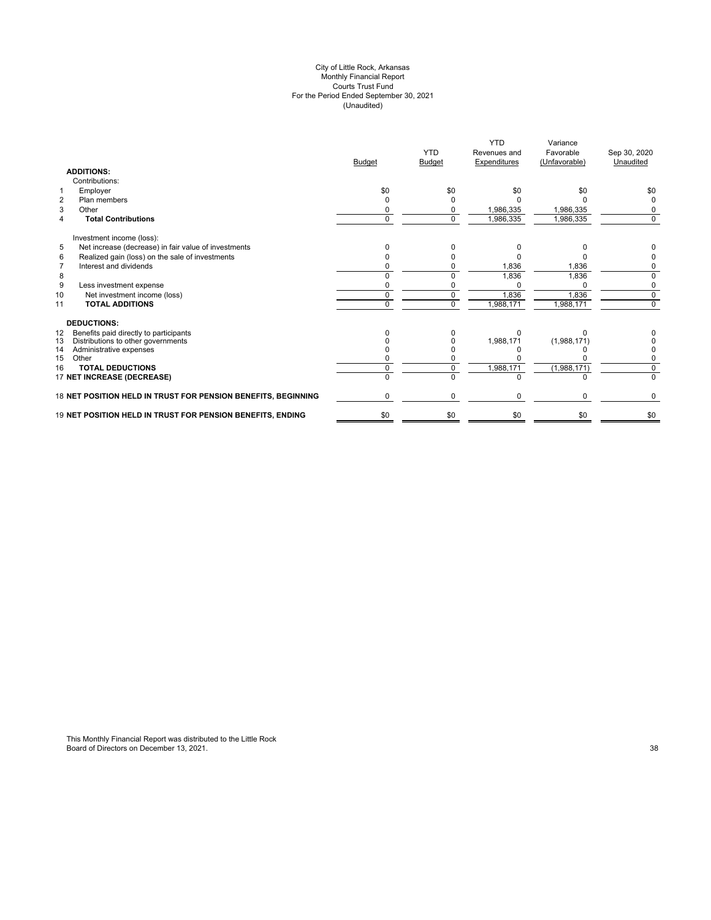City of Little Rock, Arkansas
Monthly Financial Report
Courts Trust Fund
For the Period Ended September 30, 2021
(Unaudited)

| | | Budget | YTD Budget | YTD Revenues and Expenditures | Variance Favorable (Unfavorable) | Sep 30, 2020 Unaudited |
|---|---|---|---|---|---|---|
| | **ADDITIONS:** | | | | | |
| | Contributions: | | | | | |
| 1 | Employer | $0 | $0 | $0 | $0 | $0 |
| 2 | Plan members | 0 | 0 | 0 | 0 | 0 |
| 3 | Other | 0 | 0 | 1,986,335 | 1,986,335 | 0 |
| 4 | **Total Contributions** | 0 | 0 | 1,986,335 | 1,986,335 | 0 |
| | Investment income (loss): | | | | | |
| 5 | Net increase (decrease) in fair value of investments | 0 | 0 | 0 | 0 | 0 |
| 6 | Realized gain (loss) on the sale of investments | 0 | 0 | 0 | 0 | 0 |
| 7 | Interest and dividends | 0 | 0 | 1,836 | 1,836 | 0 |
| 8 | | 0 | 0 | 1,836 | 1,836 | 0 |
| 9 | Less investment expense | 0 | 0 | 0 | 0 | 0 |
| 10 | Net investment income (loss) | 0 | 0 | 1,836 | 1,836 | 0 |
| 11 | **TOTAL ADDITIONS** | 0 | 0 | 1,988,171 | 1,988,171 | 0 |
| | **DEDUCTIONS:** | | | | | |
| 12 | Benefits paid directly to participants | 0 | 0 | 0 | 0 | 0 |
| 13 | Distributions to other governments | 0 | 0 | 1,988,171 | (1,988,171) | 0 |
| 14 | Administrative expenses | 0 | 0 | 0 | 0 | 0 |
| 15 | Other | 0 | 0 | 0 | 0 | 0 |
| 16 | **TOTAL DEDUCTIONS** | 0 | 0 | 1,988,171 | (1,988,171) | 0 |
| 17 | **NET INCREASE (DECREASE)** | 0 | 0 | 0 | 0 | 0 |
| 18 | **NET POSITION HELD IN TRUST FOR PENSION BENEFITS, BEGINNING** | 0 | 0 | 0 | 0 | 0 |
| 19 | **NET POSITION HELD IN TRUST FOR PENSION BENEFITS, ENDING** | $0 | $0 | $0 | $0 | $0 |

This Monthly Financial Report was distributed to the Little Rock Board of Directors on December 13, 2021.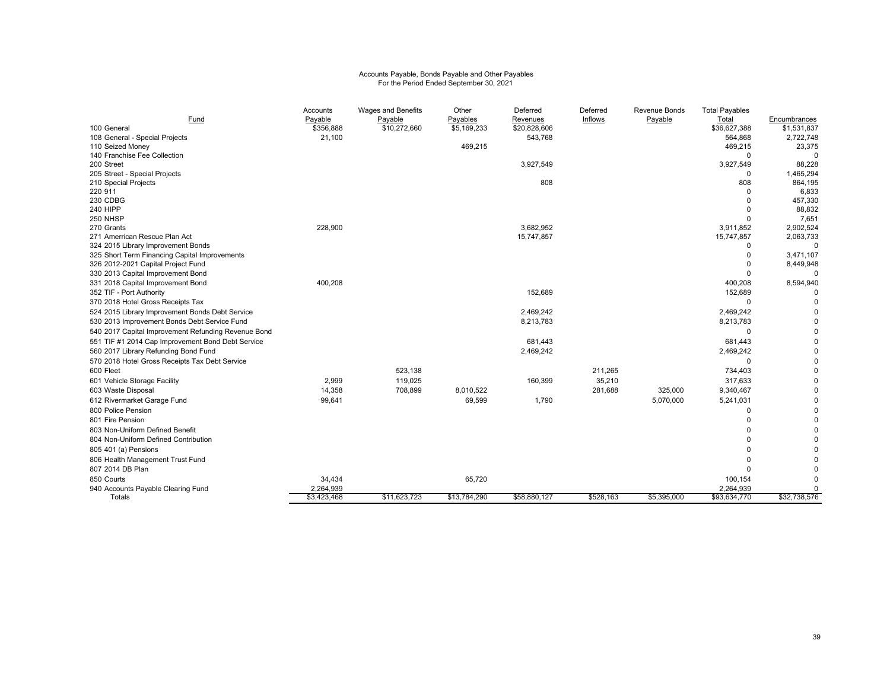Accounts Payable, Bonds Payable and Other Payables
For the Period Ended September 30, 2021

| Fund | Accounts Payable | Wages and Benefits Payable | Other Payables | Deferred Revenues | Deferred Inflows | Revenue Bonds Payable | Total Payables Total | Encumbrances |
|---|---|---|---|---|---|---|---|---|
| 100 General | $356,888 | $10,272,660 | $5,169,233 | $20,828,606 | | | $36,627,388 | $1,531,837 |
| 108 General - Special Projects | 21,100 | | | 543,768 | | | 564,868 | 2,722,748 |
| 110 Seized Money | | | 469,215 | | | | 469,215 | 23,375 |
| 140 Franchise Fee Collection | | | | | | | 0 | 0 |
| 200 Street | | | | 3,927,549 | | | 3,927,549 | 88,228 |
| 205 Street - Special Projects | | | | | | | 0 | 1,465,294 |
| 210 Special Projects | | | | 808 | | | 808 | 864,195 |
| 220 911 | | | | | | | 0 | 6,833 |
| 230 CDBG | | | | | | | 0 | 457,330 |
| 240 HIPP | | | | | | | 0 | 88,832 |
| 250 NHSP | | | | | | | 0 | 7,651 |
| 270 Grants | 228,900 | | | 3,682,952 | | | 3,911,852 | 2,902,524 |
| 271 Amerrican Rescue Plan Act | | | | 15,747,857 | | | 15,747,857 | 2,063,733 |
| 324 2015 Library Improvement Bonds | | | | | | | 0 | 0 |
| 325 Short Term Financing Capital Improvements | | | | | | | 0 | 3,471,107 |
| 326 2012-2021 Capital Project Fund | | | | | | | 0 | 8,449,948 |
| 330 2013 Capital Improvement Bond | | | | | | | 0 | 0 |
| 331 2018 Capital Improvement Bond | 400,208 | | | | | | 400,208 | 8,594,940 |
| 352 TIF - Port Authority | | | | 152,689 | | | 152,689 | 0 |
| 370 2018 Hotel Gross Receipts Tax | | | | | | | 0 | 0 |
| 524 2015 Library Improvement Bonds Debt Service | | | | 2,469,242 | | | 2,469,242 | 0 |
| 530 2013 Improvement Bonds Debt Service Fund | | | | 8,213,783 | | | 8,213,783 | 0 |
| 540 2017 Capital Improvement Refunding Revenue Bond | | | | | | | 0 | 0 |
| 551 TIF #1 2014 Cap Improvement Bond Debt Service | | | | 681,443 | | | 681,443 | 0 |
| 560 2017 Library Refunding Bond Fund | | | | 2,469,242 | | | 2,469,242 | 0 |
| 570 2018 Hotel Gross Receipts Tax Debt Service | | | | | | | 0 | 0 |
| 600 Fleet | | 523,138 | | | 211,265 | | 734,403 | 0 |
| 601 Vehicle Storage Facility | 2,999 | 119,025 | | 160,399 | 35,210 | | 317,633 | 0 |
| 603 Waste Disposal | 14,358 | 708,899 | 8,010,522 | | 281,688 | 325,000 | 9,340,467 | 0 |
| 612 Rivermarket Garage Fund | 99,641 | | 69,599 | 1,790 | | 5,070,000 | 5,241,031 | 0 |
| 800 Police Pension | | | | | | | 0 | 0 |
| 801 Fire Pension | | | | | | | 0 | 0 |
| 803 Non-Uniform Defined Benefit | | | | | | | 0 | 0 |
| 804 Non-Uniform Defined Contribution | | | | | | | 0 | 0 |
| 805 401 (a) Pensions | | | | | | | 0 | 0 |
| 806 Health Management Trust Fund | | | | | | | 0 | 0 |
| 807 2014 DB Plan | | | | | | | 0 | 0 |
| 850 Courts | 34,434 | | 65,720 | | | | 100,154 | 0 |
| 940 Accounts Payable Clearing Fund | 2,264,939 | | | | | | 2,264,939 | 0 |
| Totals | $3,423,468 | $11,623,723 | $13,784,290 | $58,880,127 | $528,163 | $5,395,000 | $93,634,770 | $32,738,576 |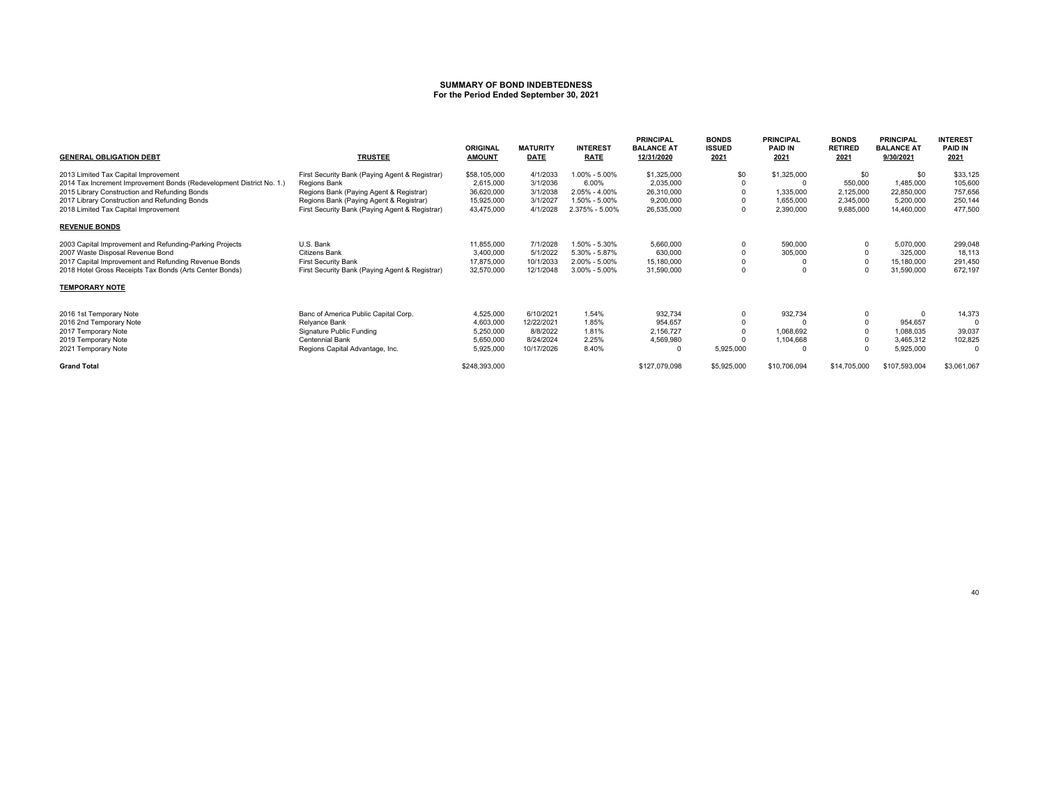**SUMMARY OF BOND INDEBTEDNESS**
**For the Period Ended September 30, 2021**

| GENERAL OBLIGATION DEBT | TRUSTEE | ORIGINAL AMOUNT | MATURITY DATE | INTEREST RATE | PRINCIPAL BALANCE AT 12/31/2020 | BONDS ISSUED 2021 | PRINCIPAL PAID IN 2021 | BONDS RETIRED 2021 | PRINCIPAL BALANCE AT 9/30/2021 | INTEREST PAID IN 2021 |
|---|---|---|---|---|---|---|---|---|---|---|
| 2013 Limited Tax Capital Improvement | First Security Bank (Paying Agent & Registrar) | $58,105,000 | 4/1/2033 | 1.00% - 5.00% | $1,325,000 | $0 | $1,325,000 | $0 | $0 | $33,125 |
| 2014 Tax Increment Improvement Bonds (Redevelopment District No. 1.) | Regions Bank | 2,615,000 | 3/1/2036 | 6.00% | 2,035,000 | 0 | 0 | 550,000 | 1,485,000 | 105,600 |
| 2015 Library Construction and Refunding Bonds | Regions Bank (Paying Agent & Registrar) | 36,620,000 | 3/1/2038 | 2.05% - 4.00% | 26,310,000 | 0 | 1,335,000 | 2,125,000 | 22,850,000 | 757,656 |
| 2017 Library Construction and Refunding Bonds | Regions Bank (Paying Agent & Registrar) | 15,925,000 | 3/1/2027 | 1.50% - 5.00% | 9,200,000 | 0 | 1,655,000 | 2,345,000 | 5,200,000 | 250,144 |
| 2018 Limited Tax Capital Improvement | First Security Bank (Paying Agent & Registrar) | 43,475,000 | 4/1/2028 | 2.375% - 5.00% | 26,535,000 | 0 | 2,390,000 | 9,685,000 | 14,460,000 | 477,500 |
| **REVENUE BONDS** | | | | | | | | | | |
| 2003 Capital Improvement and Refunding-Parking Projects | U.S. Bank | 11,855,000 | 7/1/2028 | 1.50% - 5.30% | 5,660,000 | 0 | 590,000 | 0 | 5,070,000 | 299,048 |
| 2007 Waste Disposal Revenue Bond | Citizens Bank | 3,400,000 | 5/1/2022 | 5.30% - 5.87% | 630,000 | 0 | 305,000 | 0 | 325,000 | 18,113 |
| 2017 Capital Improvement and Refunding Revenue Bonds | First Security Bank | 17,875,000 | 10/1/2033 | 2.00% - 5.00% | 15,180,000 | 0 | 0 | 0 | 15,180,000 | 291,450 |
| 2018 Hotel Gross Receipts Tax Bonds (Arts Center Bonds) | First Security Bank (Paying Agent & Registrar) | 32,570,000 | 12/1/2048 | 3.00% - 5.00% | 31,590,000 | 0 | 0 | 0 | 31,590,000 | 672,197 |
| **TEMPORARY NOTE** | | | | | | | | | | |
| 2016 1st Temporary Note | Banc of America Public Capital Corp. | 4,525,000 | 6/10/2021 | 1.54% | 932,734 | 0 | 932,734 | 0 | 0 | 14,373 |
| 2016 2nd Temporary Note | Relyance Bank | 4,603,000 | 12/22/2021 | 1.85% | 954,657 | 0 | 0 | 0 | 954,657 | 0 |
| 2017 Temporary Note | Signature Public Funding | 5,250,000 | 8/8/2022 | 1.81% | 2,156,727 | 0 | 1,068,692 | 0 | 1,088,035 | 39,037 |
| 2019 Temporary Note | Centennial Bank | 5,650,000 | 8/24/2024 | 2.25% | 4,569,980 | 0 | 1,104,668 | 0 | 3,465,312 | 102,825 |
| 2021 Temporary Note | Regions Capital Advantage, Inc. | 5,925,000 | 10/17/2026 | 8.40% | 0 | 5,925,000 | 0 | 0 | 5,925,000 | 0 |
| **Grand Total** | | $248,393,000 | | | $127,079,098 | $5,925,000 | $10,706,094 | $14,705,000 | $107,593,004 | $3,061,067 |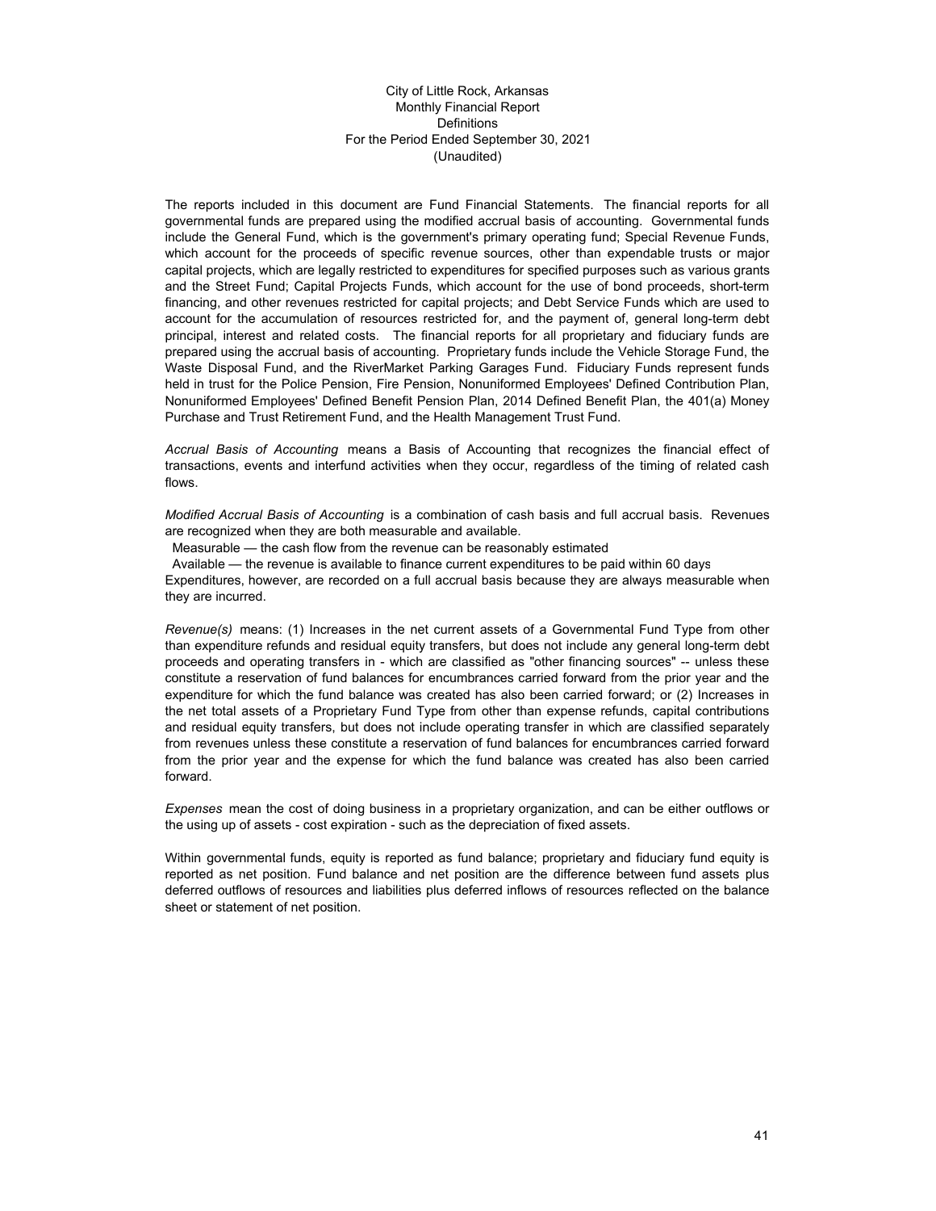# City of Little Rock, Arkansas
## Monthly Financial Report
## Definitions
## For the Period Ended September 30, 2021
## (Unaudited)

The reports included in this document are Fund Financial Statements. The financial reports for all governmental funds are prepared using the modified accrual basis of accounting. Governmental funds include the General Fund, which is the government's primary operating fund; Special Revenue Funds, which account for the proceeds of specific revenue sources, other than expendable trusts or major capital projects, which are legally restricted to expenditures for specified purposes such as various grants and the Street Fund; Capital Projects Funds, which account for the use of bond proceeds, short-term financing, and other revenues restricted for capital projects; and Debt Service Funds which are used to account for the accumulation of resources restricted for, and the payment of, general long-term debt principal, interest and related costs. The financial reports for all proprietary and fiduciary funds are prepared using the accrual basis of accounting. Proprietary funds include the Vehicle Storage Fund, the Waste Disposal Fund, and the RiverMarket Parking Garages Fund. Fiduciary Funds represent funds held in trust for the Police Pension, Fire Pension, Nonuniformed Employees' Defined Contribution Plan, Nonuniformed Employees' Defined Benefit Pension Plan, 2014 Defined Benefit Plan, the 401(a) Money Purchase and Trust Retirement Fund, and the Health Management Trust Fund.

*Accrual Basis of Accounting* means a Basis of Accounting that recognizes the financial effect of transactions, events and interfund activities when they occur, regardless of the timing of related cash flows.

*Modified Accrual Basis of Accounting* is a combination of cash basis and full accrual basis. Revenues are recognized when they are both measurable and available.
Measurable — the cash flow from the revenue can be reasonably estimated
Available — the revenue is available to finance current expenditures to be paid within 60 days
Expenditures, however, are recorded on a full accrual basis because they are always measurable when they are incurred.

*Revenue(s)* means: (1) Increases in the net current assets of a Governmental Fund Type from other than expenditure refunds and residual equity transfers, but does not include any general long-term debt proceeds and operating transfers in - which are classified as "other financing sources" -- unless these constitute a reservation of fund balances for encumbrances carried forward from the prior year and the expenditure for which the fund balance was created has also been carried forward; or (2) Increases in the net total assets of a Proprietary Fund Type from other than expense refunds, capital contributions and residual equity transfers, but does not include operating transfer in which are classified separately from revenues unless these constitute a reservation of fund balances for encumbrances carried forward from the prior year and the expense for which the fund balance was created has also been carried forward.

*Expenses* mean the cost of doing business in a proprietary organization, and can be either outflows or the using up of assets - cost expiration - such as the depreciation of fixed assets.

Within governmental funds, equity is reported as fund balance; proprietary and fiduciary fund equity is reported as net position. Fund balance and net position are the difference between fund assets plus deferred outflows of resources and liabilities plus deferred inflows of resources reflected on the balance sheet or statement of net position.